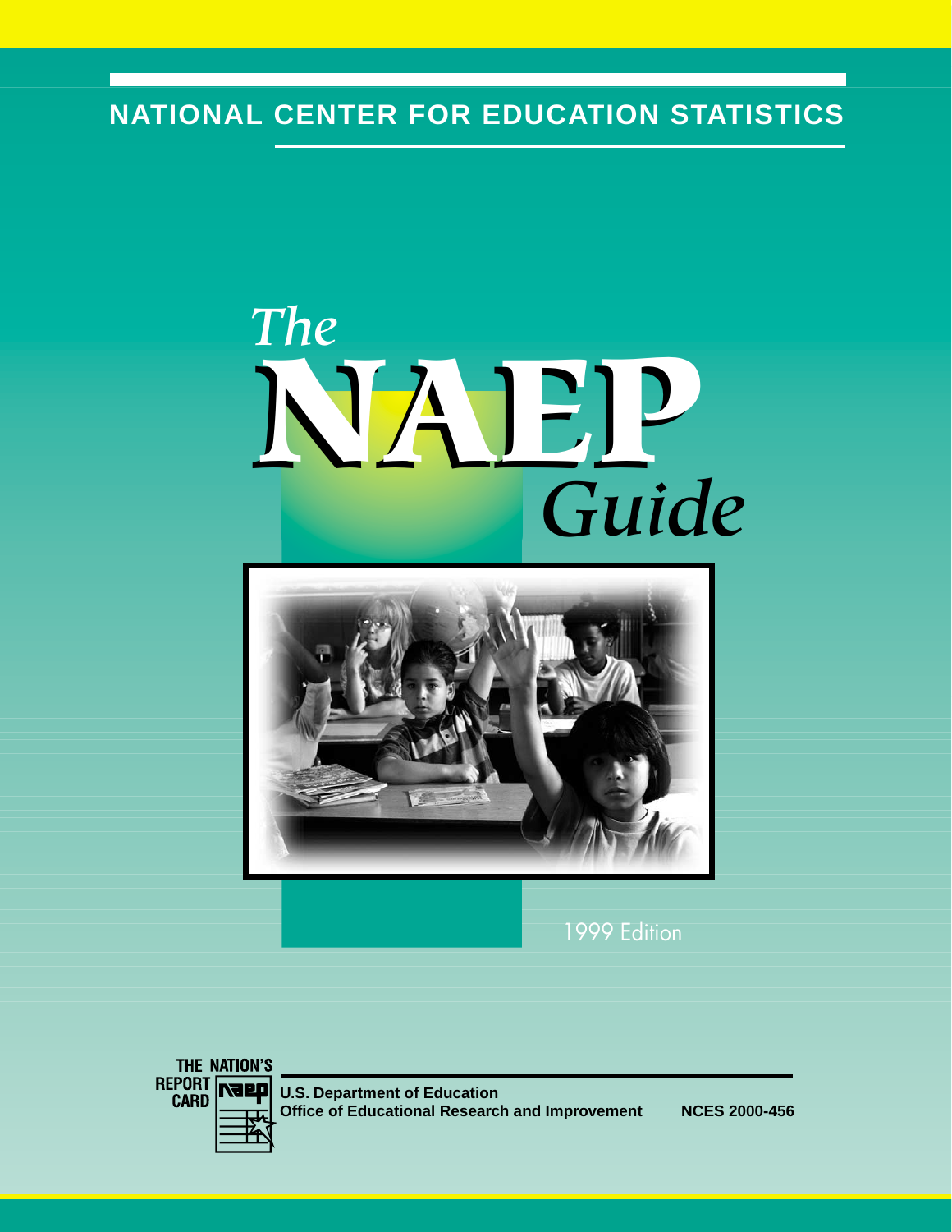NATIONAL CENTER FOR EDUCATION STATISTICS

# *The* NAEP *Guide*

1999 Edition

THE NATION'S REPORT CARD naep

U.S. Department of Education
Office of Educational Research and Improvement

NCES 2000-456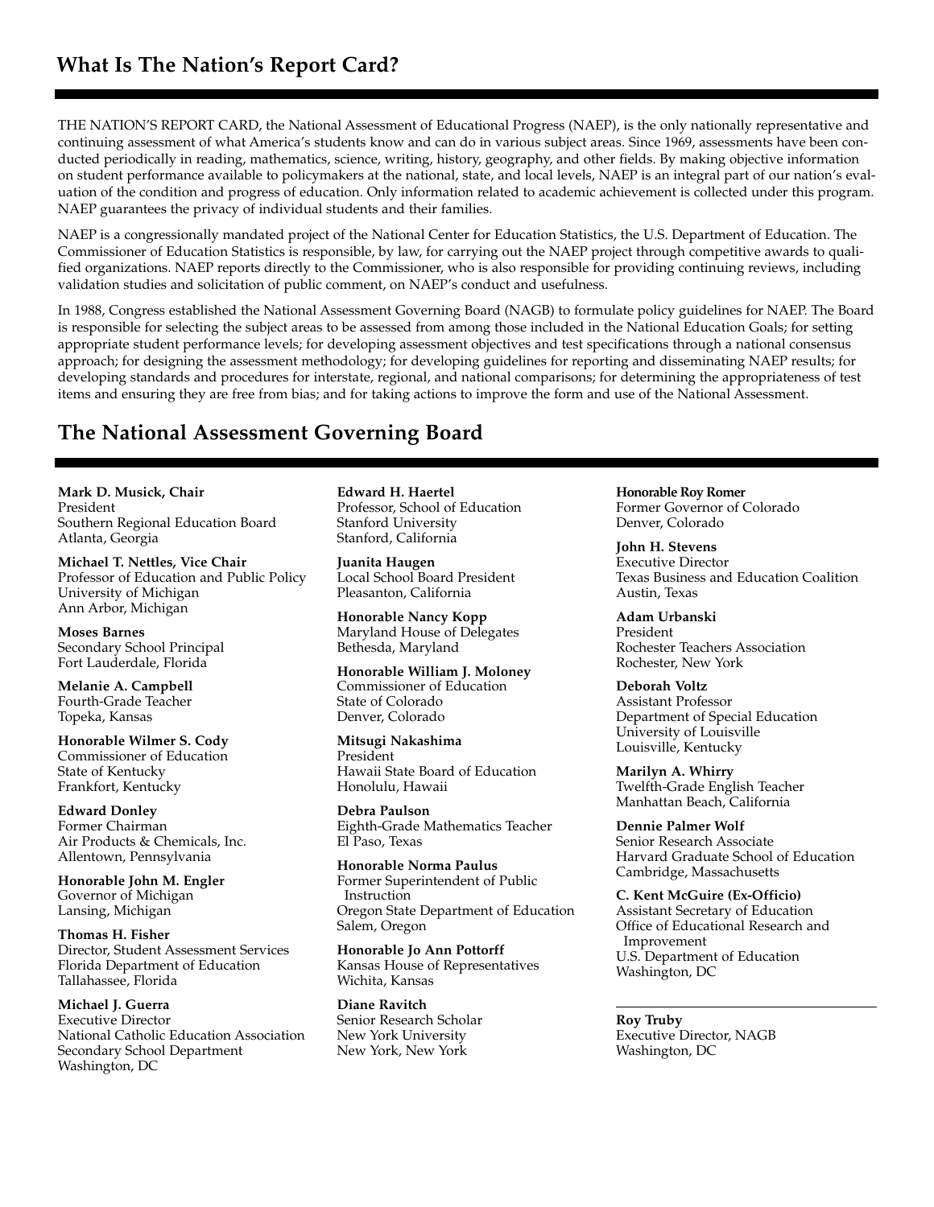## What Is The Nation's Report Card?

THE NATION'S REPORT CARD, the National Assessment of Educational Progress (NAEP), is the only nationally representative and continuing assessment of what America's students know and can do in various subject areas. Since 1969, assessments have been conducted periodically in reading, mathematics, science, writing, history, geography, and other fields. By making objective information on student performance available to policymakers at the national, state, and local levels, NAEP is an integral part of our nation's evaluation of the condition and progress of education. Only information related to academic achievement is collected under this program. NAEP guarantees the privacy of individual students and their families.

NAEP is a congressionally mandated project of the National Center for Education Statistics, the U.S. Department of Education. The Commissioner of Education Statistics is responsible, by law, for carrying out the NAEP project through competitive awards to qualified organizations. NAEP reports directly to the Commissioner, who is also responsible for providing continuing reviews, including validation studies and solicitation of public comment, on NAEP's conduct and usefulness.

In 1988, Congress established the National Assessment Governing Board (NAGB) to formulate policy guidelines for NAEP. The Board is responsible for selecting the subject areas to be assessed from among those included in the National Education Goals; for setting appropriate student performance levels; for developing assessment objectives and test specifications through a national consensus approach; for designing the assessment methodology; for developing guidelines for reporting and disseminating NAEP results; for developing standards and procedures for interstate, regional, and national comparisons; for determining the appropriateness of test items and ensuring they are free from bias; and for taking actions to improve the form and use of the National Assessment.

## The National Assessment Governing Board

**Mark D. Musick, Chair**
President
Southern Regional Education Board
Atlanta, Georgia

**Michael T. Nettles, Vice Chair**
Professor of Education and Public Policy
University of Michigan
Ann Arbor, Michigan

**Moses Barnes**
Secondary School Principal
Fort Lauderdale, Florida

**Melanie A. Campbell**
Fourth-Grade Teacher
Topeka, Kansas

**Honorable Wilmer S. Cody**
Commissioner of Education
State of Kentucky
Frankfort, Kentucky

**Edward Donley**
Former Chairman
Air Products & Chemicals, Inc.
Allentown, Pennsylvania

**Honorable John M. Engler**
Governor of Michigan
Lansing, Michigan

**Thomas H. Fisher**
Director, Student Assessment Services
Florida Department of Education
Tallahassee, Florida

**Michael J. Guerra**
Executive Director
National Catholic Education Association
Secondary School Department
Washington, DC

**Edward H. Haertel**
Professor, School of Education
Stanford University
Stanford, California

**Juanita Haugen**
Local School Board President
Pleasanton, California

**Honorable Nancy Kopp**
Maryland House of Delegates
Bethesda, Maryland

**Honorable William J. Moloney**
Commissioner of Education
State of Colorado
Denver, Colorado

**Mitsugi Nakashima**
President
Hawaii State Board of Education
Honolulu, Hawaii

**Debra Paulson**
Eighth-Grade Mathematics Teacher
El Paso, Texas

**Honorable Norma Paulus**
Former Superintendent of Public Instruction
Oregon State Department of Education
Salem, Oregon

**Honorable Jo Ann Pottorff**
Kansas House of Representatives
Wichita, Kansas

**Diane Ravitch**
Senior Research Scholar
New York University
New York, New York

**Honorable Roy Romer**
Former Governor of Colorado
Denver, Colorado

**John H. Stevens**
Executive Director
Texas Business and Education Coalition
Austin, Texas

**Adam Urbanski**
President
Rochester Teachers Association
Rochester, New York

**Deborah Voltz**
Assistant Professor
Department of Special Education
University of Louisville
Louisville, Kentucky

**Marilyn A. Whirry**
Twelfth-Grade English Teacher
Manhattan Beach, California

**Dennie Palmer Wolf**
Senior Research Associate
Harvard Graduate School of Education
Cambridge, Massachusetts

**C. Kent McGuire (Ex-Officio)**
Assistant Secretary of Education
Office of Educational Research and Improvement
U.S. Department of Education
Washington, DC

---

**Roy Truby**
Executive Director, NAGB
Washington, DC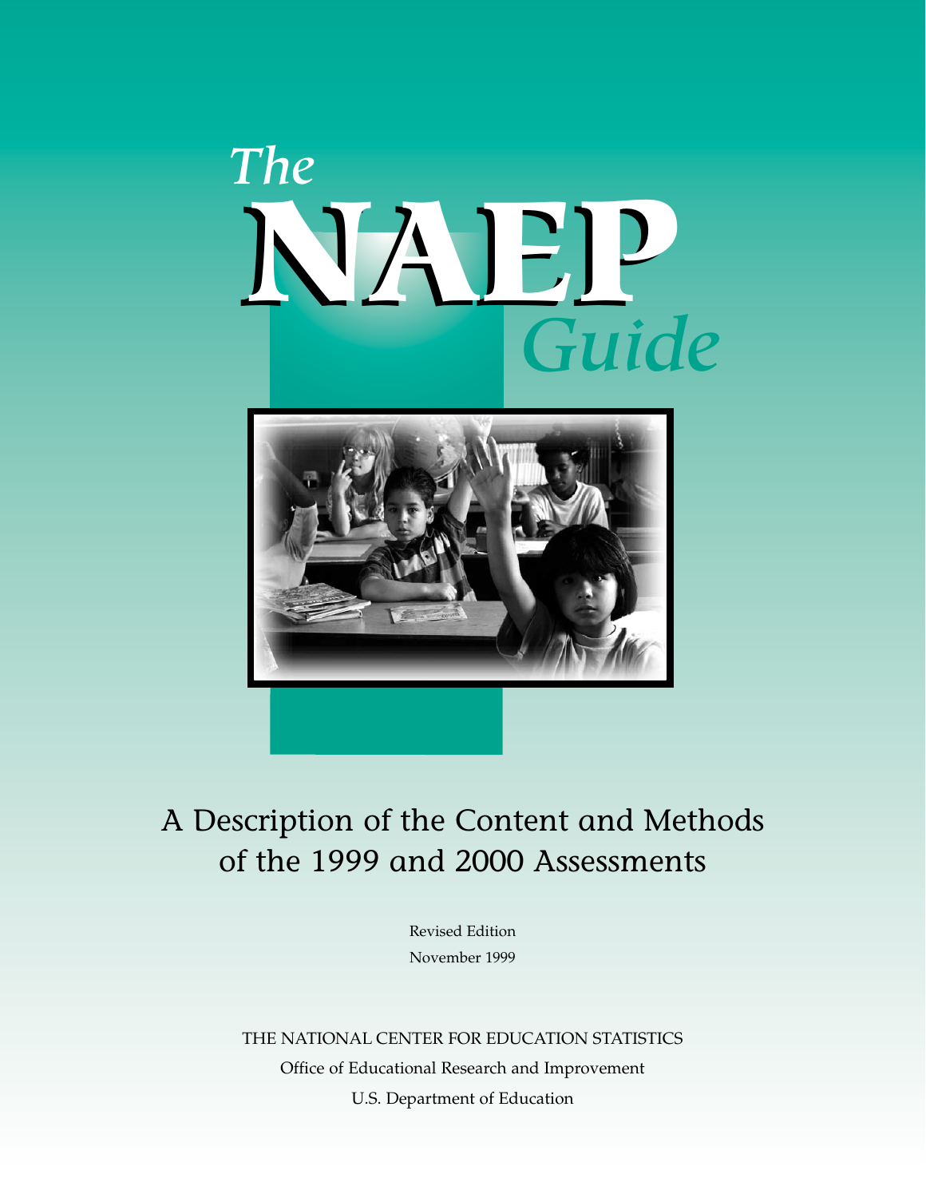# The NAEP Guide

## A Description of the Content and Methods of the 1999 and 2000 Assessments

Revised Edition

November 1999

THE NATIONAL CENTER FOR EDUCATION STATISTICS

Office of Educational Research and Improvement

U.S. Department of Education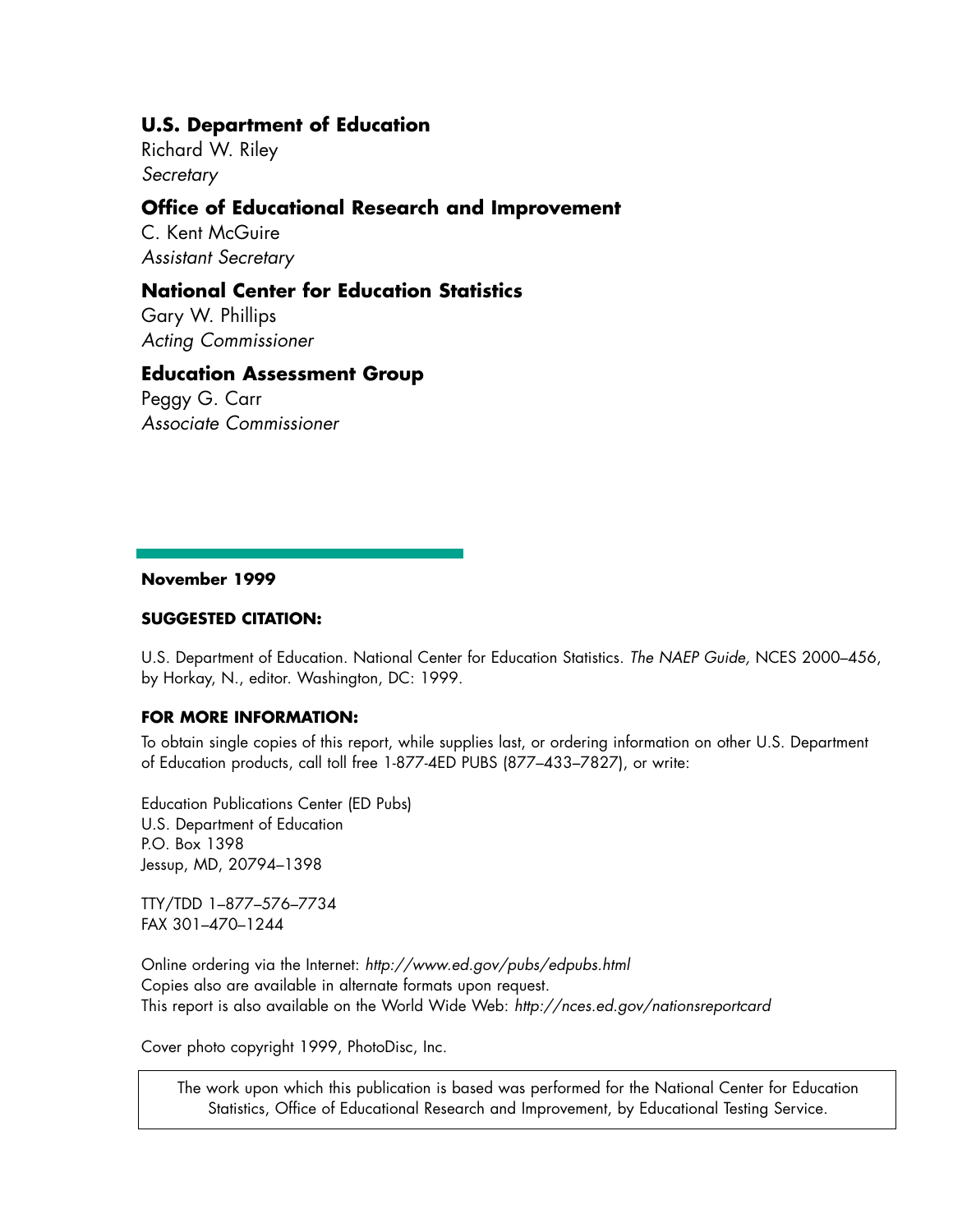**U.S. Department of Education**
Richard W. Riley
*Secretary*

**Office of Educational Research and Improvement**
C. Kent McGuire
*Assistant Secretary*

**National Center for Education Statistics**
Gary W. Phillips
*Acting Commissioner*

**Education Assessment Group**
Peggy G. Carr
*Associate Commissioner*

**November 1999**

**SUGGESTED CITATION:**

U.S. Department of Education. National Center for Education Statistics. *The NAEP Guide,* NCES 2000–456, by Horkay, N., editor. Washington, DC: 1999.

**FOR MORE INFORMATION:**

To obtain single copies of this report, while supplies last, or ordering information on other U.S. Department of Education products, call toll free 1-877-4ED PUBS (877–433–7827), or write:

Education Publications Center (ED Pubs)
U.S. Department of Education
P.O. Box 1398
Jessup, MD, 20794–1398

TTY/TDD 1–877–576–7734
FAX 301–470–1244

Online ordering via the Internet: *http://www.ed.gov/pubs/edpubs.html*
Copies also are available in alternate formats upon request.
This report is also available on the World Wide Web: *http://nces.ed.gov/nationsreportcard*

Cover photo copyright 1999, PhotoDisc, Inc.

The work upon which this publication is based was performed for the National Center for Education Statistics, Office of Educational Research and Improvement, by Educational Testing Service.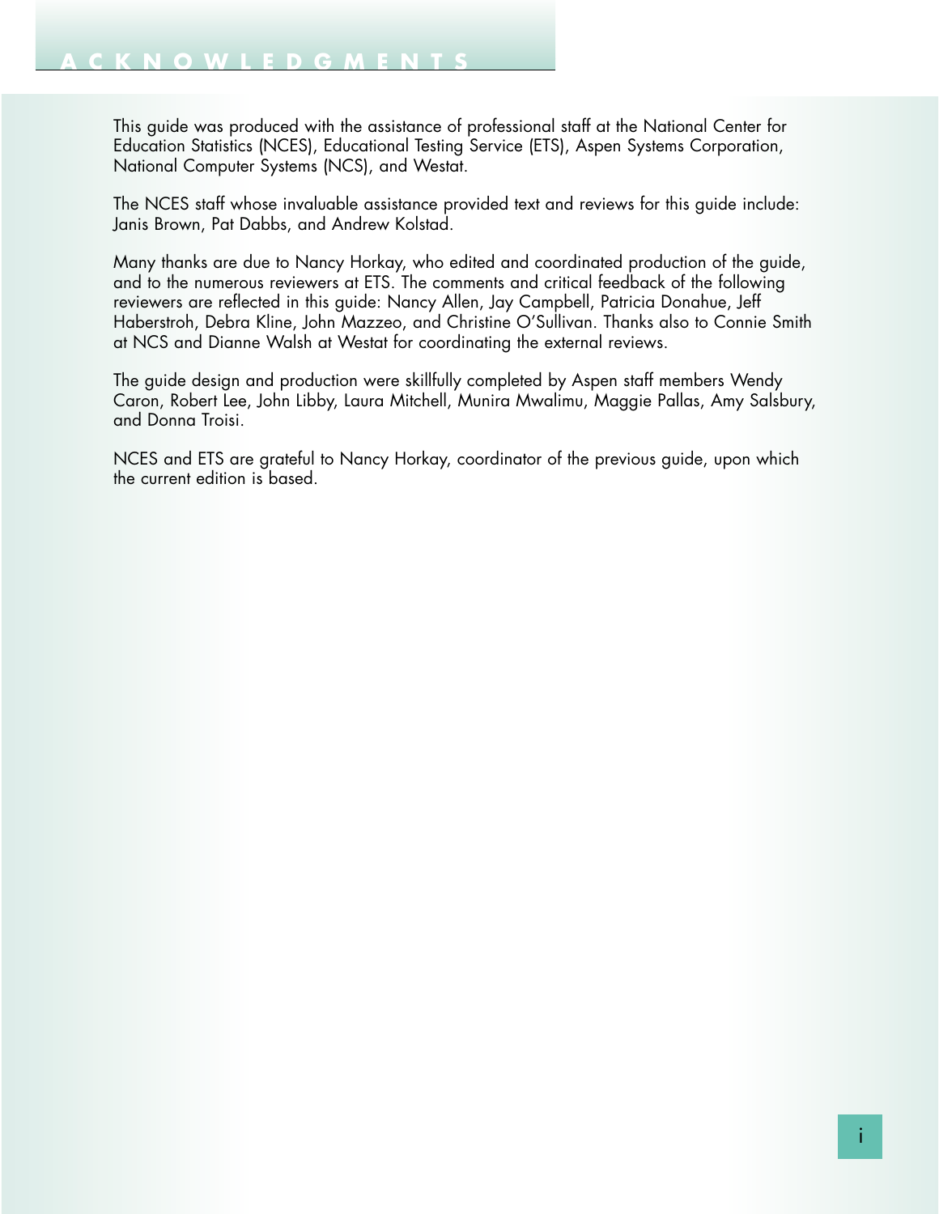# ACKNOWLEDGMENTS

This guide was produced with the assistance of professional staff at the National Center for Education Statistics (NCES), Educational Testing Service (ETS), Aspen Systems Corporation, National Computer Systems (NCS), and Westat.

The NCES staff whose invaluable assistance provided text and reviews for this guide include: Janis Brown, Pat Dabbs, and Andrew Kolstad.

Many thanks are due to Nancy Horkay, who edited and coordinated production of the guide, and to the numerous reviewers at ETS. The comments and critical feedback of the following reviewers are reflected in this guide: Nancy Allen, Jay Campbell, Patricia Donahue, Jeff Haberstroh, Debra Kline, John Mazzeo, and Christine O'Sullivan. Thanks also to Connie Smith at NCS and Dianne Walsh at Westat for coordinating the external reviews.

The guide design and production were skillfully completed by Aspen staff members Wendy Caron, Robert Lee, John Libby, Laura Mitchell, Munira Mwalimu, Maggie Pallas, Amy Salsbury, and Donna Troisi.

NCES and ETS are grateful to Nancy Horkay, coordinator of the previous guide, upon which the current edition is based.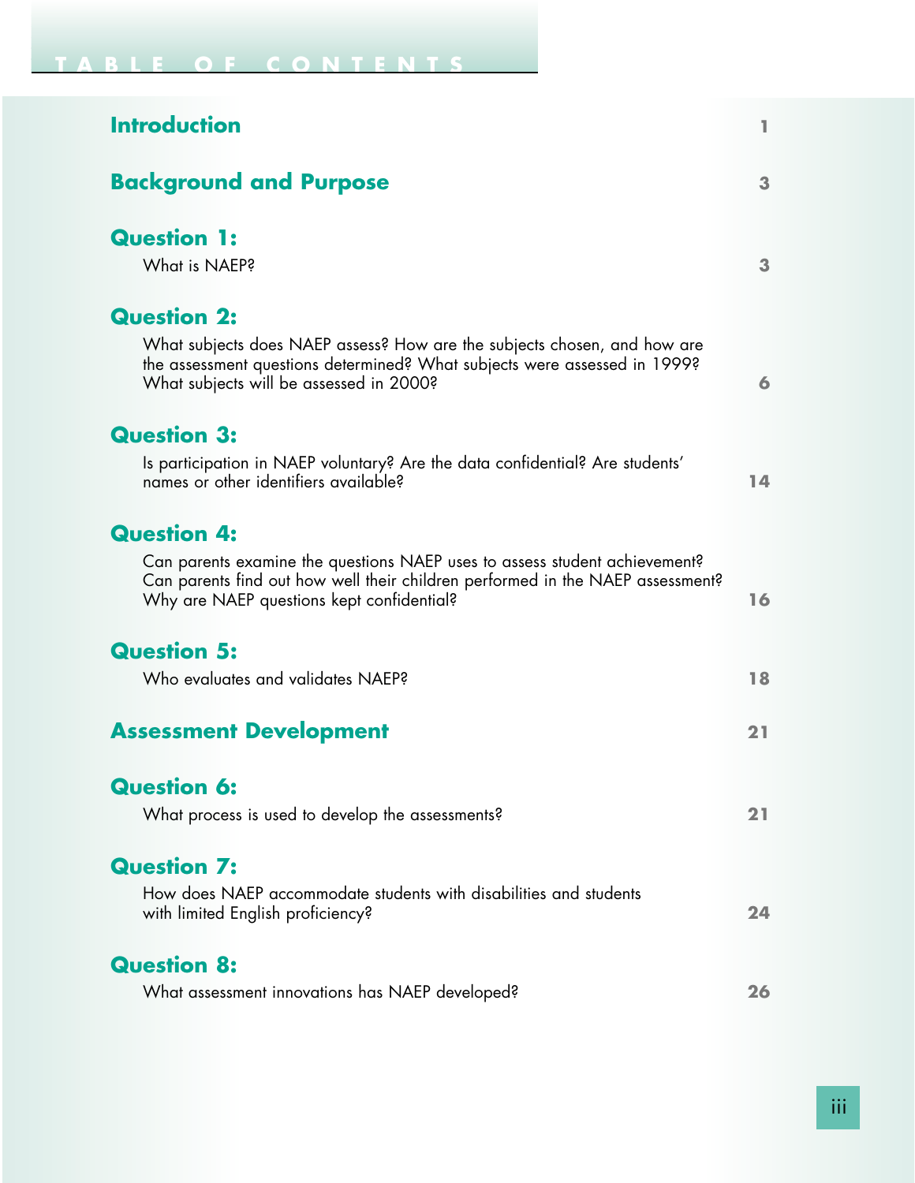# TABLE OF CONTENTS

| | |
|---|---|
| **Introduction** | 1 |
| **Background and Purpose** | 3 |
| **Question 1:** What is NAEP? | 3 |
| **Question 2:** What subjects does NAEP assess? How are the subjects chosen, and how are the assessment questions determined? What subjects were assessed in 1999? What subjects will be assessed in 2000? | 6 |
| **Question 3:** Is participation in NAEP voluntary? Are the data confidential? Are students' names or other identifiers available? | 14 |
| **Question 4:** Can parents examine the questions NAEP uses to assess student achievement? Can parents find out how well their children performed in the NAEP assessment? Why are NAEP questions kept confidential? | 16 |
| **Question 5:** Who evaluates and validates NAEP? | 18 |
| **Assessment Development** | 21 |
| **Question 6:** What process is used to develop the assessments? | 21 |
| **Question 7:** How does NAEP accommodate students with disabilities and students with limited English proficiency? | 24 |
| **Question 8:** What assessment innovations has NAEP developed? | 26 |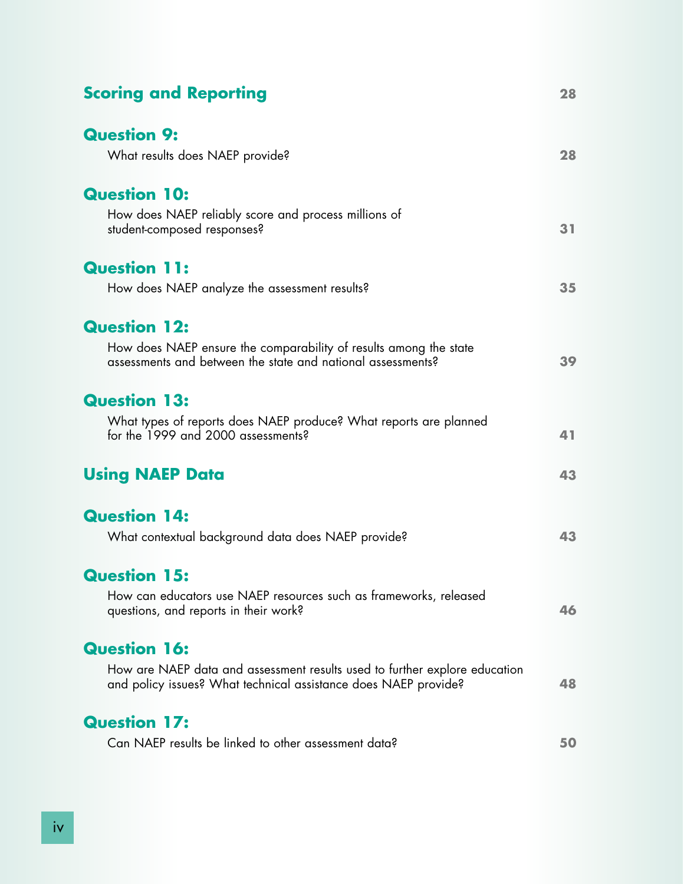## Scoring and Reporting 28

**Question 9:**

What results does NAEP provide? 28

**Question 10:**

How does NAEP reliably score and process millions of student-composed responses? 31

**Question 11:**

How does NAEP analyze the assessment results? 35

**Question 12:**

How does NAEP ensure the comparability of results among the state assessments and between the state and national assessments? 39

**Question 13:**

What types of reports does NAEP produce? What reports are planned for the 1999 and 2000 assessments? 41

## Using NAEP Data 43

**Question 14:**

What contextual background data does NAEP provide? 43

**Question 15:**

How can educators use NAEP resources such as frameworks, released questions, and reports in their work? 46

**Question 16:**

How are NAEP data and assessment results used to further explore education and policy issues? What technical assistance does NAEP provide? 48

**Question 17:**

Can NAEP results be linked to other assessment data? 50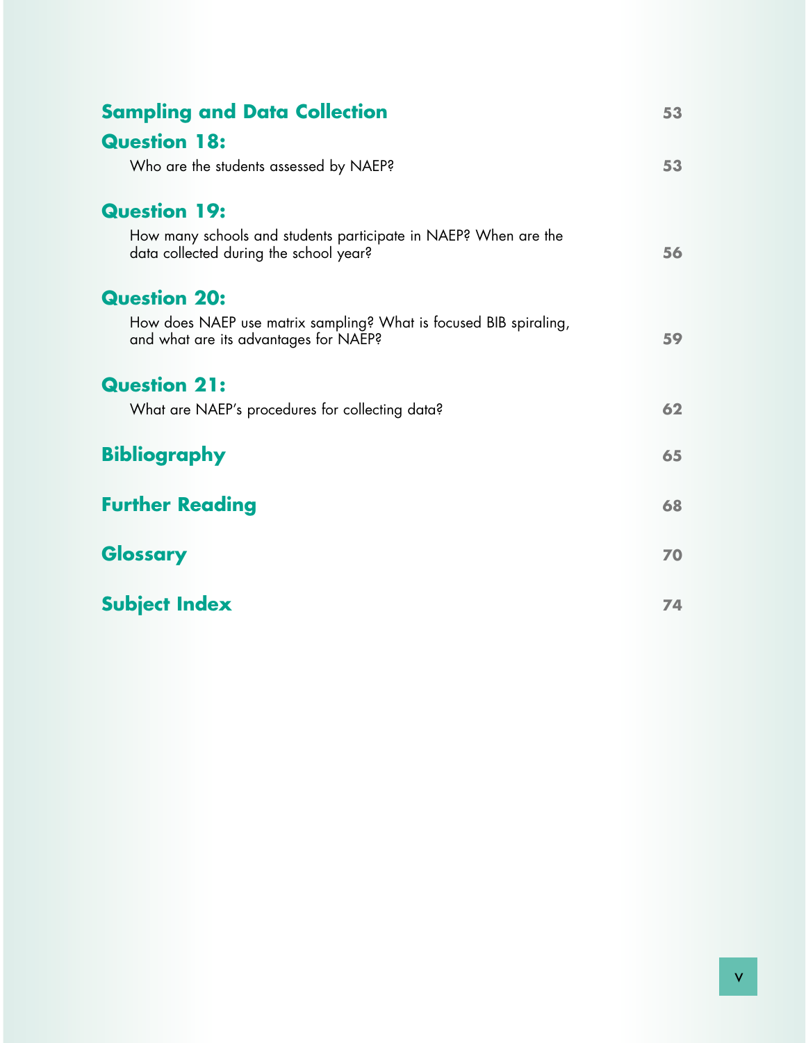**Sampling and Data Collection** 53

**Question 18:**

Who are the students assessed by NAEP? 53

**Question 19:**

How many schools and students participate in NAEP? When are the data collected during the school year? 56

**Question 20:**

How does NAEP use matrix sampling? What is focused BIB spiraling, and what are its advantages for NAEP? 59

**Question 21:**

What are NAEP's procedures for collecting data? 62

**Bibliography** 65

**Further Reading** 68

**Glossary** 70

**Subject Index** 74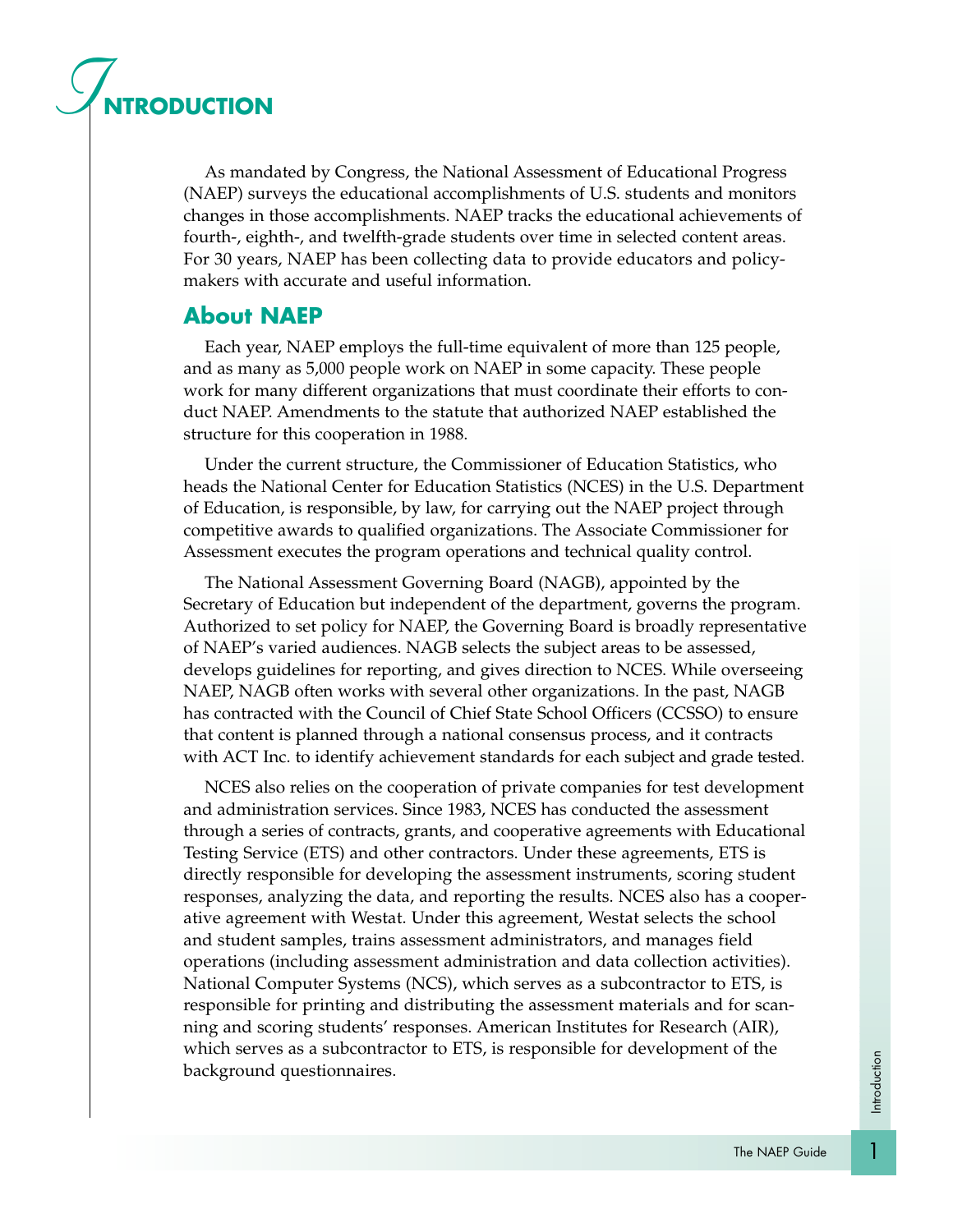# INTRODUCTION

As mandated by Congress, the National Assessment of Educational Progress (NAEP) surveys the educational accomplishments of U.S. students and monitors changes in those accomplishments. NAEP tracks the educational achievements of fourth-, eighth-, and twelfth-grade students over time in selected content areas. For 30 years, NAEP has been collecting data to provide educators and policymakers with accurate and useful information.

## About NAEP

Each year, NAEP employs the full-time equivalent of more than 125 people, and as many as 5,000 people work on NAEP in some capacity. These people work for many different organizations that must coordinate their efforts to conduct NAEP. Amendments to the statute that authorized NAEP established the structure for this cooperation in 1988.

Under the current structure, the Commissioner of Education Statistics, who heads the National Center for Education Statistics (NCES) in the U.S. Department of Education, is responsible, by law, for carrying out the NAEP project through competitive awards to qualified organizations. The Associate Commissioner for Assessment executes the program operations and technical quality control.

The National Assessment Governing Board (NAGB), appointed by the Secretary of Education but independent of the department, governs the program. Authorized to set policy for NAEP, the Governing Board is broadly representative of NAEP's varied audiences. NAGB selects the subject areas to be assessed, develops guidelines for reporting, and gives direction to NCES. While overseeing NAEP, NAGB often works with several other organizations. In the past, NAGB has contracted with the Council of Chief State School Officers (CCSSO) to ensure that content is planned through a national consensus process, and it contracts with ACT Inc. to identify achievement standards for each subject and grade tested.

NCES also relies on the cooperation of private companies for test development and administration services. Since 1983, NCES has conducted the assessment through a series of contracts, grants, and cooperative agreements with Educational Testing Service (ETS) and other contractors. Under these agreements, ETS is directly responsible for developing the assessment instruments, scoring student responses, analyzing the data, and reporting the results. NCES also has a cooperative agreement with Westat. Under this agreement, Westat selects the school and student samples, trains assessment administrators, and manages field operations (including assessment administration and data collection activities). National Computer Systems (NCS), which serves as a subcontractor to ETS, is responsible for printing and distributing the assessment materials and for scanning and scoring students' responses. American Institutes for Research (AIR), which serves as a subcontractor to ETS, is responsible for development of the background questionnaires.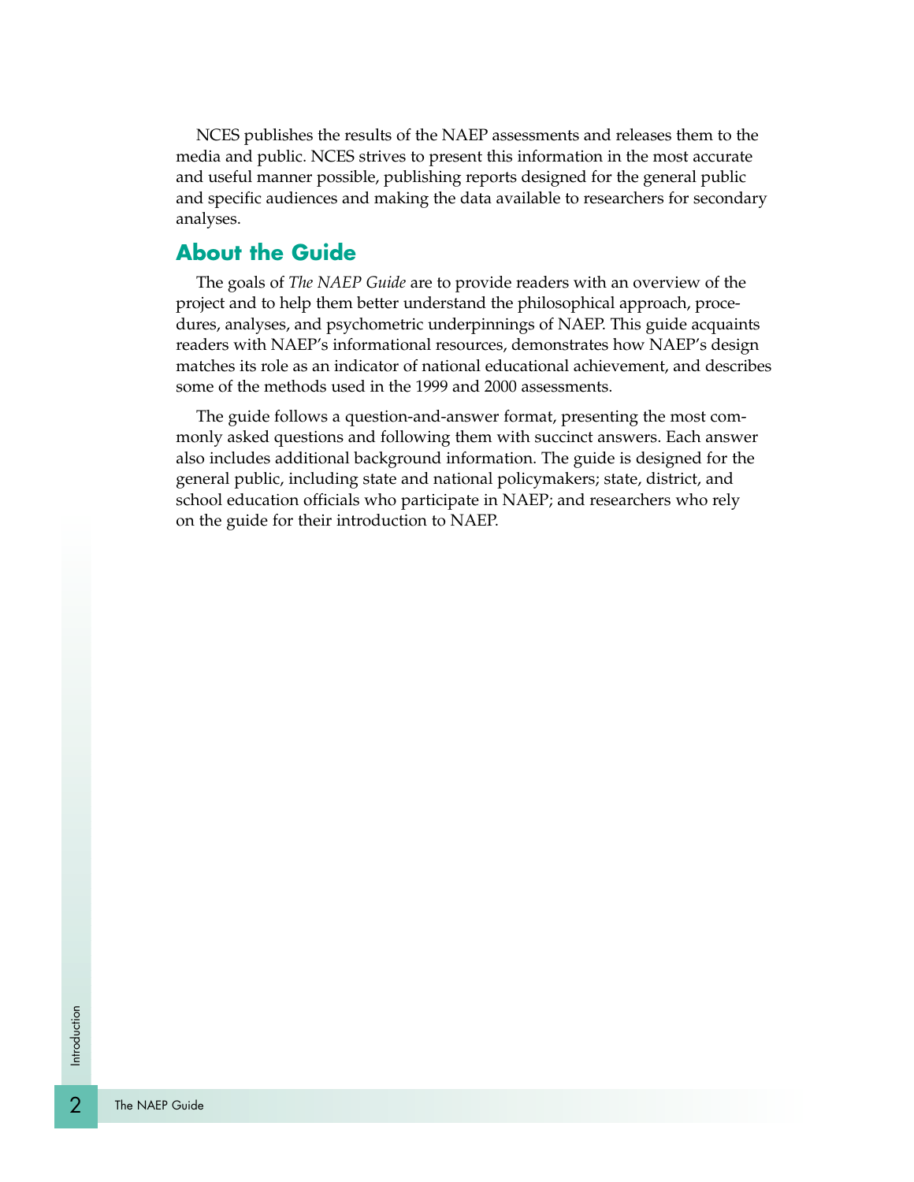NCES publishes the results of the NAEP assessments and releases them to the media and public. NCES strives to present this information in the most accurate and useful manner possible, publishing reports designed for the general public and specific audiences and making the data available to researchers for secondary analyses.

## About the Guide

The goals of *The NAEP Guide* are to provide readers with an overview of the project and to help them better understand the philosophical approach, procedures, analyses, and psychometric underpinnings of NAEP. This guide acquaints readers with NAEP's informational resources, demonstrates how NAEP's design matches its role as an indicator of national educational achievement, and describes some of the methods used in the 1999 and 2000 assessments.

The guide follows a question-and-answer format, presenting the most commonly asked questions and following them with succinct answers. Each answer also includes additional background information. The guide is designed for the general public, including state and national policymakers; state, district, and school education officials who participate in NAEP; and researchers who rely on the guide for their introduction to NAEP.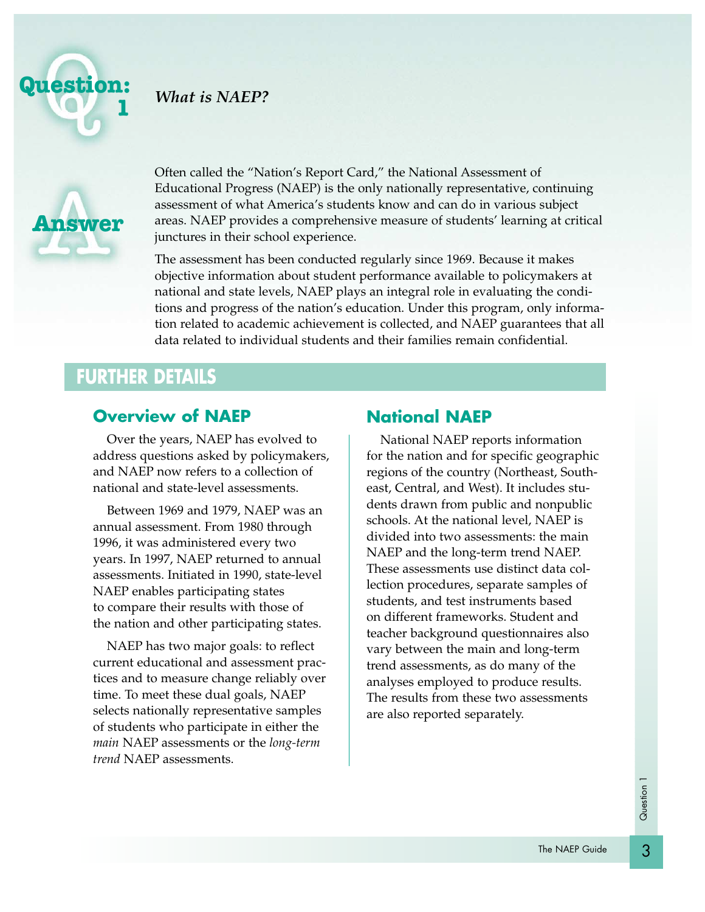# Question: 1

***What is NAEP?***

## Answer

Often called the "Nation's Report Card," the National Assessment of Educational Progress (NAEP) is the only nationally representative, continuing assessment of what America's students know and can do in various subject areas. NAEP provides a comprehensive measure of students' learning at critical junctures in their school experience.

The assessment has been conducted regularly since 1969. Because it makes objective information about student performance available to policymakers at national and state levels, NAEP plays an integral role in evaluating the conditions and progress of the nation's education. Under this program, only information related to academic achievement is collected, and NAEP guarantees that all data related to individual students and their families remain confidential.

## FURTHER DETAILS

### Overview of NAEP

Over the years, NAEP has evolved to address questions asked by policymakers, and NAEP now refers to a collection of national and state-level assessments.

Between 1969 and 1979, NAEP was an annual assessment. From 1980 through 1996, it was administered every two years. In 1997, NAEP returned to annual assessments. Initiated in 1990, state-level NAEP enables participating states to compare their results with those of the nation and other participating states.

NAEP has two major goals: to reflect current educational and assessment practices and to measure change reliably over time. To meet these dual goals, NAEP selects nationally representative samples of students who participate in either the *main* NAEP assessments or the *long-term trend* NAEP assessments.

### National NAEP

National NAEP reports information for the nation and for specific geographic regions of the country (Northeast, Southeast, Central, and West). It includes students drawn from public and nonpublic schools. At the national level, NAEP is divided into two assessments: the main NAEP and the long-term trend NAEP. These assessments use distinct data collection procedures, separate samples of students, and test instruments based on different frameworks. Student and teacher background questionnaires also vary between the main and long-term trend assessments, as do many of the analyses employed to produce results. The results from these two assessments are also reported separately.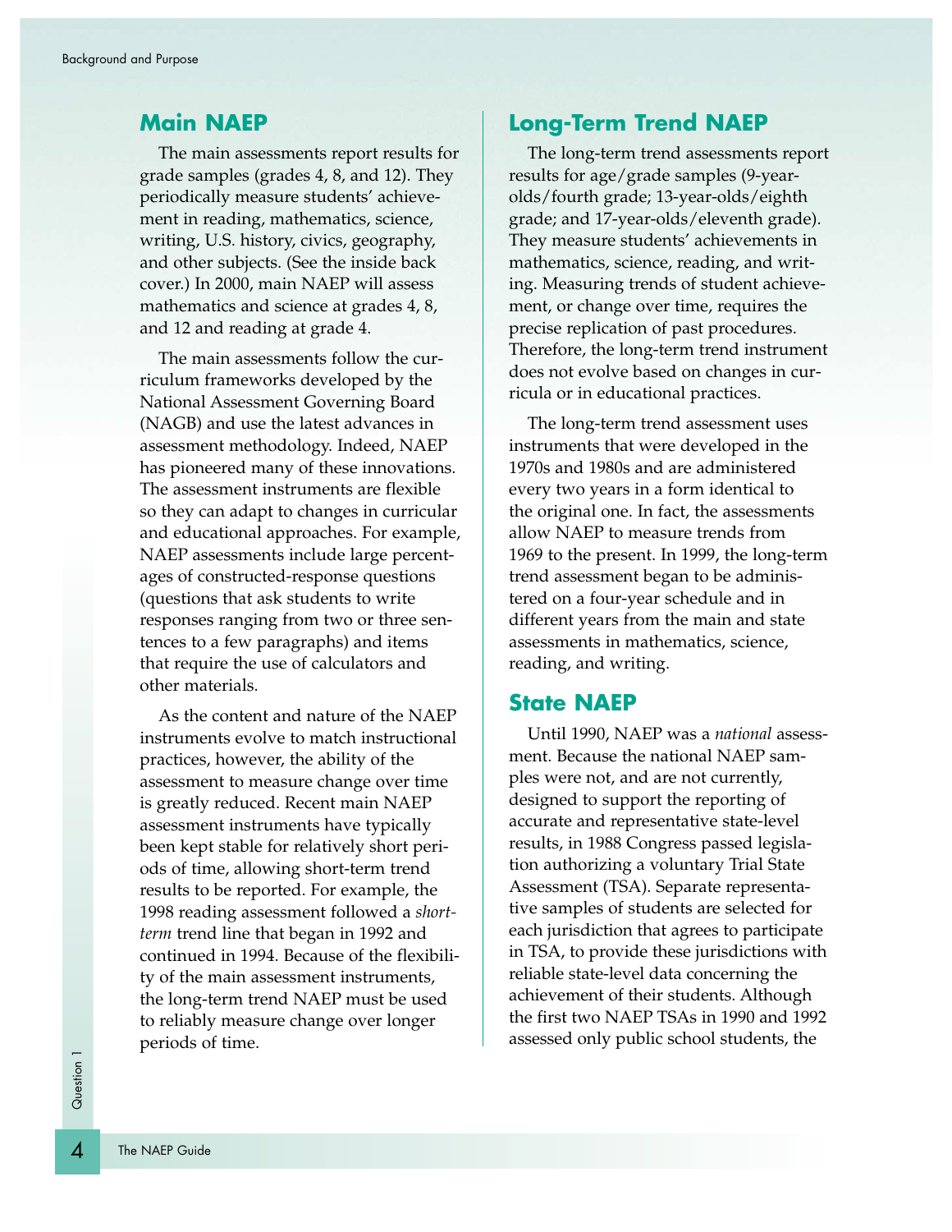## Main NAEP

The main assessments report results for grade samples (grades 4, 8, and 12). They periodically measure students' achievement in reading, mathematics, science, writing, U.S. history, civics, geography, and other subjects. (See the inside back cover.) In 2000, main NAEP will assess mathematics and science at grades 4, 8, and 12 and reading at grade 4.

The main assessments follow the curriculum frameworks developed by the National Assessment Governing Board (NAGB) and use the latest advances in assessment methodology. Indeed, NAEP has pioneered many of these innovations. The assessment instruments are flexible so they can adapt to changes in curricular and educational approaches. For example, NAEP assessments include large percentages of constructed-response questions (questions that ask students to write responses ranging from two or three sentences to a few paragraphs) and items that require the use of calculators and other materials.

As the content and nature of the NAEP instruments evolve to match instructional practices, however, the ability of the assessment to measure change over time is greatly reduced. Recent main NAEP assessment instruments have typically been kept stable for relatively short periods of time, allowing short-term trend results to be reported. For example, the 1998 reading assessment followed a *short-term* trend line that began in 1992 and continued in 1994. Because of the flexibility of the main assessment instruments, the long-term trend NAEP must be used to reliably measure change over longer periods of time.

## Long-Term Trend NAEP

The long-term trend assessments report results for age/grade samples (9-year-olds/fourth grade; 13-year-olds/eighth grade; and 17-year-olds/eleventh grade). They measure students' achievements in mathematics, science, reading, and writing. Measuring trends of student achievement, or change over time, requires the precise replication of past procedures. Therefore, the long-term trend instrument does not evolve based on changes in curricula or in educational practices.

The long-term trend assessment uses instruments that were developed in the 1970s and 1980s and are administered every two years in a form identical to the original one. In fact, the assessments allow NAEP to measure trends from 1969 to the present. In 1999, the long-term trend assessment began to be administered on a four-year schedule and in different years from the main and state assessments in mathematics, science, reading, and writing.

## State NAEP

Until 1990, NAEP was a *national* assessment. Because the national NAEP samples were not, and are not currently, designed to support the reporting of accurate and representative state-level results, in 1988 Congress passed legislation authorizing a voluntary Trial State Assessment (TSA). Separate representative samples of students are selected for each jurisdiction that agrees to participate in TSA, to provide these jurisdictions with reliable state-level data concerning the achievement of their students. Although the first two NAEP TSAs in 1990 and 1992 assessed only public school students, the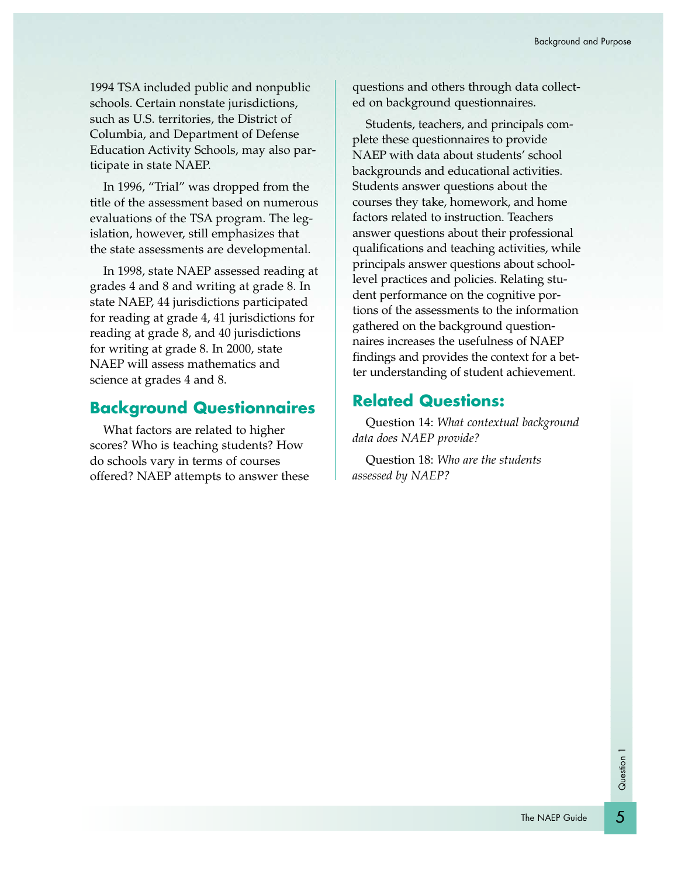1994 TSA included public and nonpublic schools. Certain nonstate jurisdictions, such as U.S. territories, the District of Columbia, and Department of Defense Education Activity Schools, may also participate in state NAEP.

In 1996, "Trial" was dropped from the title of the assessment based on numerous evaluations of the TSA program. The legislation, however, still emphasizes that the state assessments are developmental.

In 1998, state NAEP assessed reading at grades 4 and 8 and writing at grade 8. In state NAEP, 44 jurisdictions participated for reading at grade 4, 41 jurisdictions for reading at grade 8, and 40 jurisdictions for writing at grade 8. In 2000, state NAEP will assess mathematics and science at grades 4 and 8.

## Background Questionnaires

What factors are related to higher scores? Who is teaching students? How do schools vary in terms of courses offered? NAEP attempts to answer these questions and others through data collected on background questionnaires.

Students, teachers, and principals complete these questionnaires to provide NAEP with data about students' school backgrounds and educational activities. Students answer questions about the courses they take, homework, and home factors related to instruction. Teachers answer questions about their professional qualifications and teaching activities, while principals answer questions about school-level practices and policies. Relating student performance on the cognitive portions of the assessments to the information gathered on the background questionnaires increases the usefulness of NAEP findings and provides the context for a better understanding of student achievement.

## Related Questions:

Question 14: *What contextual background data does NAEP provide?*

Question 18: *Who are the students assessed by NAEP?*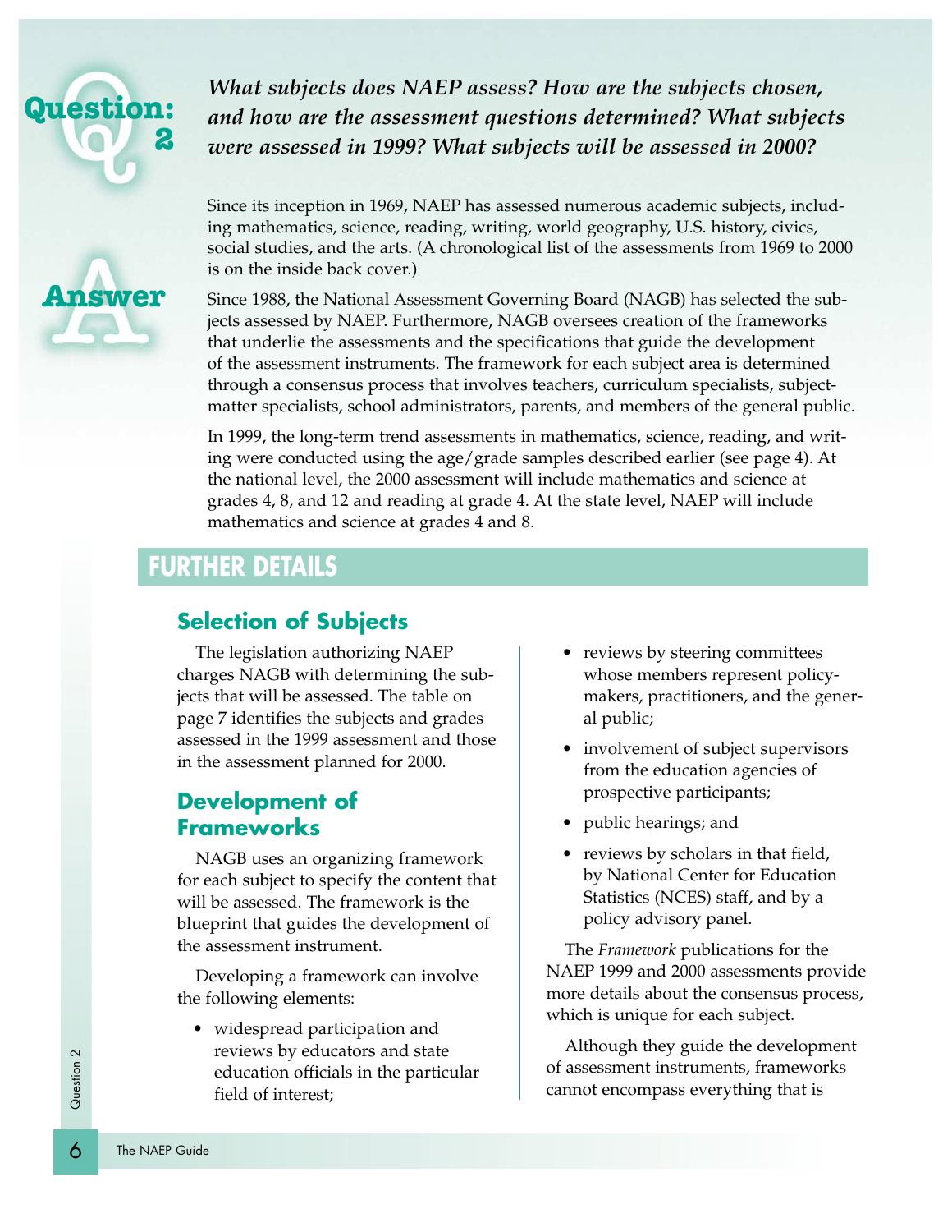## Question: 2

*What subjects does NAEP assess? How are the subjects chosen, and how are the assessment questions determined? What subjects were assessed in 1999? What subjects will be assessed in 2000?*

## Answer

Since its inception in 1969, NAEP has assessed numerous academic subjects, including mathematics, science, reading, writing, world geography, U.S. history, civics, social studies, and the arts. (A chronological list of the assessments from 1969 to 2000 is on the inside back cover.)

Since 1988, the National Assessment Governing Board (NAGB) has selected the subjects assessed by NAEP. Furthermore, NAGB oversees creation of the frameworks that underlie the assessments and the specifications that guide the development of the assessment instruments. The framework for each subject area is determined through a consensus process that involves teachers, curriculum specialists, subject-matter specialists, school administrators, parents, and members of the general public.

In 1999, the long-term trend assessments in mathematics, science, reading, and writing were conducted using the age/grade samples described earlier (see page 4). At the national level, the 2000 assessment will include mathematics and science at grades 4, 8, and 12 and reading at grade 4. At the state level, NAEP will include mathematics and science at grades 4 and 8.

## FURTHER DETAILS

### Selection of Subjects

The legislation authorizing NAEP charges NAGB with determining the subjects that will be assessed. The table on page 7 identifies the subjects and grades assessed in the 1999 assessment and those in the assessment planned for 2000.

### Development of Frameworks

NAGB uses an organizing framework for each subject to specify the content that will be assessed. The framework is the blueprint that guides the development of the assessment instrument.

Developing a framework can involve the following elements:

- widespread participation and reviews by educators and state education officials in the particular field of interest;
- reviews by steering committees whose members represent policymakers, practitioners, and the general public;
- involvement of subject supervisors from the education agencies of prospective participants;
- public hearings; and
- reviews by scholars in that field, by National Center for Education Statistics (NCES) staff, and by a policy advisory panel.

The *Framework* publications for the NAEP 1999 and 2000 assessments provide more details about the consensus process, which is unique for each subject.

Although they guide the development of assessment instruments, frameworks cannot encompass everything that is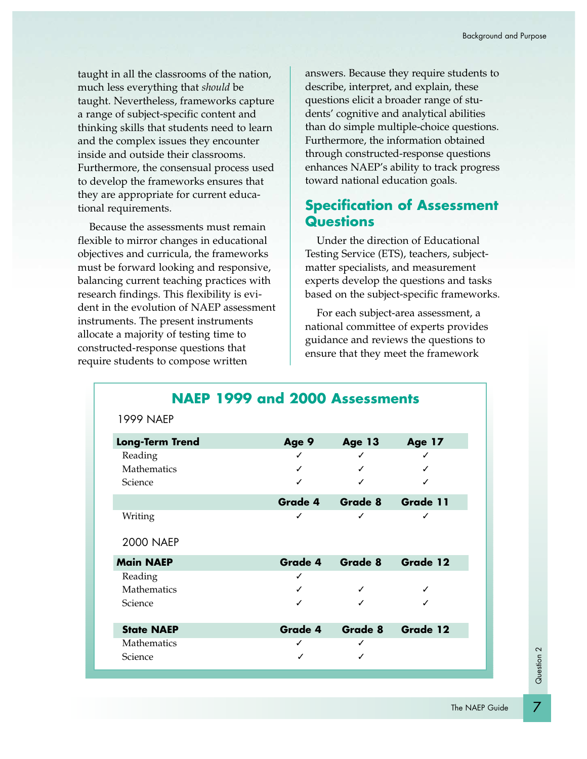taught in all the classrooms of the nation, much less everything that *should* be taught. Nevertheless, frameworks capture a range of subject-specific content and thinking skills that students need to learn and the complex issues they encounter inside and outside their classrooms. Furthermore, the consensual process used to develop the frameworks ensures that they are appropriate for current educational requirements.

Because the assessments must remain flexible to mirror changes in educational objectives and curricula, the frameworks must be forward looking and responsive, balancing current teaching practices with research findings. This flexibility is evident in the evolution of NAEP assessment instruments. The present instruments allocate a majority of testing time to constructed-response questions that require students to compose written answers. Because they require students to describe, interpret, and explain, these questions elicit a broader range of students' cognitive and analytical abilities than do simple multiple-choice questions. Furthermore, the information obtained through constructed-response questions enhances NAEP's ability to track progress toward national education goals.

## Specification of Assessment Questions

Under the direction of Educational Testing Service (ETS), teachers, subject-matter specialists, and measurement experts develop the questions and tasks based on the subject-specific frameworks.

For each subject-area assessment, a national committee of experts provides guidance and reviews the questions to ensure that they meet the framework

### NAEP 1999 and 2000 Assessments

1999 NAEP

| **Long-Term Trend** | **Age 9** | **Age 13** | **Age 17** |
|---|---|---|---|
| Reading | ✓ | ✓ | ✓ |
| Mathematics | ✓ | ✓ | ✓ |
| Science | ✓ | ✓ | ✓ |
| | **Grade 4** | **Grade 8** | **Grade 11** |
| Writing | ✓ | ✓ | ✓ |

2000 NAEP

| **Main NAEP** | **Grade 4** | **Grade 8** | **Grade 12** |
|---|---|---|---|
| Reading | ✓ | | |
| Mathematics | ✓ | ✓ | ✓ |
| Science | ✓ | ✓ | ✓ |
| **State NAEP** | **Grade 4** | **Grade 8** | **Grade 12** |
| Mathematics | ✓ | ✓ | |
| Science | ✓ | ✓ | |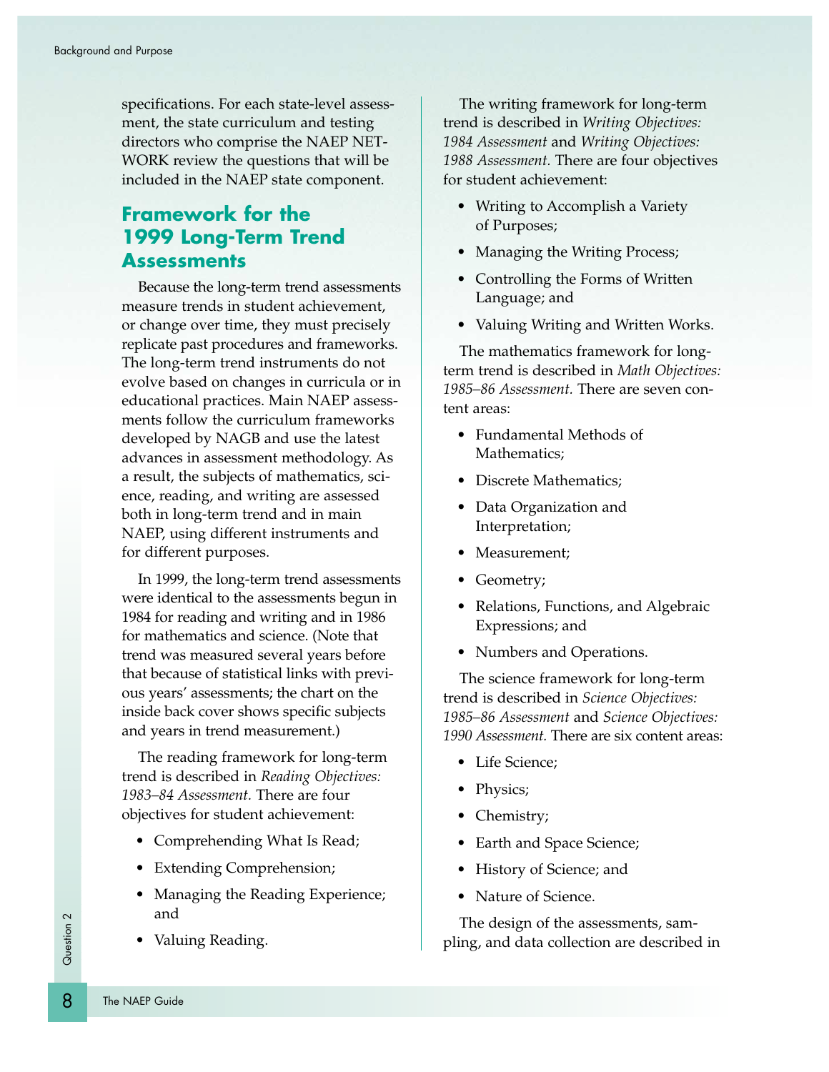specifications. For each state-level assessment, the state curriculum and testing directors who comprise the NAEP NETWORK review the questions that will be included in the NAEP state component.

## Framework for the 1999 Long-Term Trend Assessments

Because the long-term trend assessments measure trends in student achievement, or change over time, they must precisely replicate past procedures and frameworks. The long-term trend instruments do not evolve based on changes in curricula or in educational practices. Main NAEP assessments follow the curriculum frameworks developed by NAGB and use the latest advances in assessment methodology. As a result, the subjects of mathematics, science, reading, and writing are assessed both in long-term trend and in main NAEP, using different instruments and for different purposes.

In 1999, the long-term trend assessments were identical to the assessments begun in 1984 for reading and writing and in 1986 for mathematics and science. (Note that trend was measured several years before that because of statistical links with previous years' assessments; the chart on the inside back cover shows specific subjects and years in trend measurement.)

The reading framework for long-term trend is described in *Reading Objectives: 1983–84 Assessment.* There are four objectives for student achievement:

- Comprehending What Is Read;
- Extending Comprehension;
- Managing the Reading Experience; and
- Valuing Reading.

The writing framework for long-term trend is described in *Writing Objectives: 1984 Assessment* and *Writing Objectives: 1988 Assessment.* There are four objectives for student achievement:

- Writing to Accomplish a Variety of Purposes;
- Managing the Writing Process;
- Controlling the Forms of Written Language; and
- Valuing Writing and Written Works.

The mathematics framework for long-term trend is described in *Math Objectives: 1985–86 Assessment.* There are seven content areas:

- Fundamental Methods of Mathematics;
- Discrete Mathematics;
- Data Organization and Interpretation;
- Measurement;
- Geometry;
- Relations, Functions, and Algebraic Expressions; and
- Numbers and Operations.

The science framework for long-term trend is described in *Science Objectives: 1985–86 Assessment* and *Science Objectives: 1990 Assessment.* There are six content areas:

- Life Science;
- Physics;
- Chemistry;
- Earth and Space Science;
- History of Science; and
- Nature of Science.

The design of the assessments, sampling, and data collection are described in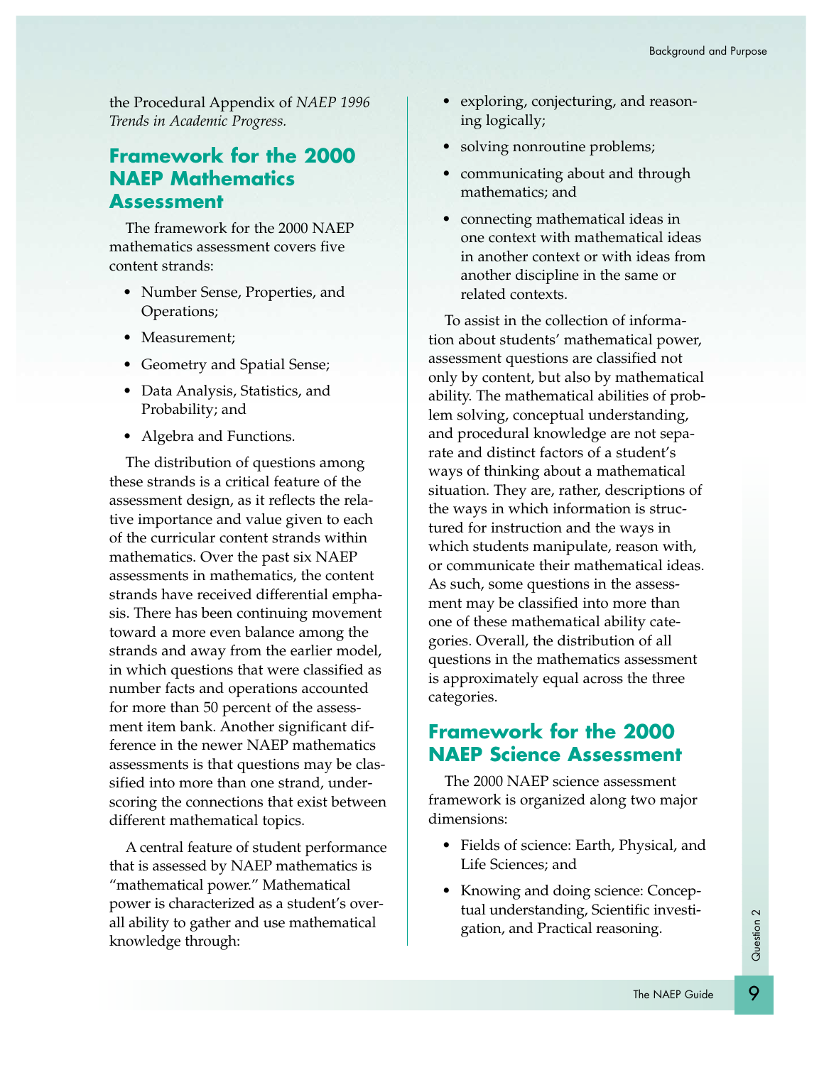the Procedural Appendix of *NAEP 1996 Trends in Academic Progress.*

## Framework for the 2000 NAEP Mathematics Assessment

The framework for the 2000 NAEP mathematics assessment covers five content strands:

- Number Sense, Properties, and Operations;
- Measurement;
- Geometry and Spatial Sense;
- Data Analysis, Statistics, and Probability; and
- Algebra and Functions.

The distribution of questions among these strands is a critical feature of the assessment design, as it reflects the relative importance and value given to each of the curricular content strands within mathematics. Over the past six NAEP assessments in mathematics, the content strands have received differential emphasis. There has been continuing movement toward a more even balance among the strands and away from the earlier model, in which questions that were classified as number facts and operations accounted for more than 50 percent of the assessment item bank. Another significant difference in the newer NAEP mathematics assessments is that questions may be classified into more than one strand, underscoring the connections that exist between different mathematical topics.

A central feature of student performance that is assessed by NAEP mathematics is "mathematical power." Mathematical power is characterized as a student's overall ability to gather and use mathematical knowledge through:

- exploring, conjecturing, and reasoning logically;
- solving nonroutine problems;
- communicating about and through mathematics; and
- connecting mathematical ideas in one context with mathematical ideas in another context or with ideas from another discipline in the same or related contexts.

To assist in the collection of information about students' mathematical power, assessment questions are classified not only by content, but also by mathematical ability. The mathematical abilities of problem solving, conceptual understanding, and procedural knowledge are not separate and distinct factors of a student's ways of thinking about a mathematical situation. They are, rather, descriptions of the ways in which information is structured for instruction and the ways in which students manipulate, reason with, or communicate their mathematical ideas. As such, some questions in the assessment may be classified into more than one of these mathematical ability categories. Overall, the distribution of all questions in the mathematics assessment is approximately equal across the three categories.

## Framework for the 2000 NAEP Science Assessment

The 2000 NAEP science assessment framework is organized along two major dimensions:

- Fields of science: Earth, Physical, and Life Sciences; and
- Knowing and doing science: Conceptual understanding, Scientific investigation, and Practical reasoning.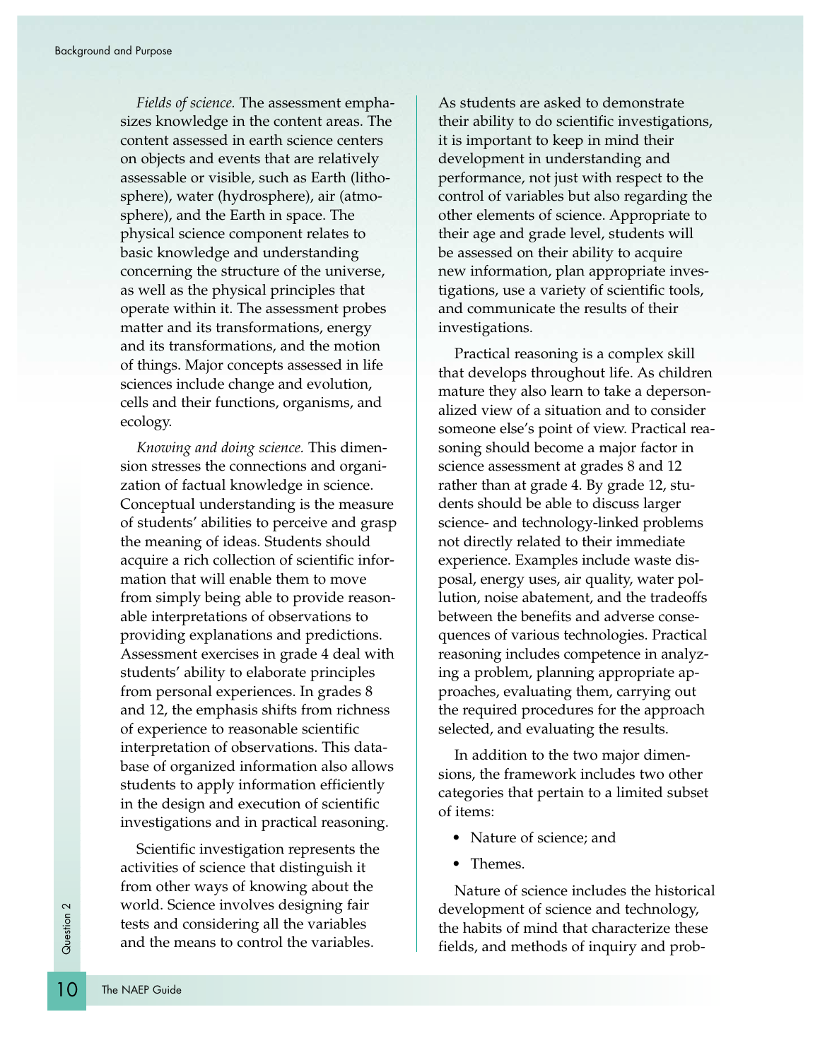*Fields of science.* The assessment emphasizes knowledge in the content areas. The content assessed in earth science centers on objects and events that are relatively assessable or visible, such as Earth (lithosphere), water (hydrosphere), air (atmosphere), and the Earth in space. The physical science component relates to basic knowledge and understanding concerning the structure of the universe, as well as the physical principles that operate within it. The assessment probes matter and its transformations, energy and its transformations, and the motion of things. Major concepts assessed in life sciences include change and evolution, cells and their functions, organisms, and ecology.

*Knowing and doing science.* This dimension stresses the connections and organization of factual knowledge in science. Conceptual understanding is the measure of students' abilities to perceive and grasp the meaning of ideas. Students should acquire a rich collection of scientific information that will enable them to move from simply being able to provide reasonable interpretations of observations to providing explanations and predictions. Assessment exercises in grade 4 deal with students' ability to elaborate principles from personal experiences. In grades 8 and 12, the emphasis shifts from richness of experience to reasonable scientific interpretation of observations. This database of organized information also allows students to apply information efficiently in the design and execution of scientific investigations and in practical reasoning.

Scientific investigation represents the activities of science that distinguish it from other ways of knowing about the world. Science involves designing fair tests and considering all the variables and the means to control the variables. As students are asked to demonstrate their ability to do scientific investigations, it is important to keep in mind their development in understanding and performance, not just with respect to the control of variables but also regarding the other elements of science. Appropriate to their age and grade level, students will be assessed on their ability to acquire new information, plan appropriate investigations, use a variety of scientific tools, and communicate the results of their investigations.

Practical reasoning is a complex skill that develops throughout life. As children mature they also learn to take a depersonalized view of a situation and to consider someone else's point of view. Practical reasoning should become a major factor in science assessment at grades 8 and 12 rather than at grade 4. By grade 12, students should be able to discuss larger science- and technology-linked problems not directly related to their immediate experience. Examples include waste disposal, energy uses, air quality, water pollution, noise abatement, and the tradeoffs between the benefits and adverse consequences of various technologies. Practical reasoning includes competence in analyzing a problem, planning appropriate approaches, evaluating them, carrying out the required procedures for the approach selected, and evaluating the results.

In addition to the two major dimensions, the framework includes two other categories that pertain to a limited subset of items:

- Nature of science; and
- Themes.

Nature of science includes the historical development of science and technology, the habits of mind that characterize these fields, and methods of inquiry and prob-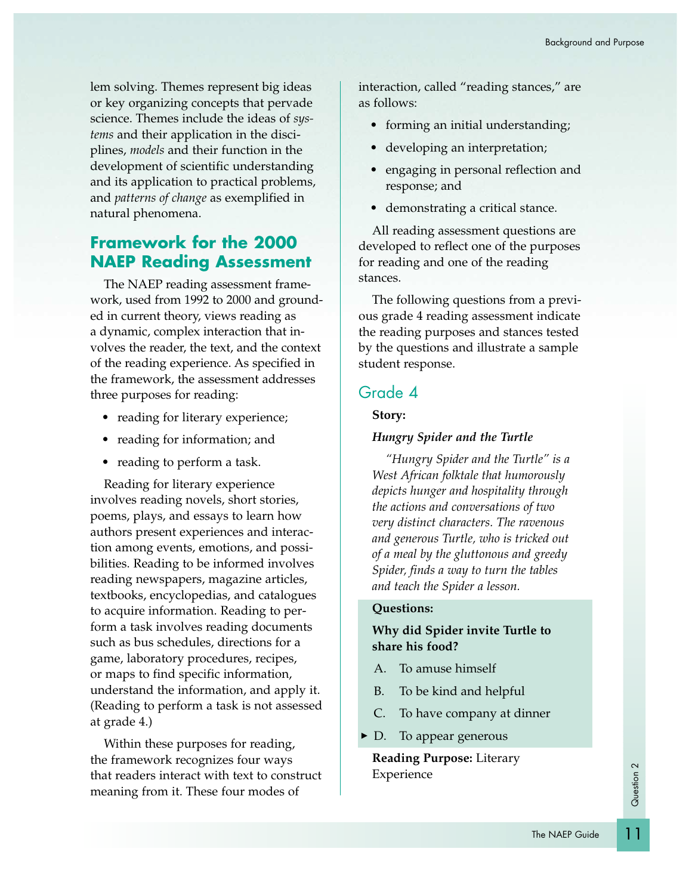lem solving. Themes represent big ideas or key organizing concepts that pervade science. Themes include the ideas of *systems* and their application in the disciplines, *models* and their function in the development of scientific understanding and its application to practical problems, and *patterns of change* as exemplified in natural phenomena.

## Framework for the 2000 NAEP Reading Assessment

The NAEP reading assessment framework, used from 1992 to 2000 and grounded in current theory, views reading as a dynamic, complex interaction that involves the reader, the text, and the context of the reading experience. As specified in the framework, the assessment addresses three purposes for reading:

- reading for literary experience;
- reading for information; and
- reading to perform a task.

Reading for literary experience involves reading novels, short stories, poems, plays, and essays to learn how authors present experiences and interaction among events, emotions, and possibilities. Reading to be informed involves reading newspapers, magazine articles, textbooks, encyclopedias, and catalogues to acquire information. Reading to perform a task involves reading documents such as bus schedules, directions for a game, laboratory procedures, recipes, or maps to find specific information, understand the information, and apply it. (Reading to perform a task is not assessed at grade 4.)

Within these purposes for reading, the framework recognizes four ways that readers interact with text to construct meaning from it. These four modes of interaction, called "reading stances," are as follows:

- forming an initial understanding;
- developing an interpretation;
- engaging in personal reflection and response; and
- demonstrating a critical stance.

All reading assessment questions are developed to reflect one of the purposes for reading and one of the reading stances.

The following questions from a previous grade 4 reading assessment indicate the reading purposes and stances tested by the questions and illustrate a sample student response.

### Grade 4

**Story:**

***Hungry Spider and the Turtle***

*"Hungry Spider and the Turtle" is a West African folktale that humorously depicts hunger and hospitality through the actions and conversations of two very distinct characters. The ravenous and generous Turtle, who is tricked out of a meal by the gluttonous and greedy Spider, finds a way to turn the tables and teach the Spider a lesson.*

**Questions:**

**Why did Spider invite Turtle to share his food?**

A. To amuse himself

B. To be kind and helpful

C. To have company at dinner

► D. To appear generous

**Reading Purpose:** Literary Experience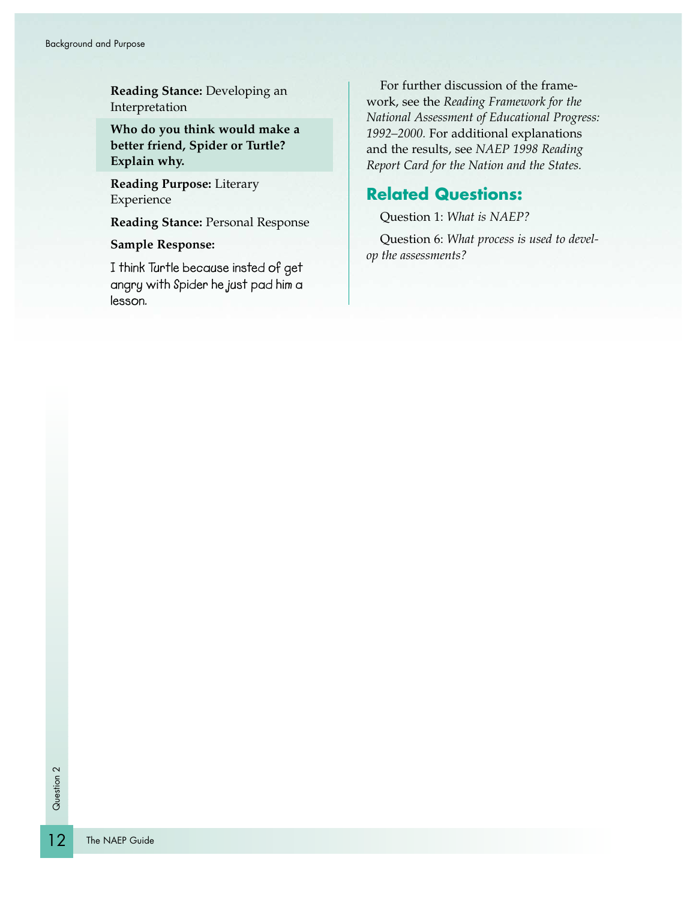**Reading Stance:** Developing an Interpretation

**Who do you think would make a better friend, Spider or Turtle? Explain why.**

**Reading Purpose:** Literary Experience

**Reading Stance:** Personal Response

**Sample Response:**

I think Turtle because insted of get angry with Spider he just pad him a lesson.

For further discussion of the framework, see the *Reading Framework for the National Assessment of Educational Progress: 1992–2000.* For additional explanations and the results, see *NAEP 1998 Reading Report Card for the Nation and the States.*

## Related Questions:

Question 1: *What is NAEP?*

Question 6: *What process is used to develop the assessments?*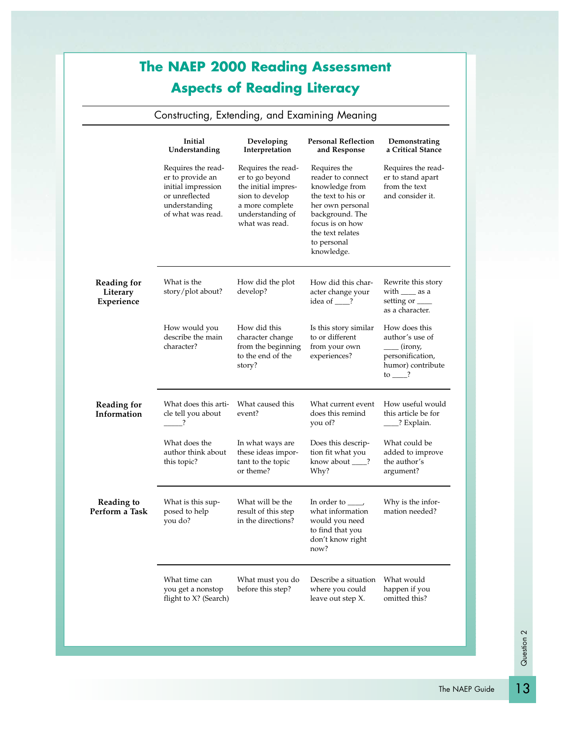# The NAEP 2000 Reading Assessment
## Aspects of Reading Literacy

Constructing, Extending, and Examining Meaning

| | Initial Understanding | Developing Interpretation | Personal Reflection and Response | Demonstrating a Critical Stance |
|---|---|---|---|---|
| | Requires the reader to provide an initial impression or unreflected understanding of what was read. | Requires the reader to go beyond the initial impression to develop a more complete understanding of what was read. | Requires the reader to connect knowledge from the text to his or her own personal background. The focus is on how the text relates to personal knowledge. | Requires the reader to stand apart from the text and consider it. |
| **Reading for Literary Experience** | What is the story/plot about? | How did the plot develop? | How did this character change your idea of ____? | Rewrite this story with ____ as a setting or ____ as a character. |
| | How would you describe the main character? | How did this character change from the beginning to the end of the story? | Is this story similar to or different from your own experiences? | How does this author's use of ____ (irony, personification, humor) contribute to ____? |
| **Reading for Information** | What does this article tell you about _____? | What caused this event? | What current event does this remind you of? | How useful would this article be for ____? Explain. |
| | What does the author think about this topic? | In what ways are these ideas important to the topic or theme? | Does this description fit what you know about ____? Why? | What could be added to improve the author's argument? |
| **Reading to Perform a Task** | What is this supposed to help you do? | What will be the result of this step in the directions? | In order to ____, what information would you need to find that you don't know right now? | Why is the information needed? |
| | What time can you get a nonstop flight to X? (Search) | What must you do before this step? | Describe a situation where you could leave out step X. | What would happen if you omitted this? |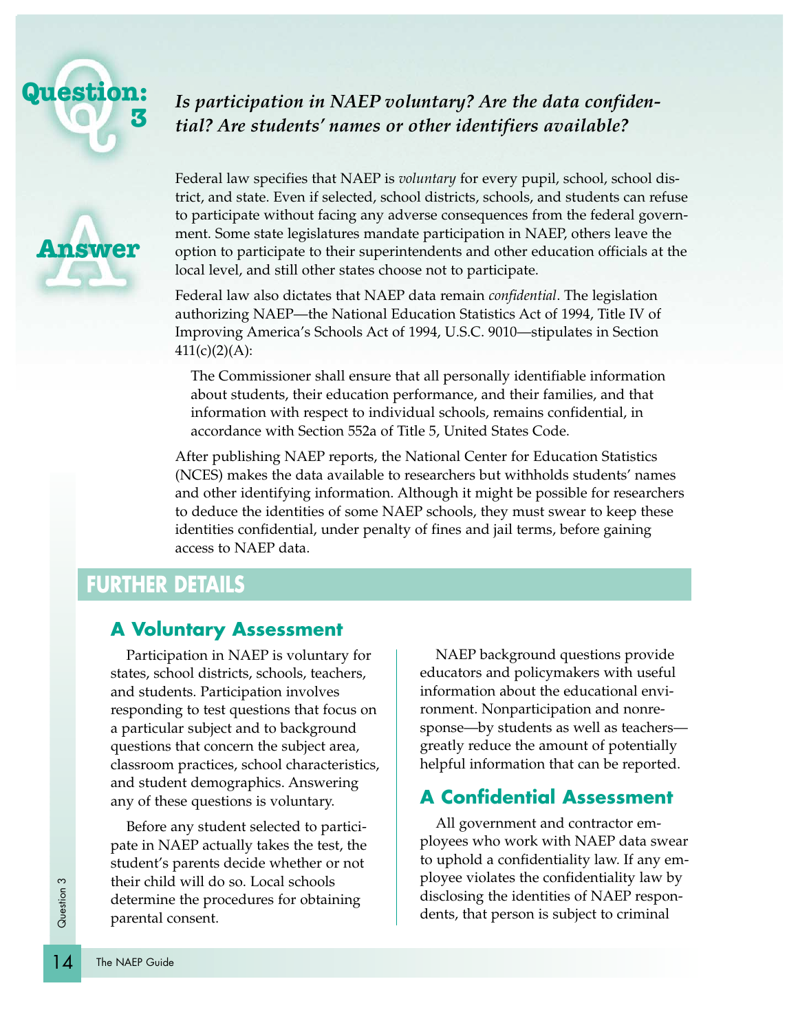# Question: 3

***Is participation in NAEP voluntary? Are the data confidential? Are students' names or other identifiers available?***

## Answer

Federal law specifies that NAEP is *voluntary* for every pupil, school, school district, and state. Even if selected, school districts, schools, and students can refuse to participate without facing any adverse consequences from the federal government. Some state legislatures mandate participation in NAEP, others leave the option to participate to their superintendents and other education officials at the local level, and still other states choose not to participate.

Federal law also dictates that NAEP data remain *confidential*. The legislation authorizing NAEP—the National Education Statistics Act of 1994, Title IV of Improving America's Schools Act of 1994, U.S.C. 9010—stipulates in Section 411(c)(2)(A):

> The Commissioner shall ensure that all personally identifiable information about students, their education performance, and their families, and that information with respect to individual schools, remains confidential, in accordance with Section 552a of Title 5, United States Code.

After publishing NAEP reports, the National Center for Education Statistics (NCES) makes the data available to researchers but withholds students' names and other identifying information. Although it might be possible for researchers to deduce the identities of some NAEP schools, they must swear to keep these identities confidential, under penalty of fines and jail terms, before gaining access to NAEP data.

## FURTHER DETAILS

### A Voluntary Assessment

Participation in NAEP is voluntary for states, school districts, schools, teachers, and students. Participation involves responding to test questions that focus on a particular subject and to background questions that concern the subject area, classroom practices, school characteristics, and student demographics. Answering any of these questions is voluntary.

Before any student selected to participate in NAEP actually takes the test, the student's parents decide whether or not their child will do so. Local schools determine the procedures for obtaining parental consent.

NAEP background questions provide educators and policymakers with useful information about the educational environment. Nonparticipation and nonresponse—by students as well as teachers—greatly reduce the amount of potentially helpful information that can be reported.

### A Confidential Assessment

All government and contractor employees who work with NAEP data swear to uphold a confidentiality law. If any employee violates the confidentiality law by disclosing the identities of NAEP respondents, that person is subject to criminal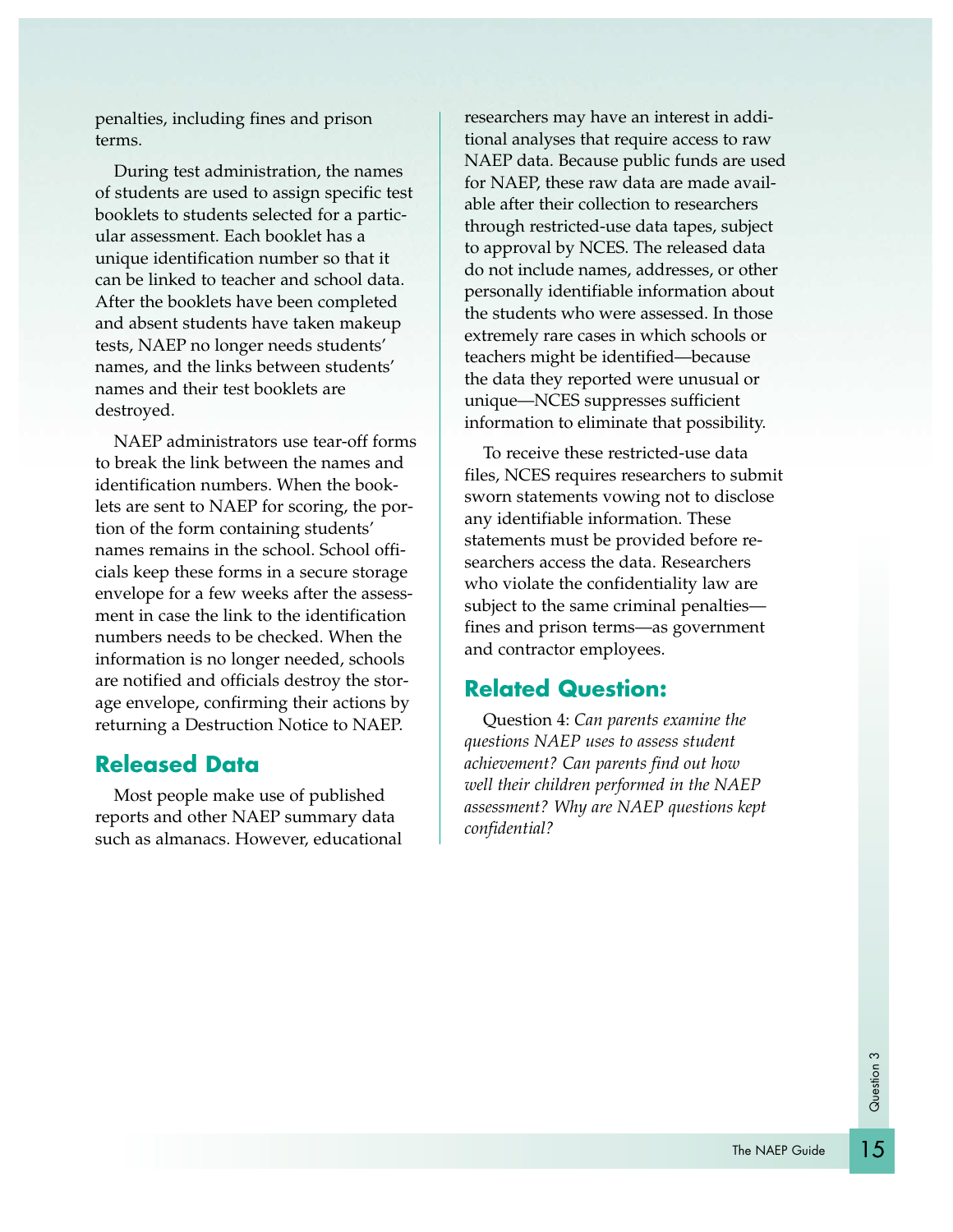penalties, including fines and prison terms.

During test administration, the names of students are used to assign specific test booklets to students selected for a particular assessment. Each booklet has a unique identification number so that it can be linked to teacher and school data. After the booklets have been completed and absent students have taken makeup tests, NAEP no longer needs students' names, and the links between students' names and their test booklets are destroyed.

NAEP administrators use tear-off forms to break the link between the names and identification numbers. When the booklets are sent to NAEP for scoring, the portion of the form containing students' names remains in the school. School officials keep these forms in a secure storage envelope for a few weeks after the assessment in case the link to the identification numbers needs to be checked. When the information is no longer needed, schools are notified and officials destroy the storage envelope, confirming their actions by returning a Destruction Notice to NAEP.

## Released Data

Most people make use of published reports and other NAEP summary data such as almanacs. However, educational researchers may have an interest in additional analyses that require access to raw NAEP data. Because public funds are used for NAEP, these raw data are made available after their collection to researchers through restricted-use data tapes, subject to approval by NCES. The released data do not include names, addresses, or other personally identifiable information about the students who were assessed. In those extremely rare cases in which schools or teachers might be identified—because the data they reported were unusual or unique—NCES suppresses sufficient information to eliminate that possibility.

To receive these restricted-use data files, NCES requires researchers to submit sworn statements vowing not to disclose any identifiable information. These statements must be provided before researchers access the data. Researchers who violate the confidentiality law are subject to the same criminal penalties—fines and prison terms—as government and contractor employees.

## Related Question:

Question 4: *Can parents examine the questions NAEP uses to assess student achievement? Can parents find out how well their children performed in the NAEP assessment? Why are NAEP questions kept confidential?*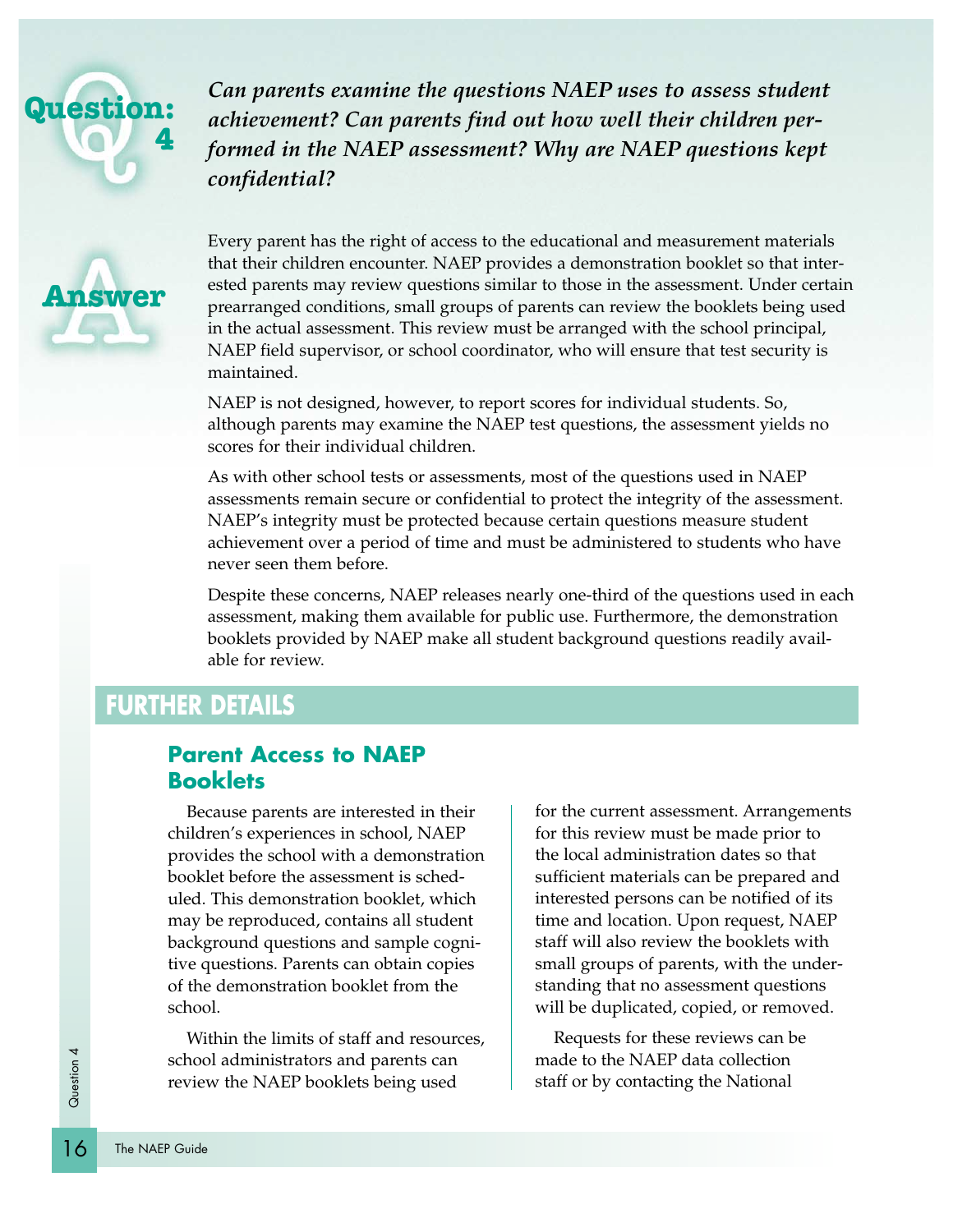## Question: 4

***Can parents examine the questions NAEP uses to assess student achievement? Can parents find out how well their children performed in the NAEP assessment? Why are NAEP questions kept confidential?***

## Answer

Every parent has the right of access to the educational and measurement materials that their children encounter. NAEP provides a demonstration booklet so that interested parents may review questions similar to those in the assessment. Under certain prearranged conditions, small groups of parents can review the booklets being used in the actual assessment. This review must be arranged with the school principal, NAEP field supervisor, or school coordinator, who will ensure that test security is maintained.

NAEP is not designed, however, to report scores for individual students. So, although parents may examine the NAEP test questions, the assessment yields no scores for their individual children.

As with other school tests or assessments, most of the questions used in NAEP assessments remain secure or confidential to protect the integrity of the assessment. NAEP's integrity must be protected because certain questions measure student achievement over a period of time and must be administered to students who have never seen them before.

Despite these concerns, NAEP releases nearly one-third of the questions used in each assessment, making them available for public use. Furthermore, the demonstration booklets provided by NAEP make all student background questions readily available for review.

## FURTHER DETAILS

### Parent Access to NAEP Booklets

Because parents are interested in their children's experiences in school, NAEP provides the school with a demonstration booklet before the assessment is scheduled. This demonstration booklet, which may be reproduced, contains all student background questions and sample cognitive questions. Parents can obtain copies of the demonstration booklet from the school.

Within the limits of staff and resources, school administrators and parents can review the NAEP booklets being used for the current assessment. Arrangements for this review must be made prior to the local administration dates so that sufficient materials can be prepared and interested persons can be notified of its time and location. Upon request, NAEP staff will also review the booklets with small groups of parents, with the understanding that no assessment questions will be duplicated, copied, or removed.

Requests for these reviews can be made to the NAEP data collection staff or by contacting the National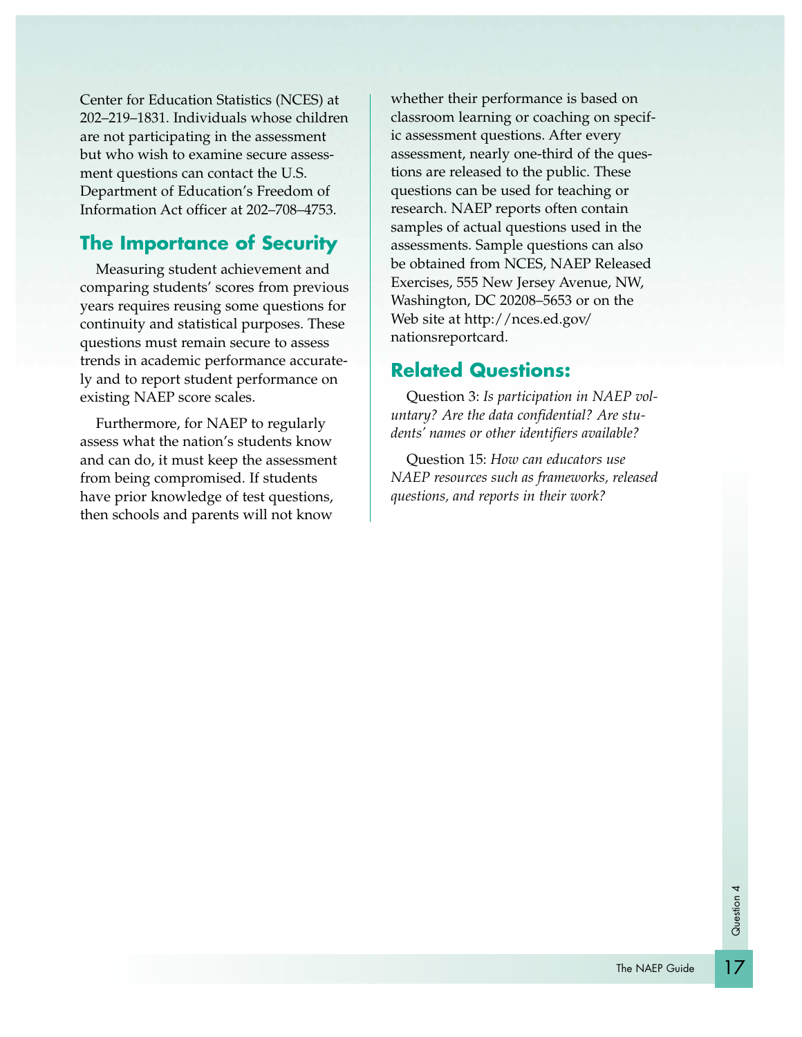Center for Education Statistics (NCES) at 202–219–1831. Individuals whose children are not participating in the assessment but who wish to examine secure assessment questions can contact the U.S. Department of Education's Freedom of Information Act officer at 202–708–4753.

## The Importance of Security

Measuring student achievement and comparing students' scores from previous years requires reusing some questions for continuity and statistical purposes. These questions must remain secure to assess trends in academic performance accurately and to report student performance on existing NAEP score scales.

Furthermore, for NAEP to regularly assess what the nation's students know and can do, it must keep the assessment from being compromised. If students have prior knowledge of test questions, then schools and parents will not know whether their performance is based on classroom learning or coaching on specific assessment questions. After every assessment, nearly one-third of the questions are released to the public. These questions can be used for teaching or research. NAEP reports often contain samples of actual questions used in the assessments. Sample questions can also be obtained from NCES, NAEP Released Exercises, 555 New Jersey Avenue, NW, Washington, DC 20208–5653 or on the Web site at http://nces.ed.gov/nationsreportcard.

## Related Questions:

Question 3: *Is participation in NAEP voluntary? Are the data confidential? Are students' names or other identifiers available?*

Question 15: *How can educators use NAEP resources such as frameworks, released questions, and reports in their work?*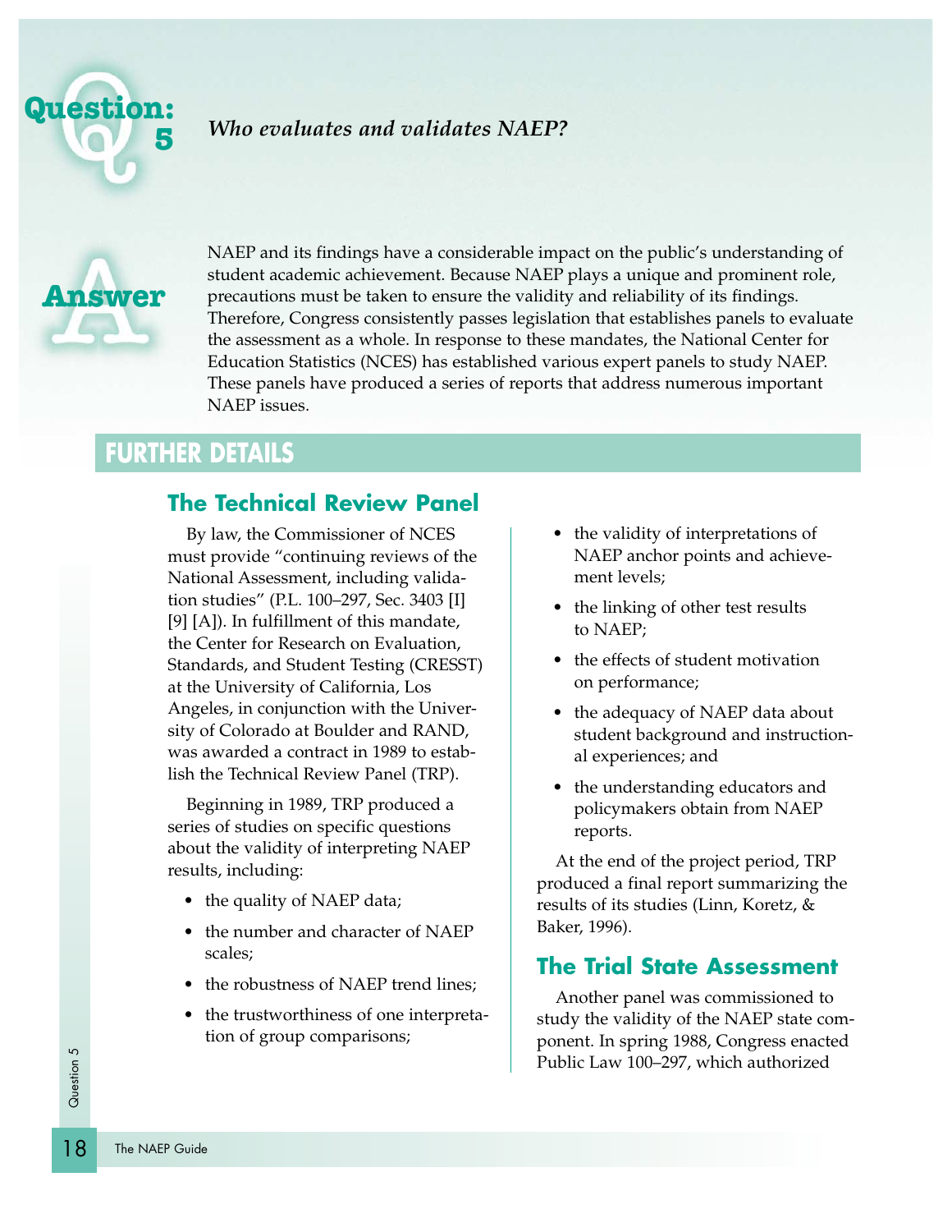## Question: 5

*Who evaluates and validates NAEP?*

## Answer

NAEP and its findings have a considerable impact on the public's understanding of student academic achievement. Because NAEP plays a unique and prominent role, precautions must be taken to ensure the validity and reliability of its findings. Therefore, Congress consistently passes legislation that establishes panels to evaluate the assessment as a whole. In response to these mandates, the National Center for Education Statistics (NCES) has established various expert panels to study NAEP. These panels have produced a series of reports that address numerous important NAEP issues.

## FURTHER DETAILS

### The Technical Review Panel

By law, the Commissioner of NCES must provide "continuing reviews of the National Assessment, including validation studies" (P.L. 100–297, Sec. 3403 [I] [9] [A]). In fulfillment of this mandate, the Center for Research on Evaluation, Standards, and Student Testing (CRESST) at the University of California, Los Angeles, in conjunction with the University of Colorado at Boulder and RAND, was awarded a contract in 1989 to establish the Technical Review Panel (TRP).

Beginning in 1989, TRP produced a series of studies on specific questions about the validity of interpreting NAEP results, including:

- the quality of NAEP data;
- the number and character of NAEP scales;
- the robustness of NAEP trend lines;
- the trustworthiness of one interpretation of group comparisons;
- the validity of interpretations of NAEP anchor points and achievement levels;
- the linking of other test results to NAEP;
- the effects of student motivation on performance;
- the adequacy of NAEP data about student background and instructional experiences; and
- the understanding educators and policymakers obtain from NAEP reports.

At the end of the project period, TRP produced a final report summarizing the results of its studies (Linn, Koretz, & Baker, 1996).

### The Trial State Assessment

Another panel was commissioned to study the validity of the NAEP state component. In spring 1988, Congress enacted Public Law 100–297, which authorized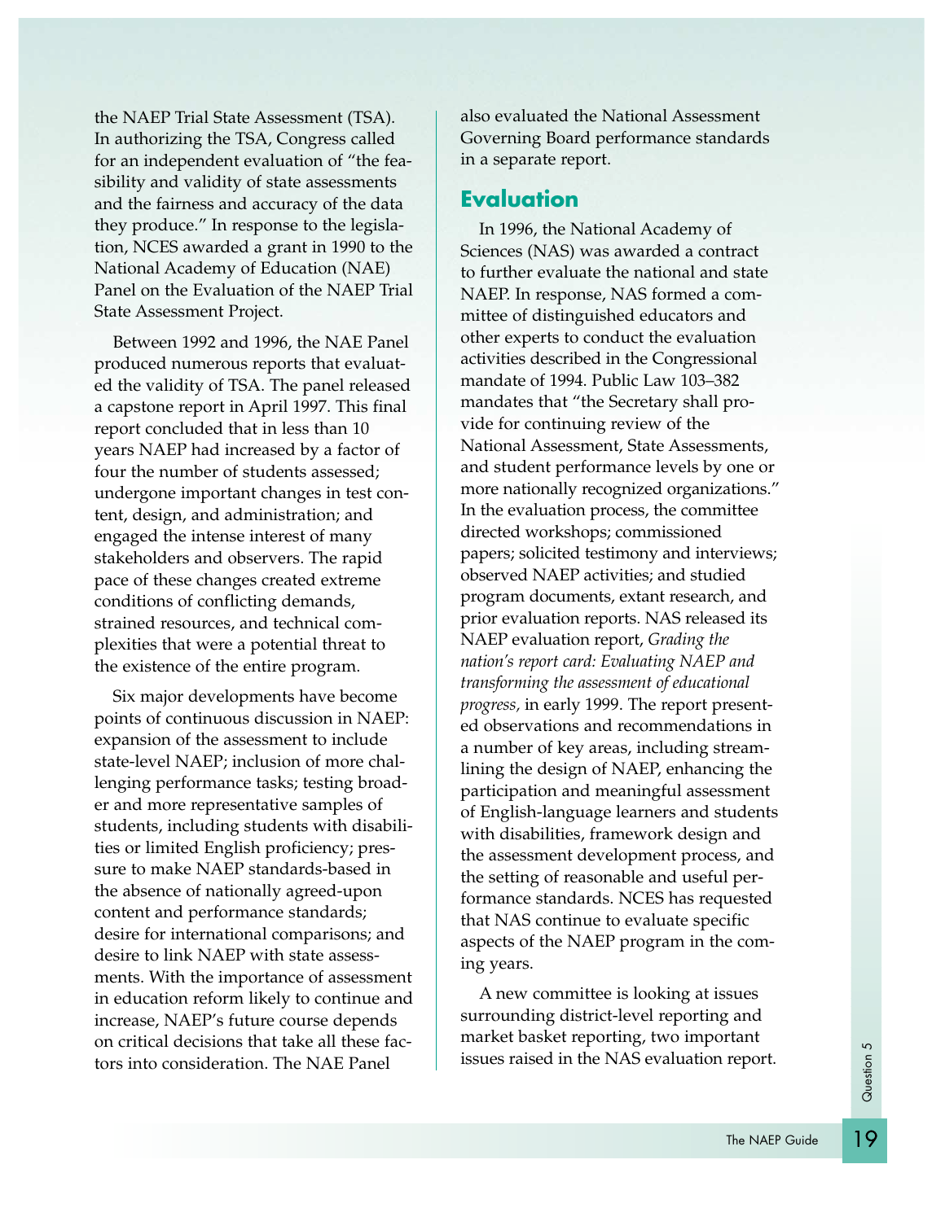the NAEP Trial State Assessment (TSA). In authorizing the TSA, Congress called for an independent evaluation of "the feasibility and validity of state assessments and the fairness and accuracy of the data they produce." In response to the legislation, NCES awarded a grant in 1990 to the National Academy of Education (NAE) Panel on the Evaluation of the NAEP Trial State Assessment Project.

Between 1992 and 1996, the NAE Panel produced numerous reports that evaluated the validity of TSA. The panel released a capstone report in April 1997. This final report concluded that in less than 10 years NAEP had increased by a factor of four the number of students assessed; undergone important changes in test content, design, and administration; and engaged the intense interest of many stakeholders and observers. The rapid pace of these changes created extreme conditions of conflicting demands, strained resources, and technical complexities that were a potential threat to the existence of the entire program.

Six major developments have become points of continuous discussion in NAEP: expansion of the assessment to include state-level NAEP; inclusion of more challenging performance tasks; testing broader and more representative samples of students, including students with disabilities or limited English proficiency; pressure to make NAEP standards-based in the absence of nationally agreed-upon content and performance standards; desire for international comparisons; and desire to link NAEP with state assessments. With the importance of assessment in education reform likely to continue and increase, NAEP's future course depends on critical decisions that take all these factors into consideration. The NAE Panel also evaluated the National Assessment Governing Board performance standards in a separate report.

## Evaluation

In 1996, the National Academy of Sciences (NAS) was awarded a contract to further evaluate the national and state NAEP. In response, NAS formed a committee of distinguished educators and other experts to conduct the evaluation activities described in the Congressional mandate of 1994. Public Law 103–382 mandates that "the Secretary shall provide for continuing review of the National Assessment, State Assessments, and student performance levels by one or more nationally recognized organizations." In the evaluation process, the committee directed workshops; commissioned papers; solicited testimony and interviews; observed NAEP activities; and studied program documents, extant research, and prior evaluation reports. NAS released its NAEP evaluation report, *Grading the nation's report card: Evaluating NAEP and transforming the assessment of educational progress,* in early 1999. The report presented observations and recommendations in a number of key areas, including streamlining the design of NAEP, enhancing the participation and meaningful assessment of English-language learners and students with disabilities, framework design and the assessment development process, and the setting of reasonable and useful performance standards. NCES has requested that NAS continue to evaluate specific aspects of the NAEP program in the coming years.

A new committee is looking at issues surrounding district-level reporting and market basket reporting, two important issues raised in the NAS evaluation report.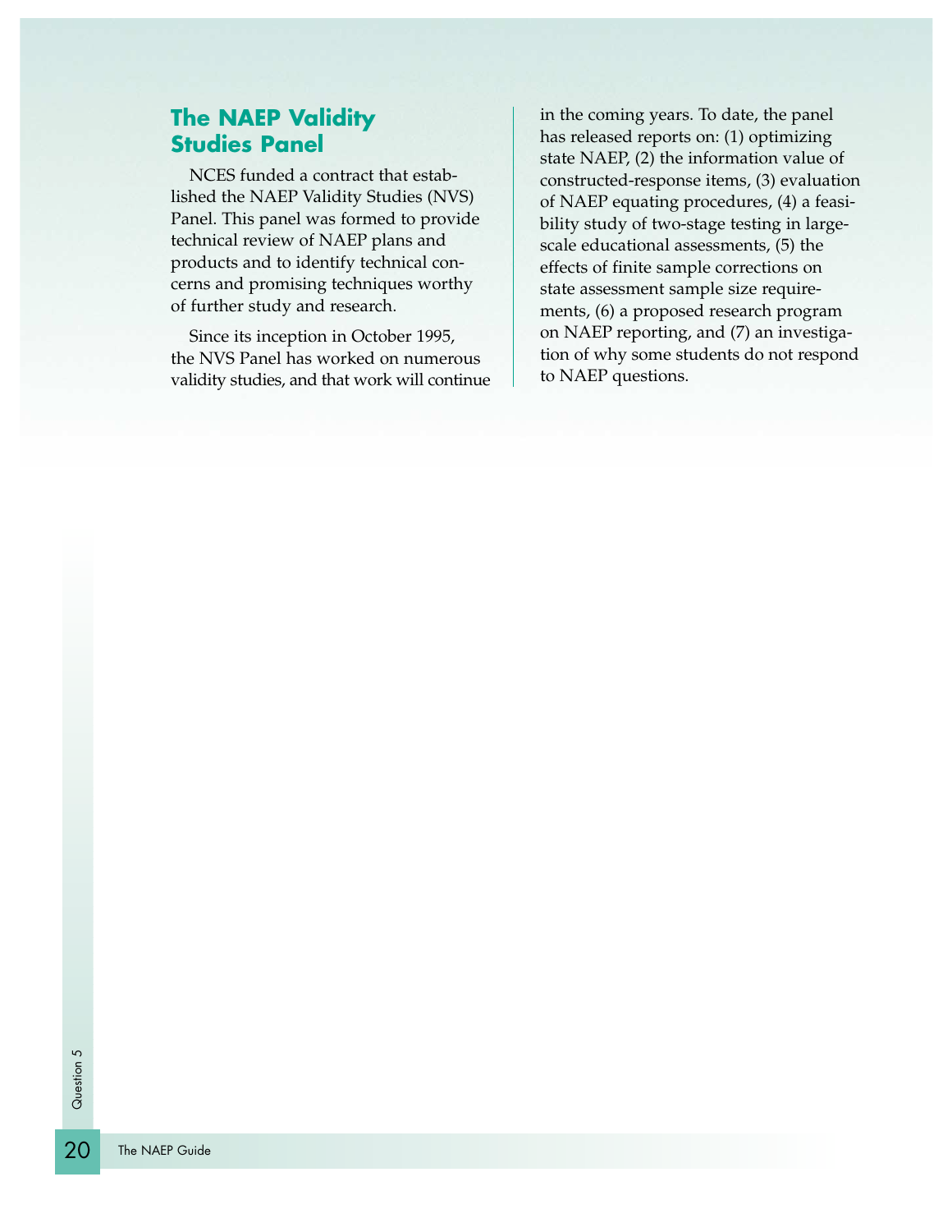## The NAEP Validity Studies Panel

NCES funded a contract that established the NAEP Validity Studies (NVS) Panel. This panel was formed to provide technical review of NAEP plans and products and to identify technical concerns and promising techniques worthy of further study and research.

Since its inception in October 1995, the NVS Panel has worked on numerous validity studies, and that work will continue in the coming years. To date, the panel has released reports on: (1) optimizing state NAEP, (2) the information value of constructed-response items, (3) evaluation of NAEP equating procedures, (4) a feasibility study of two-stage testing in large-scale educational assessments, (5) the effects of finite sample corrections on state assessment sample size requirements, (6) a proposed research program on NAEP reporting, and (7) an investigation of why some students do not respond to NAEP questions.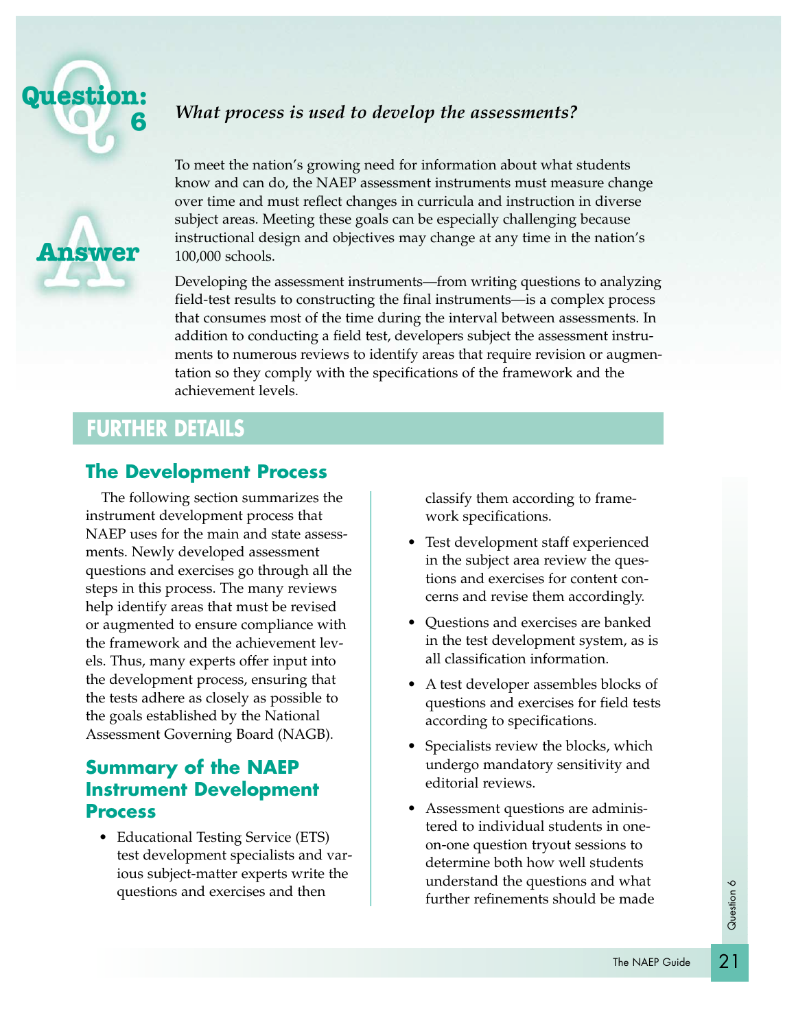# Question: 6

*What process is used to develop the assessments?*

## Answer

To meet the nation's growing need for information about what students know and can do, the NAEP assessment instruments must measure change over time and must reflect changes in curricula and instruction in diverse subject areas. Meeting these goals can be especially challenging because instructional design and objectives may change at any time in the nation's 100,000 schools.

Developing the assessment instruments—from writing questions to analyzing field-test results to constructing the final instruments—is a complex process that consumes most of the time during the interval between assessments. In addition to conducting a field test, developers subject the assessment instruments to numerous reviews to identify areas that require revision or augmentation so they comply with the specifications of the framework and the achievement levels.

## FURTHER DETAILS

### The Development Process

The following section summarizes the instrument development process that NAEP uses for the main and state assessments. Newly developed assessment questions and exercises go through all the steps in this process. The many reviews help identify areas that must be revised or augmented to ensure compliance with the framework and the achievement levels. Thus, many experts offer input into the development process, ensuring that the tests adhere as closely as possible to the goals established by the National Assessment Governing Board (NAGB).

### Summary of the NAEP Instrument Development Process

- Educational Testing Service (ETS) test development specialists and various subject-matter experts write the questions and exercises and then classify them according to framework specifications.
- Test development staff experienced in the subject area review the questions and exercises for content concerns and revise them accordingly.
- Questions and exercises are banked in the test development system, as is all classification information.
- A test developer assembles blocks of questions and exercises for field tests according to specifications.
- Specialists review the blocks, which undergo mandatory sensitivity and editorial reviews.
- Assessment questions are administered to individual students in one-on-one question tryout sessions to determine both how well students understand the questions and what further refinements should be made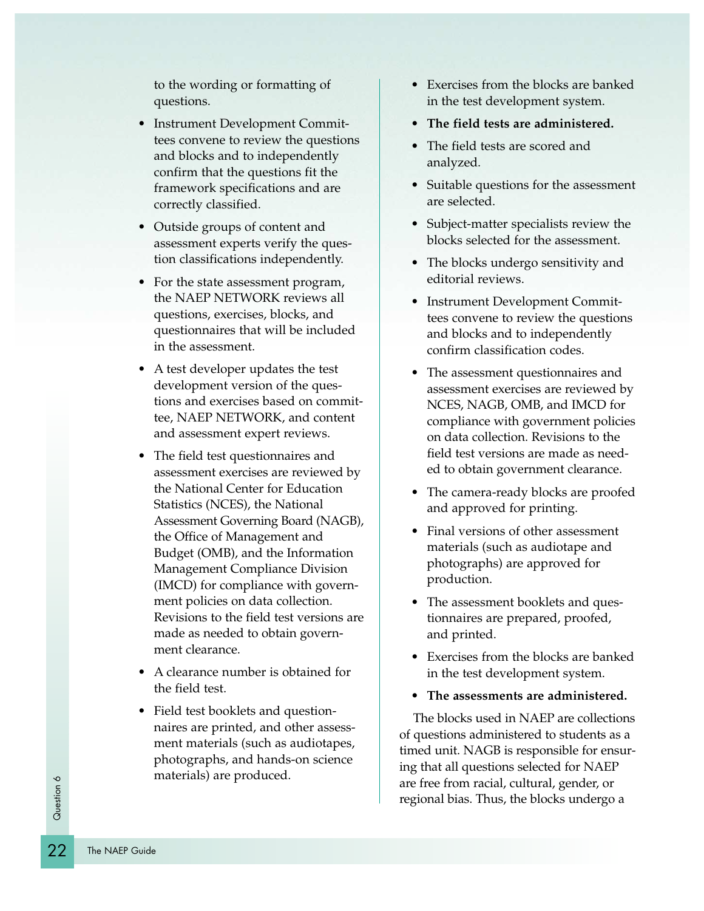to the wording or formatting of questions.

- Instrument Development Committees convene to review the questions and blocks and to independently confirm that the questions fit the framework specifications and are correctly classified.
- Outside groups of content and assessment experts verify the question classifications independently.
- For the state assessment program, the NAEP NETWORK reviews all questions, exercises, blocks, and questionnaires that will be included in the assessment.
- A test developer updates the test development version of the questions and exercises based on committee, NAEP NETWORK, and content and assessment expert reviews.
- The field test questionnaires and assessment exercises are reviewed by the National Center for Education Statistics (NCES), the National Assessment Governing Board (NAGB), the Office of Management and Budget (OMB), and the Information Management Compliance Division (IMCD) for compliance with government policies on data collection. Revisions to the field test versions are made as needed to obtain government clearance.
- A clearance number is obtained for the field test.
- Field test booklets and questionnaires are printed, and other assessment materials (such as audiotapes, photographs, and hands-on science materials) are produced.
- Exercises from the blocks are banked in the test development system.
- **The field tests are administered.**
- The field tests are scored and analyzed.
- Suitable questions for the assessment are selected.
- Subject-matter specialists review the blocks selected for the assessment.
- The blocks undergo sensitivity and editorial reviews.
- Instrument Development Committees convene to review the questions and blocks and to independently confirm classification codes.
- The assessment questionnaires and assessment exercises are reviewed by NCES, NAGB, OMB, and IMCD for compliance with government policies on data collection. Revisions to the field test versions are made as needed to obtain government clearance.
- The camera-ready blocks are proofed and approved for printing.
- Final versions of other assessment materials (such as audiotape and photographs) are approved for production.
- The assessment booklets and questionnaires are prepared, proofed, and printed.
- Exercises from the blocks are banked in the test development system.
- **The assessments are administered.**

The blocks used in NAEP are collections of questions administered to students as a timed unit. NAGB is responsible for ensuring that all questions selected for NAEP are free from racial, cultural, gender, or regional bias. Thus, the blocks undergo a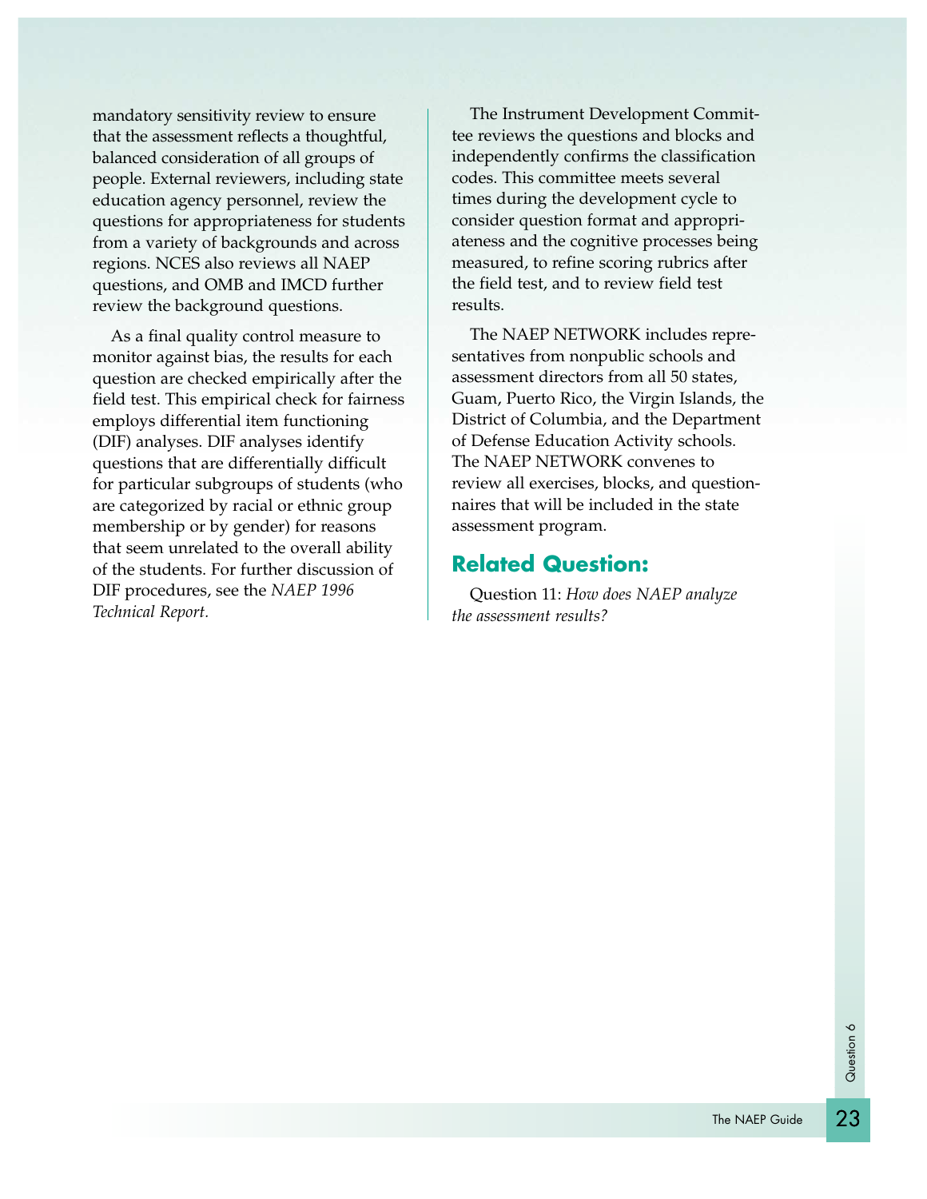mandatory sensitivity review to ensure that the assessment reflects a thoughtful, balanced consideration of all groups of people. External reviewers, including state education agency personnel, review the questions for appropriateness for students from a variety of backgrounds and across regions. NCES also reviews all NAEP questions, and OMB and IMCD further review the background questions.

As a final quality control measure to monitor against bias, the results for each question are checked empirically after the field test. This empirical check for fairness employs differential item functioning (DIF) analyses. DIF analyses identify questions that are differentially difficult for particular subgroups of students (who are categorized by racial or ethnic group membership or by gender) for reasons that seem unrelated to the overall ability of the students. For further discussion of DIF procedures, see the *NAEP 1996 Technical Report.*

The Instrument Development Committee reviews the questions and blocks and independently confirms the classification codes. This committee meets several times during the development cycle to consider question format and appropriateness and the cognitive processes being measured, to refine scoring rubrics after the field test, and to review field test results.

The NAEP NETWORK includes representatives from nonpublic schools and assessment directors from all 50 states, Guam, Puerto Rico, the Virgin Islands, the District of Columbia, and the Department of Defense Education Activity schools. The NAEP NETWORK convenes to review all exercises, blocks, and questionnaires that will be included in the state assessment program.

## Related Question:

Question 11: *How does NAEP analyze the assessment results?*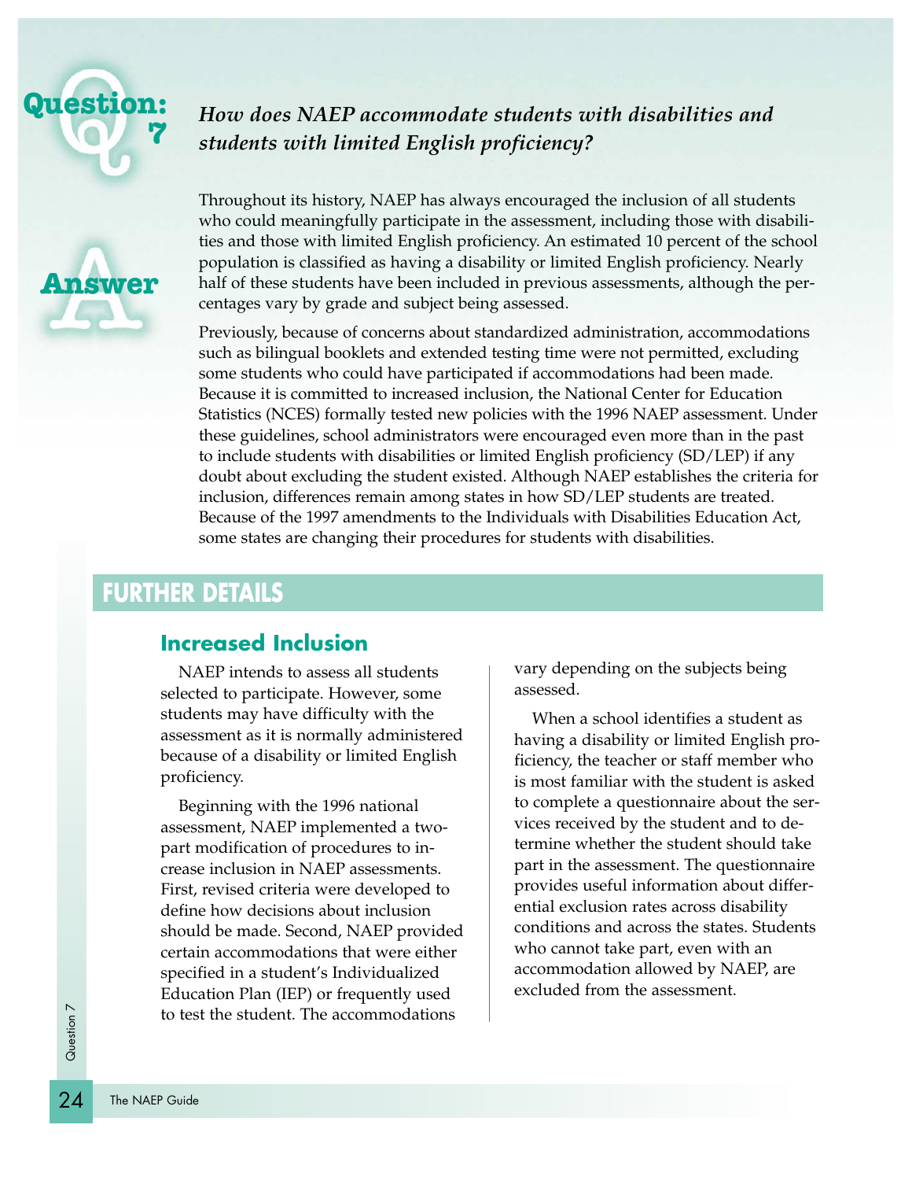## Question: 7

### *How does NAEP accommodate students with disabilities and students with limited English proficiency?*

## Answer

Throughout its history, NAEP has always encouraged the inclusion of all students who could meaningfully participate in the assessment, including those with disabilities and those with limited English proficiency. An estimated 10 percent of the school population is classified as having a disability or limited English proficiency. Nearly half of these students have been included in previous assessments, although the percentages vary by grade and subject being assessed.

Previously, because of concerns about standardized administration, accommodations such as bilingual booklets and extended testing time were not permitted, excluding some students who could have participated if accommodations had been made. Because it is committed to increased inclusion, the National Center for Education Statistics (NCES) formally tested new policies with the 1996 NAEP assessment. Under these guidelines, school administrators were encouraged even more than in the past to include students with disabilities or limited English proficiency (SD/LEP) if any doubt about excluding the student existed. Although NAEP establishes the criteria for inclusion, differences remain among states in how SD/LEP students are treated. Because of the 1997 amendments to the Individuals with Disabilities Education Act, some states are changing their procedures for students with disabilities.

## FURTHER DETAILS

### Increased Inclusion

NAEP intends to assess all students selected to participate. However, some students may have difficulty with the assessment as it is normally administered because of a disability or limited English proficiency.

Beginning with the 1996 national assessment, NAEP implemented a two-part modification of procedures to increase inclusion in NAEP assessments. First, revised criteria were developed to define how decisions about inclusion should be made. Second, NAEP provided certain accommodations that were either specified in a student's Individualized Education Plan (IEP) or frequently used to test the student. The accommodations vary depending on the subjects being assessed.

When a school identifies a student as having a disability or limited English proficiency, the teacher or staff member who is most familiar with the student is asked to complete a questionnaire about the services received by the student and to determine whether the student should take part in the assessment. The questionnaire provides useful information about differential exclusion rates across disability conditions and across the states. Students who cannot take part, even with an accommodation allowed by NAEP, are excluded from the assessment.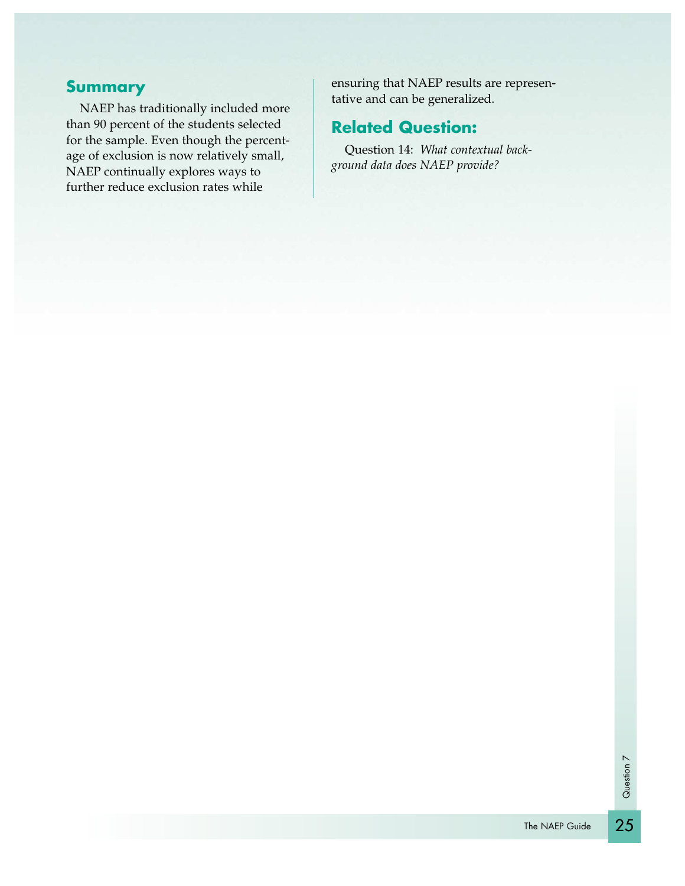## Summary

NAEP has traditionally included more than 90 percent of the students selected for the sample. Even though the percentage of exclusion is now relatively small, NAEP continually explores ways to further reduce exclusion rates while ensuring that NAEP results are representative and can be generalized.

## Related Question:

Question 14: *What contextual background data does NAEP provide?*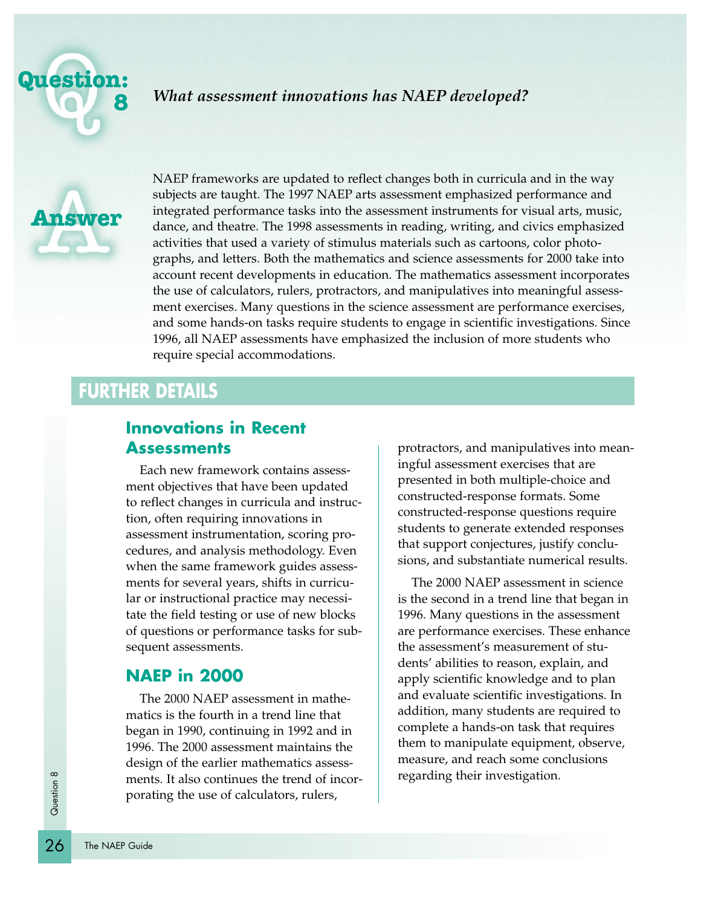# Question: 8

***What assessment innovations has NAEP developed?***

## Answer

NAEP frameworks are updated to reflect changes both in curricula and in the way subjects are taught. The 1997 NAEP arts assessment emphasized performance and integrated performance tasks into the assessment instruments for visual arts, music, dance, and theatre. The 1998 assessments in reading, writing, and civics emphasized activities that used a variety of stimulus materials such as cartoons, color photographs, and letters. Both the mathematics and science assessments for 2000 take into account recent developments in education. The mathematics assessment incorporates the use of calculators, rulers, protractors, and manipulatives into meaningful assessment exercises. Many questions in the science assessment are performance exercises, and some hands-on tasks require students to engage in scientific investigations. Since 1996, all NAEP assessments have emphasized the inclusion of more students who require special accommodations.

## FURTHER DETAILS

### Innovations in Recent Assessments

Each new framework contains assessment objectives that have been updated to reflect changes in curricula and instruction, often requiring innovations in assessment instrumentation, scoring procedures, and analysis methodology. Even when the same framework guides assessments for several years, shifts in curricular or instructional practice may necessitate the field testing or use of new blocks of questions or performance tasks for subsequent assessments.

### NAEP in 2000

The 2000 NAEP assessment in mathematics is the fourth in a trend line that began in 1990, continuing in 1992 and in 1996. The 2000 assessment maintains the design of the earlier mathematics assessments. It also continues the trend of incorporating the use of calculators, rulers, protractors, and manipulatives into meaningful assessment exercises that are presented in both multiple-choice and constructed-response formats. Some constructed-response questions require students to generate extended responses that support conjectures, justify conclusions, and substantiate numerical results.

The 2000 NAEP assessment in science is the second in a trend line that began in 1996. Many questions in the assessment are performance exercises. These enhance the assessment's measurement of students' abilities to reason, explain, and apply scientific knowledge and to plan and evaluate scientific investigations. In addition, many students are required to complete a hands-on task that requires them to manipulate equipment, observe, measure, and reach some conclusions regarding their investigation.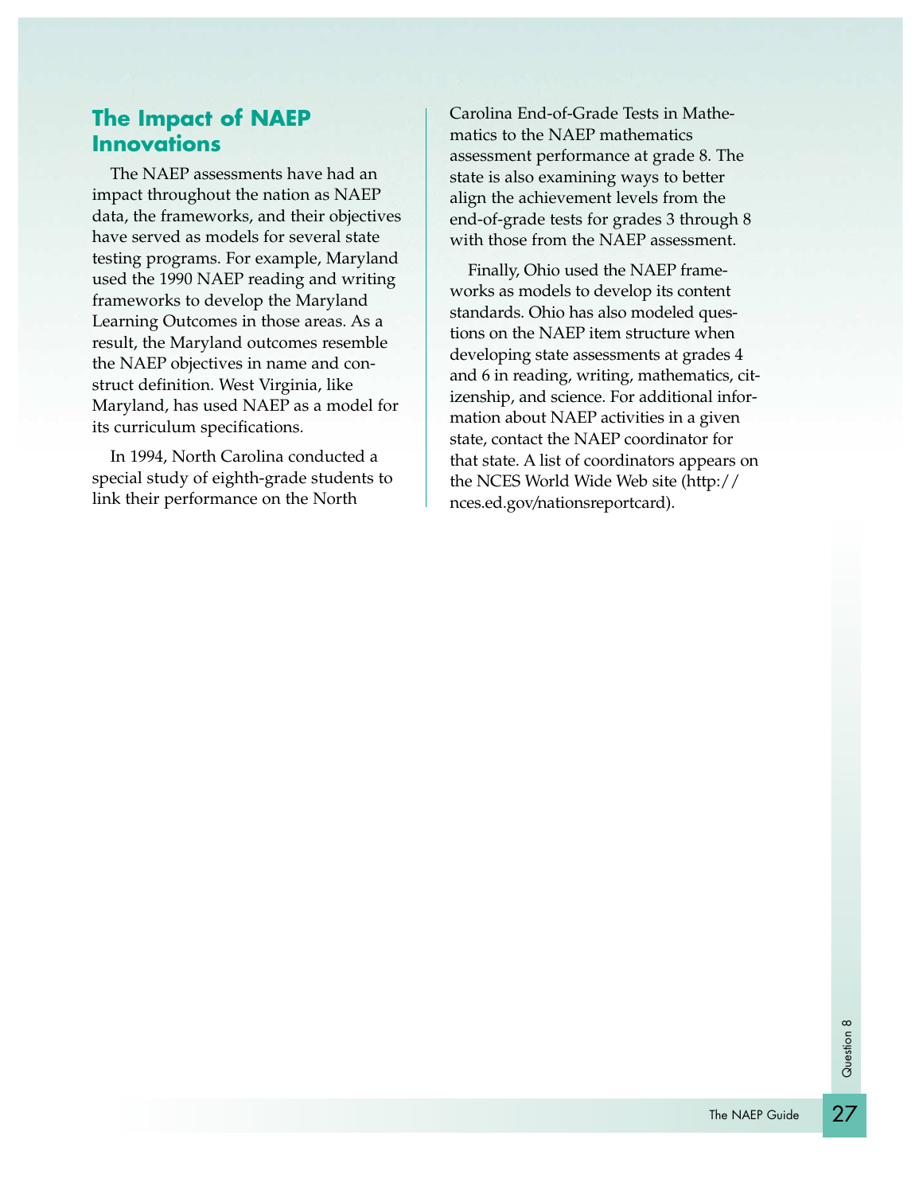## The Impact of NAEP Innovations

The NAEP assessments have had an impact throughout the nation as NAEP data, the frameworks, and their objectives have served as models for several state testing programs. For example, Maryland used the 1990 NAEP reading and writing frameworks to develop the Maryland Learning Outcomes in those areas. As a result, the Maryland outcomes resemble the NAEP objectives in name and construct definition. West Virginia, like Maryland, has used NAEP as a model for its curriculum specifications.

In 1994, North Carolina conducted a special study of eighth-grade students to link their performance on the North Carolina End-of-Grade Tests in Mathematics to the NAEP mathematics assessment performance at grade 8. The state is also examining ways to better align the achievement levels from the end-of-grade tests for grades 3 through 8 with those from the NAEP assessment.

Finally, Ohio used the NAEP frameworks as models to develop its content standards. Ohio has also modeled questions on the NAEP item structure when developing state assessments at grades 4 and 6 in reading, writing, mathematics, citizenship, and science. For additional information about NAEP activities in a given state, contact the NAEP coordinator for that state. A list of coordinators appears on the NCES World Wide Web site (http://nces.ed.gov/nationsreportcard).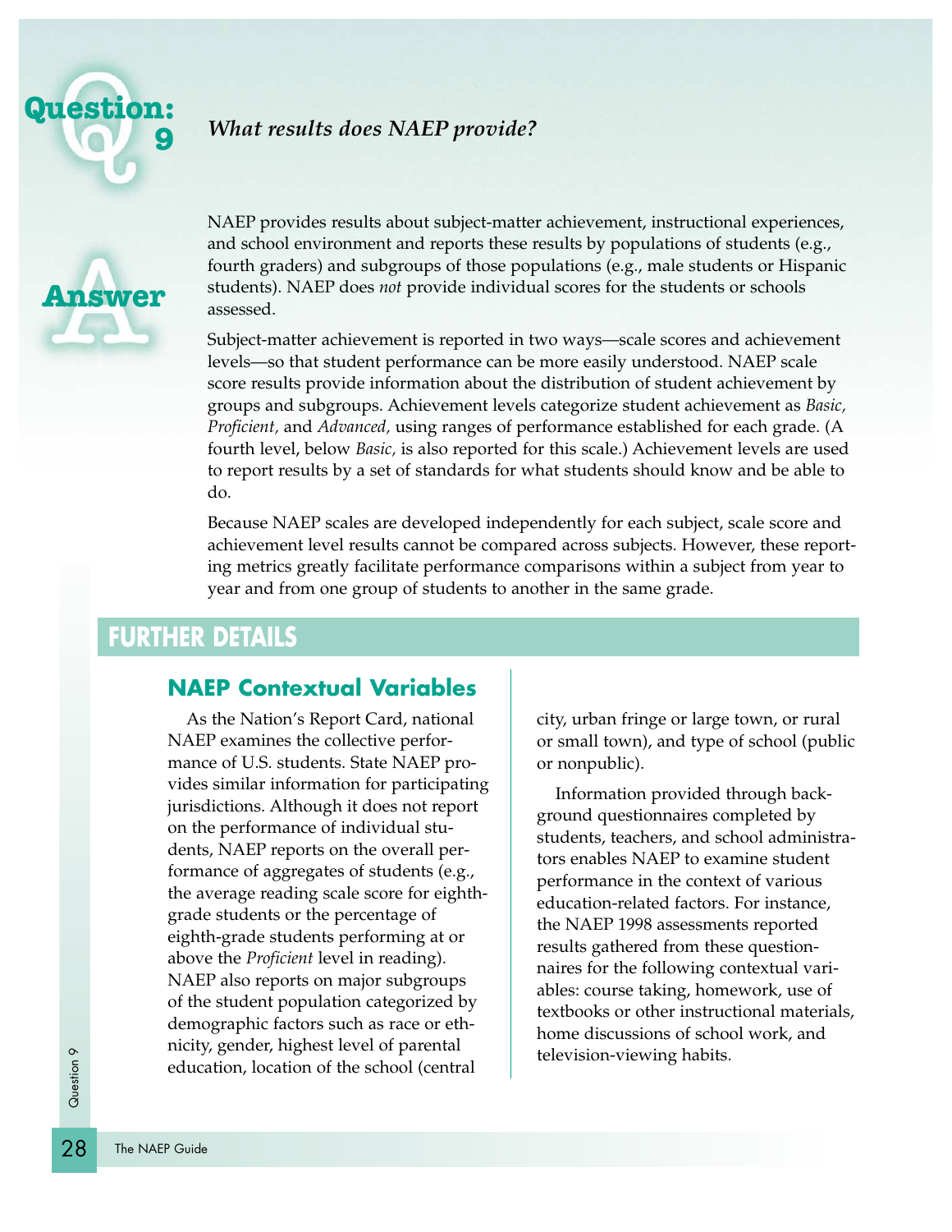# Question: 9

***What results does NAEP provide?***

## Answer

NAEP provides results about subject-matter achievement, instructional experiences, and school environment and reports these results by populations of students (e.g., fourth graders) and subgroups of those populations (e.g., male students or Hispanic students). NAEP does *not* provide individual scores for the students or schools assessed.

Subject-matter achievement is reported in two ways—scale scores and achievement levels—so that student performance can be more easily understood. NAEP scale score results provide information about the distribution of student achievement by groups and subgroups. Achievement levels categorize student achievement as *Basic, Proficient,* and *Advanced,* using ranges of performance established for each grade. (A fourth level, below *Basic,* is also reported for this scale.) Achievement levels are used to report results by a set of standards for what students should know and be able to do.

Because NAEP scales are developed independently for each subject, scale score and achievement level results cannot be compared across subjects. However, these reporting metrics greatly facilitate performance comparisons within a subject from year to year and from one group of students to another in the same grade.

## FURTHER DETAILS

### NAEP Contextual Variables

As the Nation's Report Card, national NAEP examines the collective performance of U.S. students. State NAEP provides similar information for participating jurisdictions. Although it does not report on the performance of individual students, NAEP reports on the overall performance of aggregates of students (e.g., the average reading scale score for eighth-grade students or the percentage of eighth-grade students performing at or above the *Proficient* level in reading). NAEP also reports on major subgroups of the student population categorized by demographic factors such as race or ethnicity, gender, highest level of parental education, location of the school (central city, urban fringe or large town, or rural or small town), and type of school (public or nonpublic).

Information provided through background questionnaires completed by students, teachers, and school administrators enables NAEP to examine student performance in the context of various education-related factors. For instance, the NAEP 1998 assessments reported results gathered from these questionnaires for the following contextual variables: course taking, homework, use of textbooks or other instructional materials, home discussions of school work, and television-viewing habits.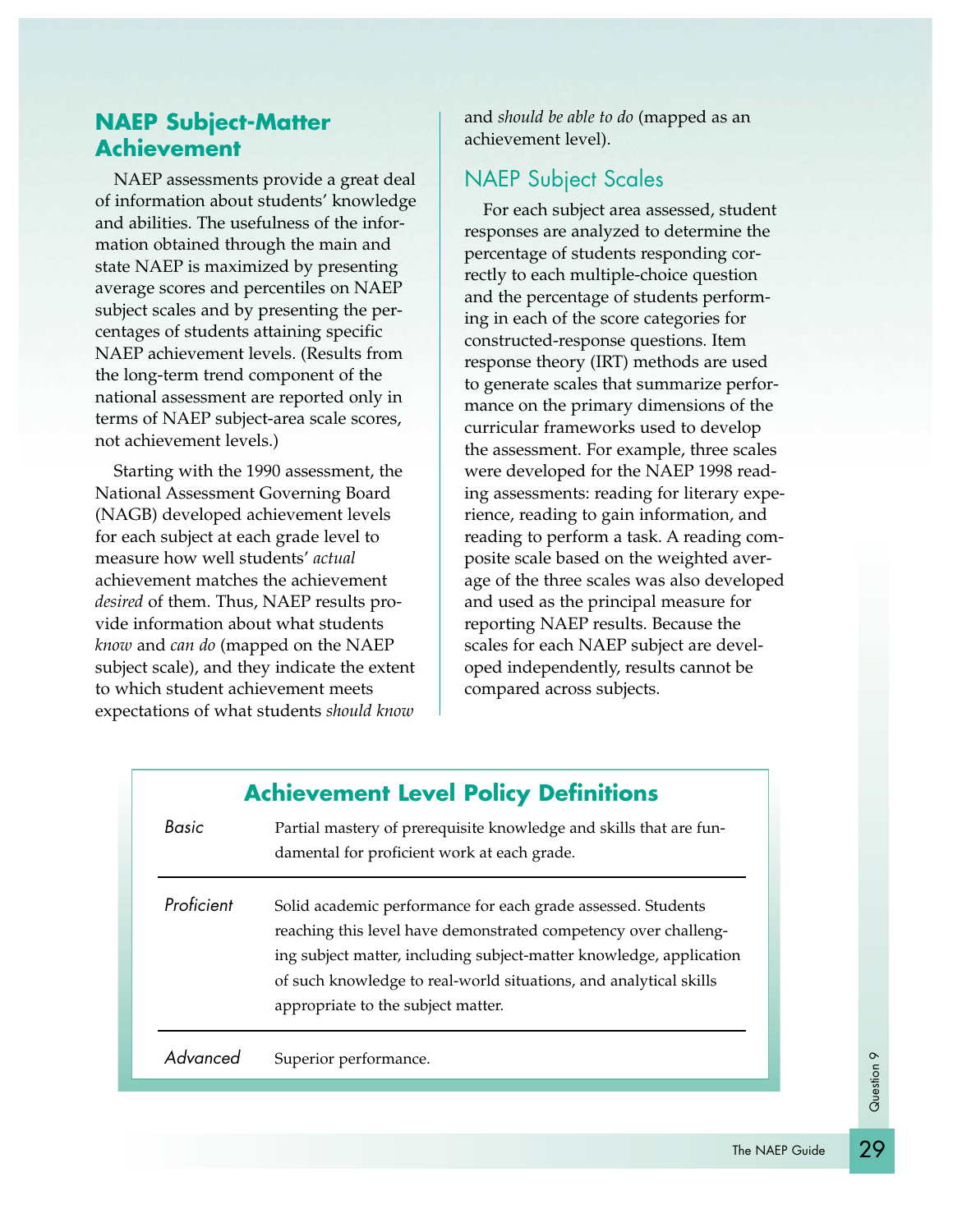## NAEP Subject-Matter Achievement

NAEP assessments provide a great deal of information about students' knowledge and abilities. The usefulness of the information obtained through the main and state NAEP is maximized by presenting average scores and percentiles on NAEP subject scales and by presenting the percentages of students attaining specific NAEP achievement levels. (Results from the long-term trend component of the national assessment are reported only in terms of NAEP subject-area scale scores, not achievement levels.)

Starting with the 1990 assessment, the National Assessment Governing Board (NAGB) developed achievement levels for each subject at each grade level to measure how well students' *actual* achievement matches the achievement *desired* of them. Thus, NAEP results provide information about what students *know* and *can do* (mapped on the NAEP subject scale), and they indicate the extent to which student achievement meets expectations of what students *should know* and *should be able to do* (mapped as an achievement level).

### NAEP Subject Scales

For each subject area assessed, student responses are analyzed to determine the percentage of students responding correctly to each multiple-choice question and the percentage of students performing in each of the score categories for constructed-response questions. Item response theory (IRT) methods are used to generate scales that summarize performance on the primary dimensions of the curricular frameworks used to develop the assessment. For example, three scales were developed for the NAEP 1998 reading assessments: reading for literary experience, reading to gain information, and reading to perform a task. A reading composite scale based on the weighted average of the three scales was also developed and used as the principal measure for reporting NAEP results. Because the scales for each NAEP subject are developed independently, results cannot be compared across subjects.

### Achievement Level Policy Definitions

| | |
|---|---|
| *Basic* | Partial mastery of prerequisite knowledge and skills that are fundamental for proficient work at each grade. |
| *Proficient* | Solid academic performance for each grade assessed. Students reaching this level have demonstrated competency over challenging subject matter, including subject-matter knowledge, application of such knowledge to real-world situations, and analytical skills appropriate to the subject matter. |
| *Advanced* | Superior performance. |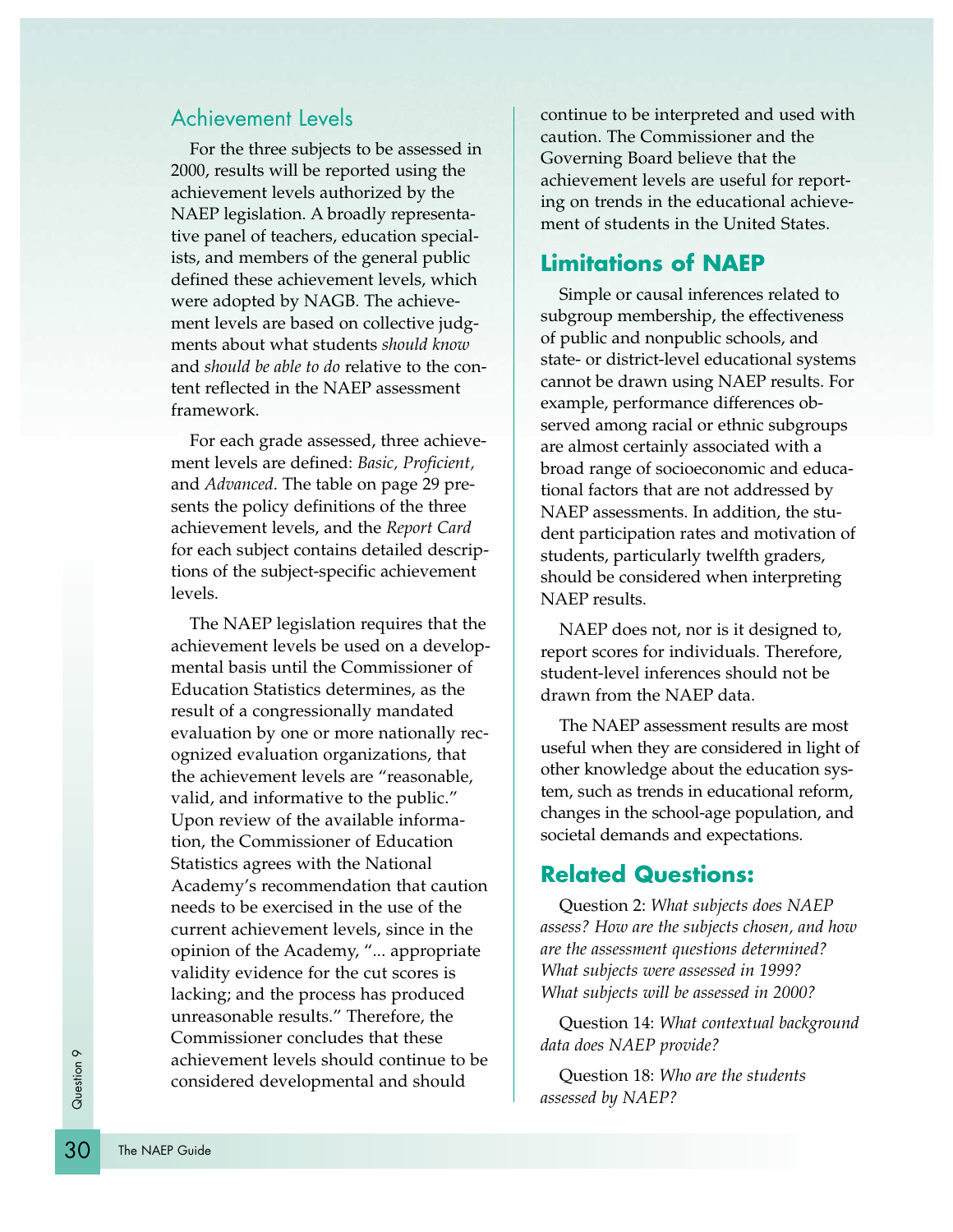## Achievement Levels

For the three subjects to be assessed in 2000, results will be reported using the achievement levels authorized by the NAEP legislation. A broadly representative panel of teachers, education specialists, and members of the general public defined these achievement levels, which were adopted by NAGB. The achievement levels are based on collective judgments about what students *should know* and *should be able to do* relative to the content reflected in the NAEP assessment framework.

For each grade assessed, three achievement levels are defined: *Basic, Proficient,* and *Advanced*. The table on page 29 presents the policy definitions of the three achievement levels, and the *Report Card* for each subject contains detailed descriptions of the subject-specific achievement levels.

The NAEP legislation requires that the achievement levels be used on a developmental basis until the Commissioner of Education Statistics determines, as the result of a congressionally mandated evaluation by one or more nationally recognized evaluation organizations, that the achievement levels are "reasonable, valid, and informative to the public." Upon review of the available information, the Commissioner of Education Statistics agrees with the National Academy's recommendation that caution needs to be exercised in the use of the current achievement levels, since in the opinion of the Academy, "... appropriate validity evidence for the cut scores is lacking; and the process has produced unreasonable results." Therefore, the Commissioner concludes that these achievement levels should continue to be considered developmental and should continue to be interpreted and used with caution. The Commissioner and the Governing Board believe that the achievement levels are useful for reporting on trends in the educational achievement of students in the United States.

## Limitations of NAEP

Simple or causal inferences related to subgroup membership, the effectiveness of public and nonpublic schools, and state- or district-level educational systems cannot be drawn using NAEP results. For example, performance differences observed among racial or ethnic subgroups are almost certainly associated with a broad range of socioeconomic and educational factors that are not addressed by NAEP assessments. In addition, the student participation rates and motivation of students, particularly twelfth graders, should be considered when interpreting NAEP results.

NAEP does not, nor is it designed to, report scores for individuals. Therefore, student-level inferences should not be drawn from the NAEP data.

The NAEP assessment results are most useful when they are considered in light of other knowledge about the education system, such as trends in educational reform, changes in the school-age population, and societal demands and expectations.

## Related Questions:

Question 2: *What subjects does NAEP assess? How are the subjects chosen, and how are the assessment questions determined? What subjects were assessed in 1999? What subjects will be assessed in 2000?*

Question 14: *What contextual background data does NAEP provide?*

Question 18: *Who are the students assessed by NAEP?*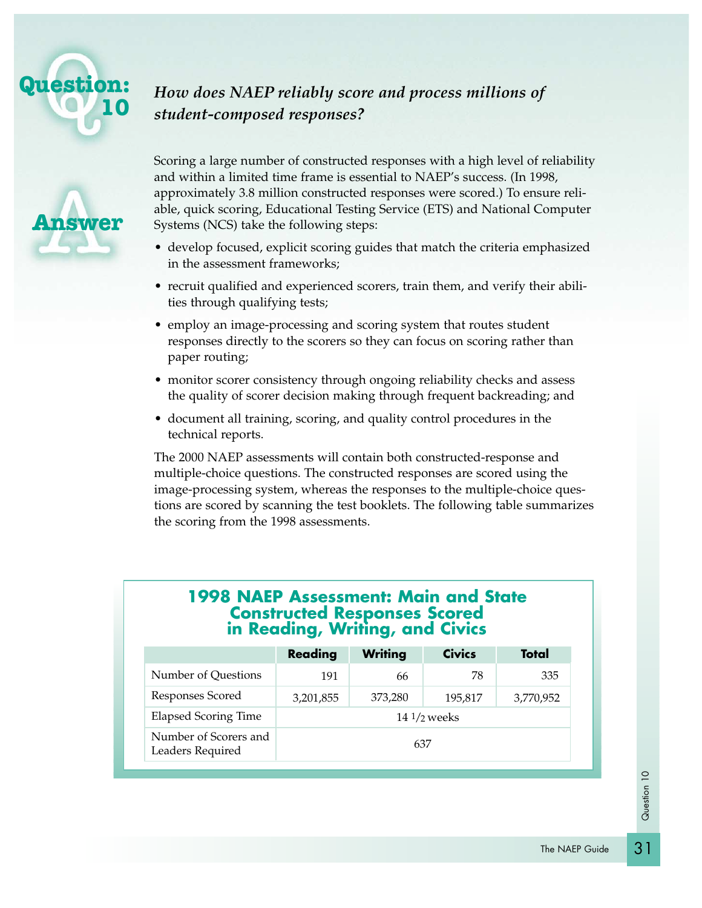## Question: 10

### *How does NAEP reliably score and process millions of student-composed responses?*

## Answer

Scoring a large number of constructed responses with a high level of reliability and within a limited time frame is essential to NAEP's success. (In 1998, approximately 3.8 million constructed responses were scored.) To ensure reliable, quick scoring, Educational Testing Service (ETS) and National Computer Systems (NCS) take the following steps:

- develop focused, explicit scoring guides that match the criteria emphasized in the assessment frameworks;
- recruit qualified and experienced scorers, train them, and verify their abilities through qualifying tests;
- employ an image-processing and scoring system that routes student responses directly to the scorers so they can focus on scoring rather than paper routing;
- monitor scorer consistency through ongoing reliability checks and assess the quality of scorer decision making through frequent backreading; and
- document all training, scoring, and quality control procedures in the technical reports.

The 2000 NAEP assessments will contain both constructed-response and multiple-choice questions. The constructed responses are scored using the image-processing system, whereas the responses to the multiple-choice questions are scored by scanning the test booklets. The following table summarizes the scoring from the 1998 assessments.

**1998 NAEP Assessment: Main and State Constructed Responses Scored in Reading, Writing, and Civics**

| | Reading | Writing | Civics | Total |
|---|---|---|---|---|
| Number of Questions | 191 | 66 | 78 | 335 |
| Responses Scored | 3,201,855 | 373,280 | 195,817 | 3,770,952 |
| Elapsed Scoring Time | 14 1/2 weeks | | | |
| Number of Scorers and Leaders Required | 637 | | | |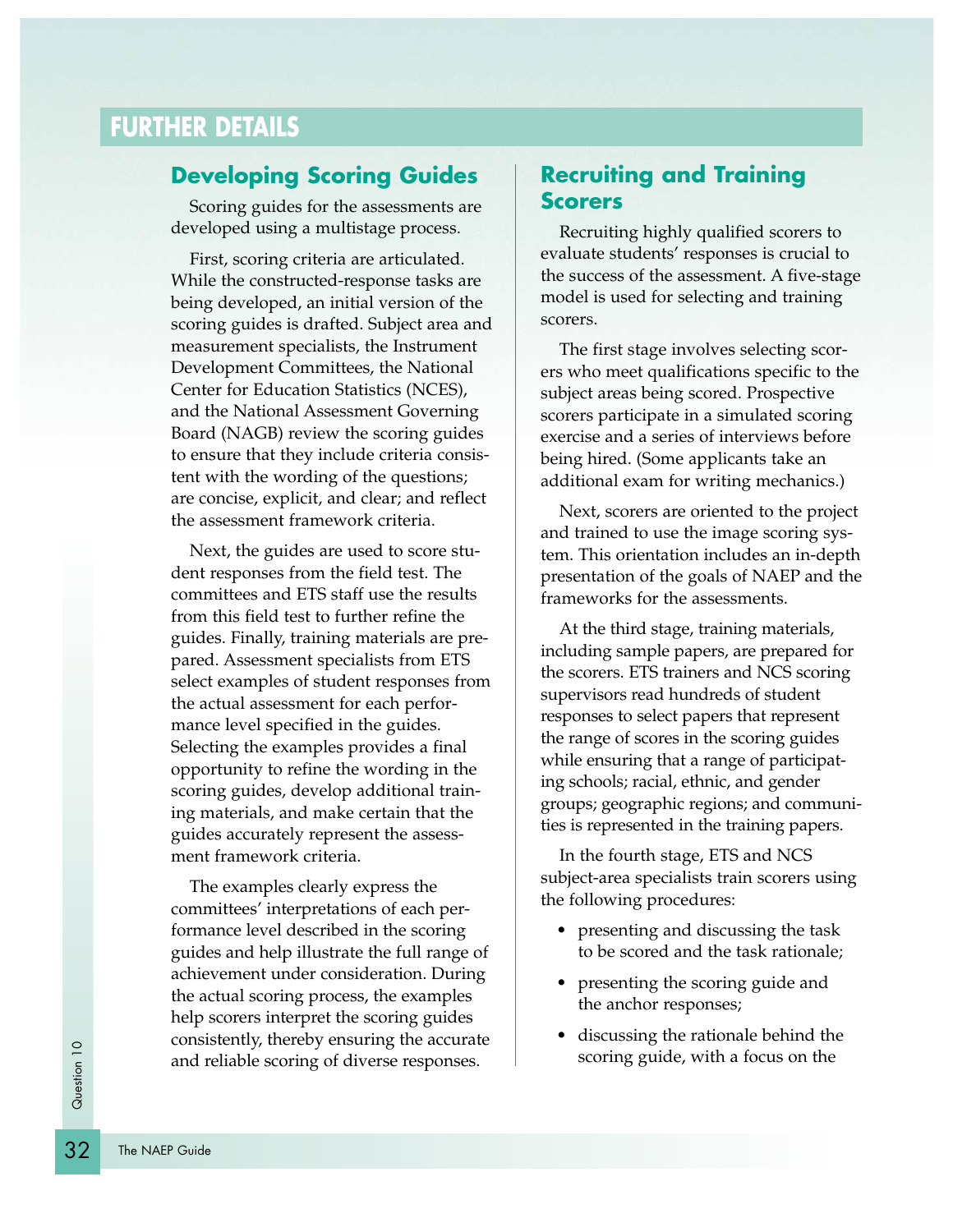## FURTHER DETAILS

### Developing Scoring Guides

Scoring guides for the assessments are developed using a multistage process.

First, scoring criteria are articulated. While the constructed-response tasks are being developed, an initial version of the scoring guides is drafted. Subject area and measurement specialists, the Instrument Development Committees, the National Center for Education Statistics (NCES), and the National Assessment Governing Board (NAGB) review the scoring guides to ensure that they include criteria consistent with the wording of the questions; are concise, explicit, and clear; and reflect the assessment framework criteria.

Next, the guides are used to score student responses from the field test. The committees and ETS staff use the results from this field test to further refine the guides. Finally, training materials are prepared. Assessment specialists from ETS select examples of student responses from the actual assessment for each performance level specified in the guides. Selecting the examples provides a final opportunity to refine the wording in the scoring guides, develop additional training materials, and make certain that the guides accurately represent the assessment framework criteria.

The examples clearly express the committees' interpretations of each performance level described in the scoring guides and help illustrate the full range of achievement under consideration. During the actual scoring process, the examples help scorers interpret the scoring guides consistently, thereby ensuring the accurate and reliable scoring of diverse responses.

### Recruiting and Training Scorers

Recruiting highly qualified scorers to evaluate students' responses is crucial to the success of the assessment. A five-stage model is used for selecting and training scorers.

The first stage involves selecting scorers who meet qualifications specific to the subject areas being scored. Prospective scorers participate in a simulated scoring exercise and a series of interviews before being hired. (Some applicants take an additional exam for writing mechanics.)

Next, scorers are oriented to the project and trained to use the image scoring system. This orientation includes an in-depth presentation of the goals of NAEP and the frameworks for the assessments.

At the third stage, training materials, including sample papers, are prepared for the scorers. ETS trainers and NCS scoring supervisors read hundreds of student responses to select papers that represent the range of scores in the scoring guides while ensuring that a range of participating schools; racial, ethnic, and gender groups; geographic regions; and communities is represented in the training papers.

In the fourth stage, ETS and NCS subject-area specialists train scorers using the following procedures:

- presenting and discussing the task to be scored and the task rationale;
- presenting the scoring guide and the anchor responses;
- discussing the rationale behind the scoring guide, with a focus on the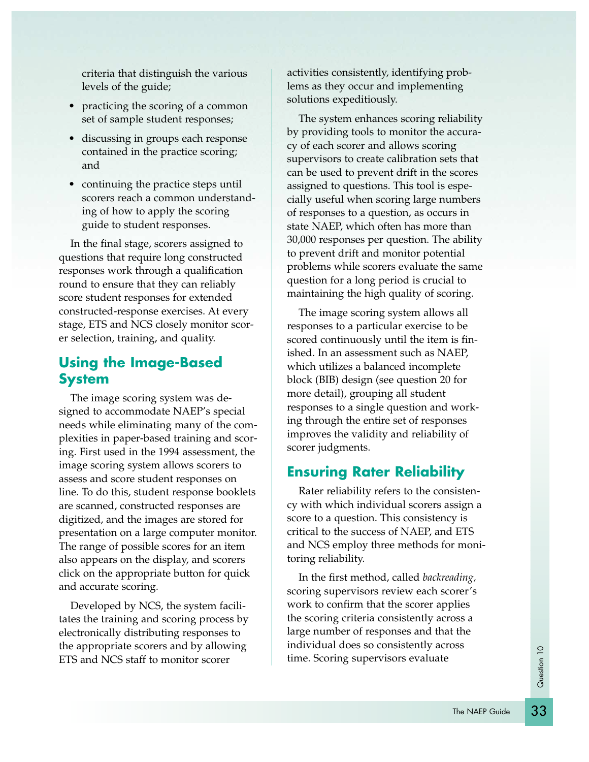criteria that distinguish the various levels of the guide;

- practicing the scoring of a common set of sample student responses;
- discussing in groups each response contained in the practice scoring; and
- continuing the practice steps until scorers reach a common understanding of how to apply the scoring guide to student responses.

In the final stage, scorers assigned to questions that require long constructed responses work through a qualification round to ensure that they can reliably score student responses for extended constructed-response exercises. At every stage, ETS and NCS closely monitor scorer selection, training, and quality.

## Using the Image-Based System

The image scoring system was designed to accommodate NAEP's special needs while eliminating many of the complexities in paper-based training and scoring. First used in the 1994 assessment, the image scoring system allows scorers to assess and score student responses on line. To do this, student response booklets are scanned, constructed responses are digitized, and the images are stored for presentation on a large computer monitor. The range of possible scores for an item also appears on the display, and scorers click on the appropriate button for quick and accurate scoring.

Developed by NCS, the system facilitates the training and scoring process by electronically distributing responses to the appropriate scorers and by allowing ETS and NCS staff to monitor scorer activities consistently, identifying problems as they occur and implementing solutions expeditiously.

The system enhances scoring reliability by providing tools to monitor the accuracy of each scorer and allows scoring supervisors to create calibration sets that can be used to prevent drift in the scores assigned to questions. This tool is especially useful when scoring large numbers of responses to a question, as occurs in state NAEP, which often has more than 30,000 responses per question. The ability to prevent drift and monitor potential problems while scorers evaluate the same question for a long period is crucial to maintaining the high quality of scoring.

The image scoring system allows all responses to a particular exercise to be scored continuously until the item is finished. In an assessment such as NAEP, which utilizes a balanced incomplete block (BIB) design (see question 20 for more detail), grouping all student responses to a single question and working through the entire set of responses improves the validity and reliability of scorer judgments.

## Ensuring Rater Reliability

Rater reliability refers to the consistency with which individual scorers assign a score to a question. This consistency is critical to the success of NAEP, and ETS and NCS employ three methods for monitoring reliability.

In the first method, called *backreading*, scoring supervisors review each scorer's work to confirm that the scorer applies the scoring criteria consistently across a large number of responses and that the individual does so consistently across time. Scoring supervisors evaluate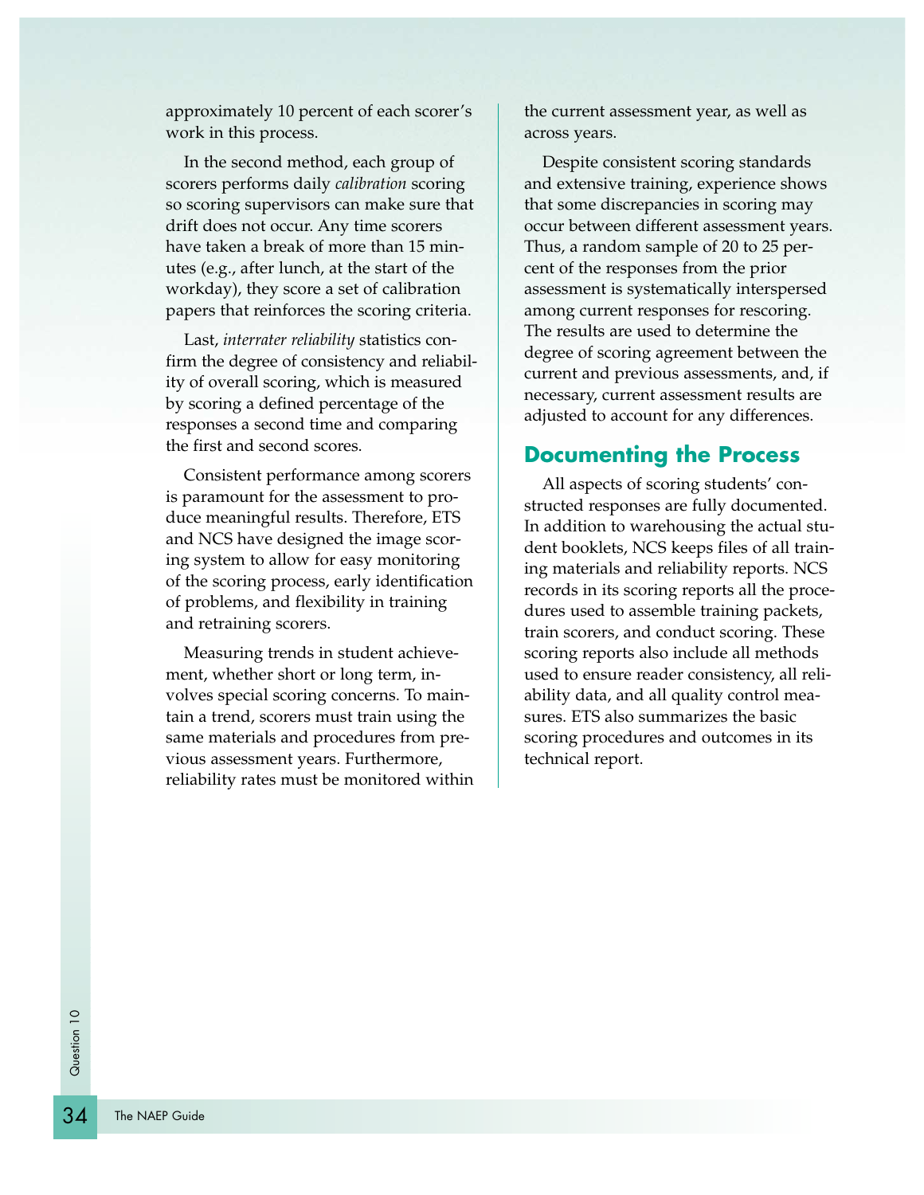approximately 10 percent of each scorer's work in this process.

In the second method, each group of scorers performs daily *calibration* scoring so scoring supervisors can make sure that drift does not occur. Any time scorers have taken a break of more than 15 minutes (e.g., after lunch, at the start of the workday), they score a set of calibration papers that reinforces the scoring criteria.

Last, *interrater reliability* statistics confirm the degree of consistency and reliability of overall scoring, which is measured by scoring a defined percentage of the responses a second time and comparing the first and second scores.

Consistent performance among scorers is paramount for the assessment to produce meaningful results. Therefore, ETS and NCS have designed the image scoring system to allow for easy monitoring of the scoring process, early identification of problems, and flexibility in training and retraining scorers.

Measuring trends in student achievement, whether short or long term, involves special scoring concerns. To maintain a trend, scorers must train using the same materials and procedures from previous assessment years. Furthermore, reliability rates must be monitored within the current assessment year, as well as across years.

Despite consistent scoring standards and extensive training, experience shows that some discrepancies in scoring may occur between different assessment years. Thus, a random sample of 20 to 25 percent of the responses from the prior assessment is systematically interspersed among current responses for rescoring. The results are used to determine the degree of scoring agreement between the current and previous assessments, and, if necessary, current assessment results are adjusted to account for any differences.

## Documenting the Process

All aspects of scoring students' constructed responses are fully documented. In addition to warehousing the actual student booklets, NCS keeps files of all training materials and reliability reports. NCS records in its scoring reports all the procedures used to assemble training packets, train scorers, and conduct scoring. These scoring reports also include all methods used to ensure reader consistency, all reliability data, and all quality control measures. ETS also summarizes the basic scoring procedures and outcomes in its technical report.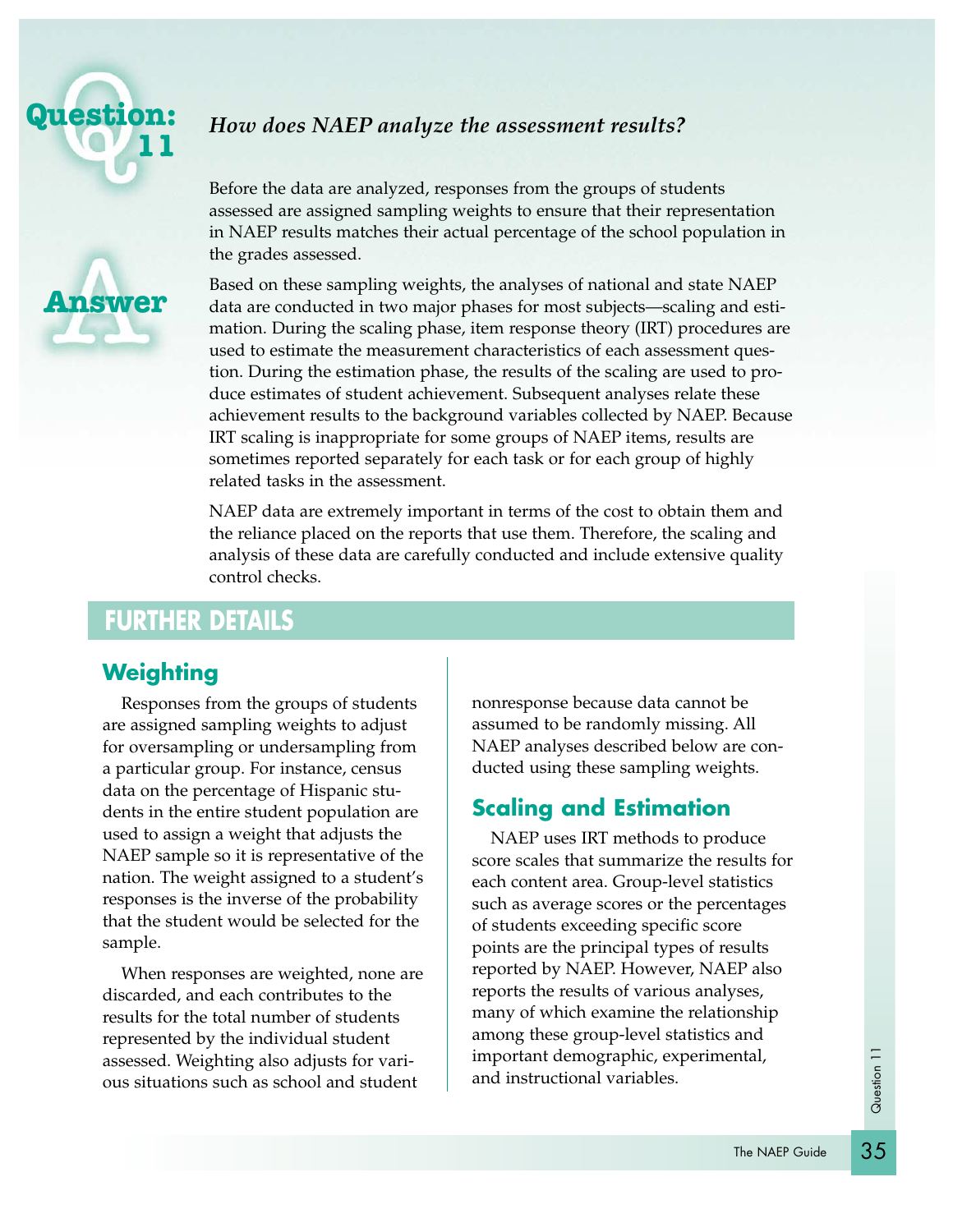## Question: 11

*How does NAEP analyze the assessment results?*

## Answer

Before the data are analyzed, responses from the groups of students assessed are assigned sampling weights to ensure that their representation in NAEP results matches their actual percentage of the school population in the grades assessed.

Based on these sampling weights, the analyses of national and state NAEP data are conducted in two major phases for most subjects—scaling and estimation. During the scaling phase, item response theory (IRT) procedures are used to estimate the measurement characteristics of each assessment question. During the estimation phase, the results of the scaling are used to produce estimates of student achievement. Subsequent analyses relate these achievement results to the background variables collected by NAEP. Because IRT scaling is inappropriate for some groups of NAEP items, results are sometimes reported separately for each task or for each group of highly related tasks in the assessment.

NAEP data are extremely important in terms of the cost to obtain them and the reliance placed on the reports that use them. Therefore, the scaling and analysis of these data are carefully conducted and include extensive quality control checks.

## FURTHER DETAILS

### Weighting

Responses from the groups of students are assigned sampling weights to adjust for oversampling or undersampling from a particular group. For instance, census data on the percentage of Hispanic students in the entire student population are used to assign a weight that adjusts the NAEP sample so it is representative of the nation. The weight assigned to a student's responses is the inverse of the probability that the student would be selected for the sample.

When responses are weighted, none are discarded, and each contributes to the results for the total number of students represented by the individual student assessed. Weighting also adjusts for various situations such as school and student nonresponse because data cannot be assumed to be randomly missing. All NAEP analyses described below are conducted using these sampling weights.

### Scaling and Estimation

NAEP uses IRT methods to produce score scales that summarize the results for each content area. Group-level statistics such as average scores or the percentages of students exceeding specific score points are the principal types of results reported by NAEP. However, NAEP also reports the results of various analyses, many of which examine the relationship among these group-level statistics and important demographic, experimental, and instructional variables.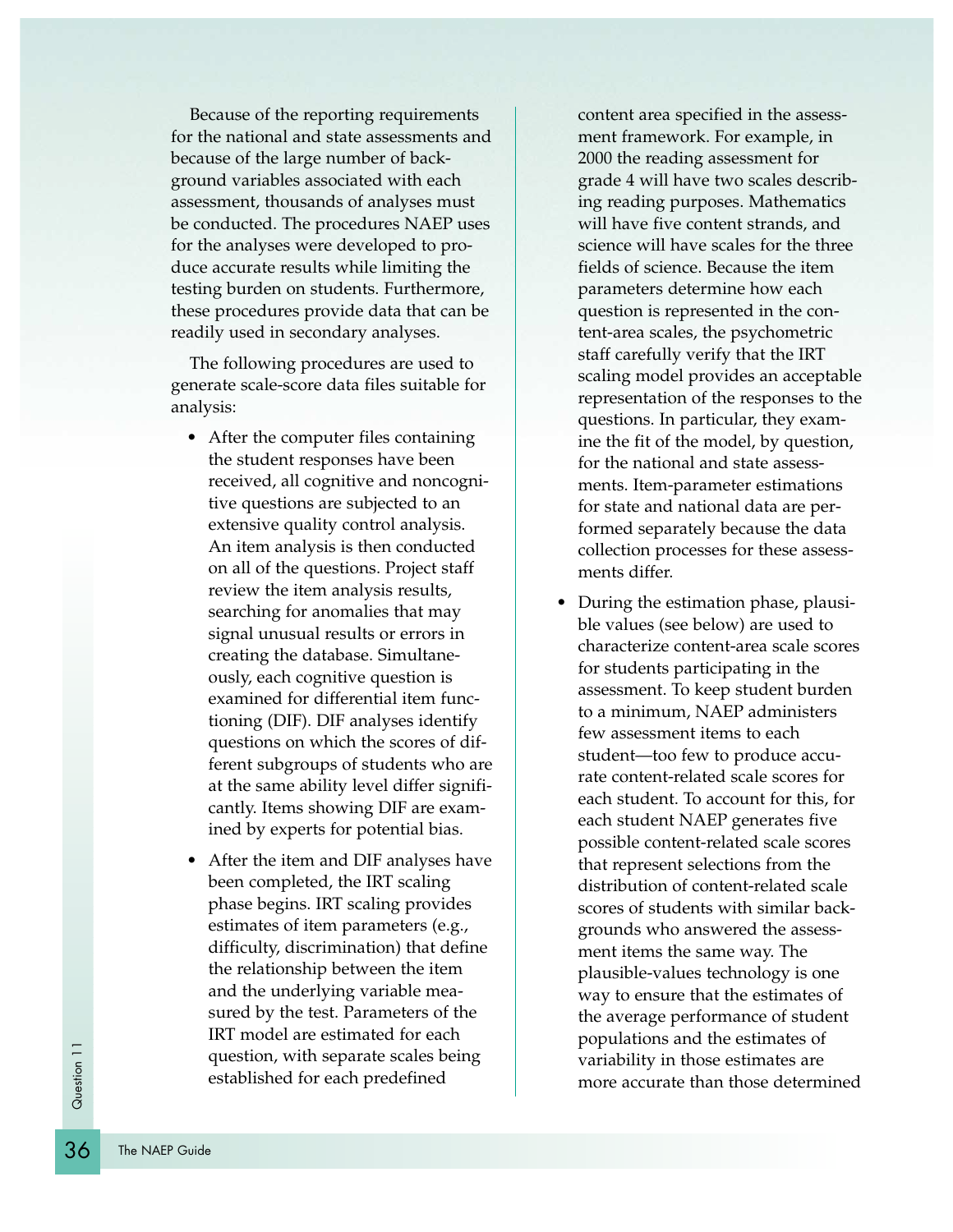Because of the reporting requirements for the national and state assessments and because of the large number of background variables associated with each assessment, thousands of analyses must be conducted. The procedures NAEP uses for the analyses were developed to produce accurate results while limiting the testing burden on students. Furthermore, these procedures provide data that can be readily used in secondary analyses.

The following procedures are used to generate scale-score data files suitable for analysis:

- After the computer files containing the student responses have been received, all cognitive and noncognitive questions are subjected to an extensive quality control analysis. An item analysis is then conducted on all of the questions. Project staff review the item analysis results, searching for anomalies that may signal unusual results or errors in creating the database. Simultaneously, each cognitive question is examined for differential item functioning (DIF). DIF analyses identify questions on which the scores of different subgroups of students who are at the same ability level differ significantly. Items showing DIF are examined by experts for potential bias.

- After the item and DIF analyses have been completed, the IRT scaling phase begins. IRT scaling provides estimates of item parameters (e.g., difficulty, discrimination) that define the relationship between the item and the underlying variable measured by the test. Parameters of the IRT model are estimated for each question, with separate scales being established for each predefined content area specified in the assessment framework. For example, in 2000 the reading assessment for grade 4 will have two scales describing reading purposes. Mathematics will have five content strands, and science will have scales for the three fields of science. Because the item parameters determine how each question is represented in the content-area scales, the psychometric staff carefully verify that the IRT scaling model provides an acceptable representation of the responses to the questions. In particular, they examine the fit of the model, by question, for the national and state assessments. Item-parameter estimations for state and national data are performed separately because the data collection processes for these assessments differ.

- During the estimation phase, plausible values (see below) are used to characterize content-area scale scores for students participating in the assessment. To keep student burden to a minimum, NAEP administers few assessment items to each student—too few to produce accurate content-related scale scores for each student. To account for this, for each student NAEP generates five possible content-related scale scores that represent selections from the distribution of content-related scale scores of students with similar backgrounds who answered the assessment items the same way. The plausible-values technology is one way to ensure that the estimates of the average performance of student populations and the estimates of variability in those estimates are more accurate than those determined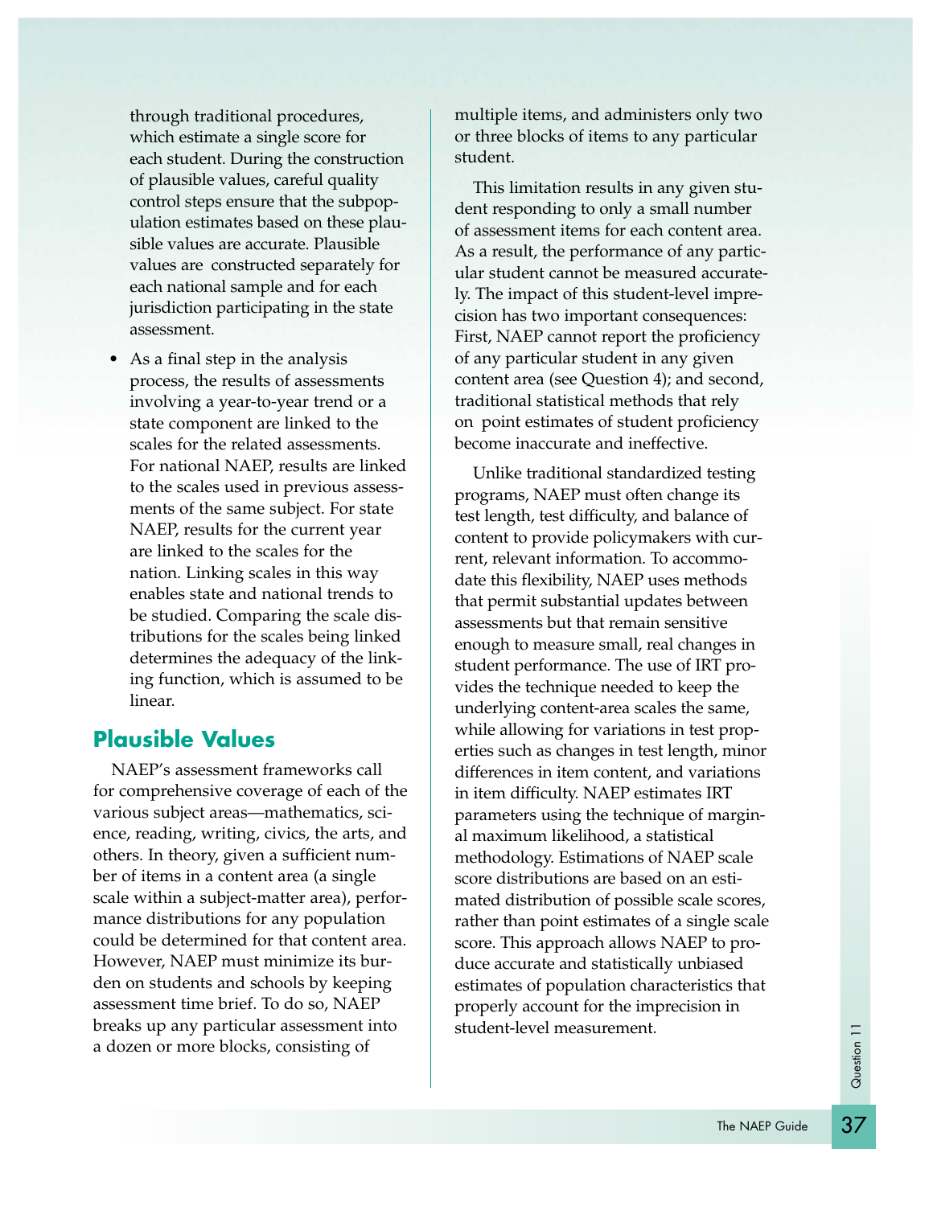through traditional procedures, which estimate a single score for each student. During the construction of plausible values, careful quality control steps ensure that the subpopulation estimates based on these plausible values are accurate. Plausible values are constructed separately for each national sample and for each jurisdiction participating in the state assessment.

- As a final step in the analysis process, the results of assessments involving a year-to-year trend or a state component are linked to the scales for the related assessments. For national NAEP, results are linked to the scales used in previous assessments of the same subject. For state NAEP, results for the current year are linked to the scales for the nation. Linking scales in this way enables state and national trends to be studied. Comparing the scale distributions for the scales being linked determines the adequacy of the linking function, which is assumed to be linear.

## Plausible Values

NAEP's assessment frameworks call for comprehensive coverage of each of the various subject areas—mathematics, science, reading, writing, civics, the arts, and others. In theory, given a sufficient number of items in a content area (a single scale within a subject-matter area), performance distributions for any population could be determined for that content area. However, NAEP must minimize its burden on students and schools by keeping assessment time brief. To do so, NAEP breaks up any particular assessment into a dozen or more blocks, consisting of multiple items, and administers only two or three blocks of items to any particular student.

This limitation results in any given student responding to only a small number of assessment items for each content area. As a result, the performance of any particular student cannot be measured accurately. The impact of this student-level imprecision has two important consequences: First, NAEP cannot report the proficiency of any particular student in any given content area (see Question 4); and second, traditional statistical methods that rely on point estimates of student proficiency become inaccurate and ineffective.

Unlike traditional standardized testing programs, NAEP must often change its test length, test difficulty, and balance of content to provide policymakers with current, relevant information. To accommodate this flexibility, NAEP uses methods that permit substantial updates between assessments but that remain sensitive enough to measure small, real changes in student performance. The use of IRT provides the technique needed to keep the underlying content-area scales the same, while allowing for variations in test properties such as changes in test length, minor differences in item content, and variations in item difficulty. NAEP estimates IRT parameters using the technique of marginal maximum likelihood, a statistical methodology. Estimations of NAEP scale score distributions are based on an estimated distribution of possible scale scores, rather than point estimates of a single scale score. This approach allows NAEP to produce accurate and statistically unbiased estimates of population characteristics that properly account for the imprecision in student-level measurement.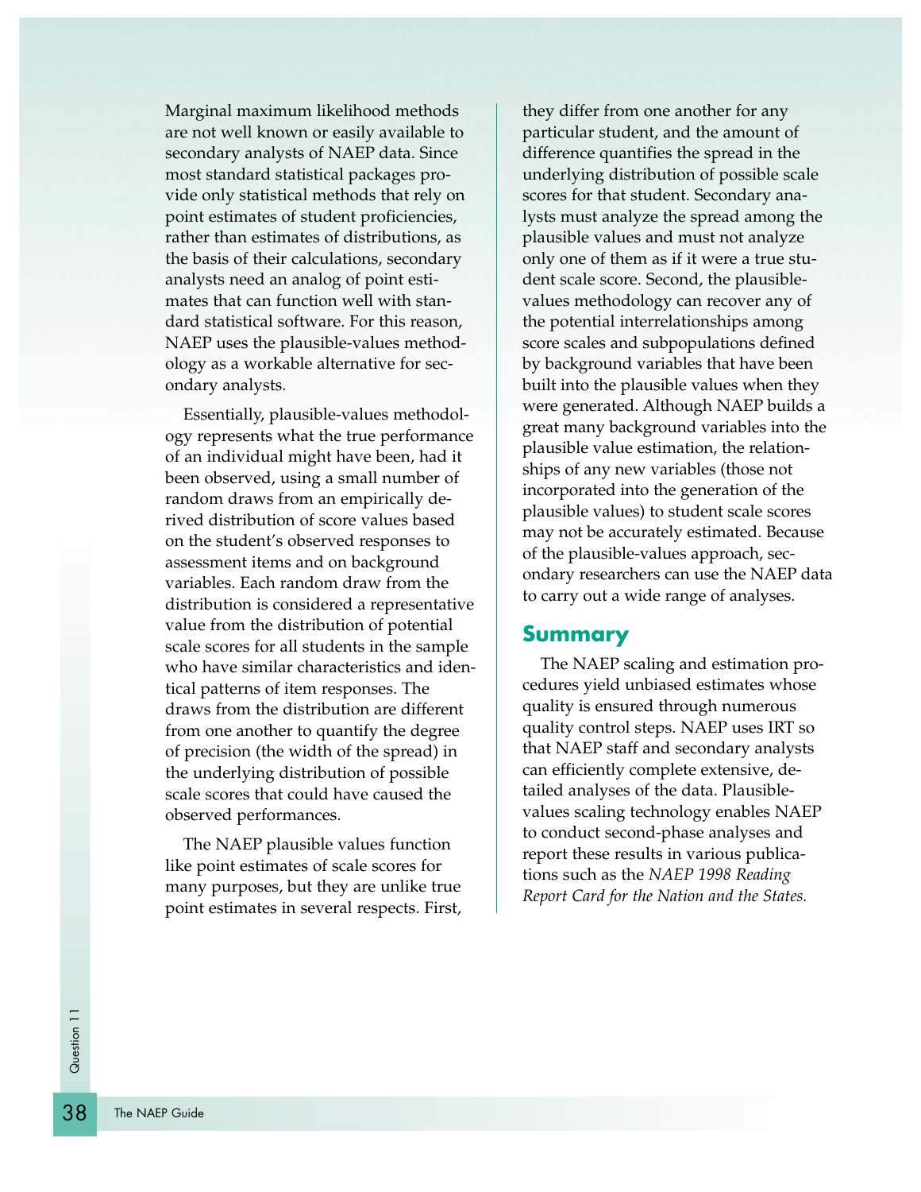Marginal maximum likelihood methods are not well known or easily available to secondary analysts of NAEP data. Since most standard statistical packages provide only statistical methods that rely on point estimates of student proficiencies, rather than estimates of distributions, as the basis of their calculations, secondary analysts need an analog of point estimates that can function well with standard statistical software. For this reason, NAEP uses the plausible-values methodology as a workable alternative for secondary analysts.

Essentially, plausible-values methodology represents what the true performance of an individual might have been, had it been observed, using a small number of random draws from an empirically derived distribution of score values based on the student's observed responses to assessment items and on background variables. Each random draw from the distribution is considered a representative value from the distribution of potential scale scores for all students in the sample who have similar characteristics and identical patterns of item responses. The draws from the distribution are different from one another to quantify the degree of precision (the width of the spread) in the underlying distribution of possible scale scores that could have caused the observed performances.

The NAEP plausible values function like point estimates of scale scores for many purposes, but they are unlike true point estimates in several respects. First, they differ from one another for any particular student, and the amount of difference quantifies the spread in the underlying distribution of possible scale scores for that student. Secondary analysts must analyze the spread among the plausible values and must not analyze only one of them as if it were a true student scale score. Second, the plausible-values methodology can recover any of the potential interrelationships among score scales and subpopulations defined by background variables that have been built into the plausible values when they were generated. Although NAEP builds a great many background variables into the plausible value estimation, the relationships of any new variables (those not incorporated into the generation of the plausible values) to student scale scores may not be accurately estimated. Because of the plausible-values approach, secondary researchers can use the NAEP data to carry out a wide range of analyses.

## Summary

The NAEP scaling and estimation procedures yield unbiased estimates whose quality is ensured through numerous quality control steps. NAEP uses IRT so that NAEP staff and secondary analysts can efficiently complete extensive, detailed analyses of the data. Plausible-values scaling technology enables NAEP to conduct second-phase analyses and report these results in various publications such as the *NAEP 1998 Reading Report Card for the Nation and the States.*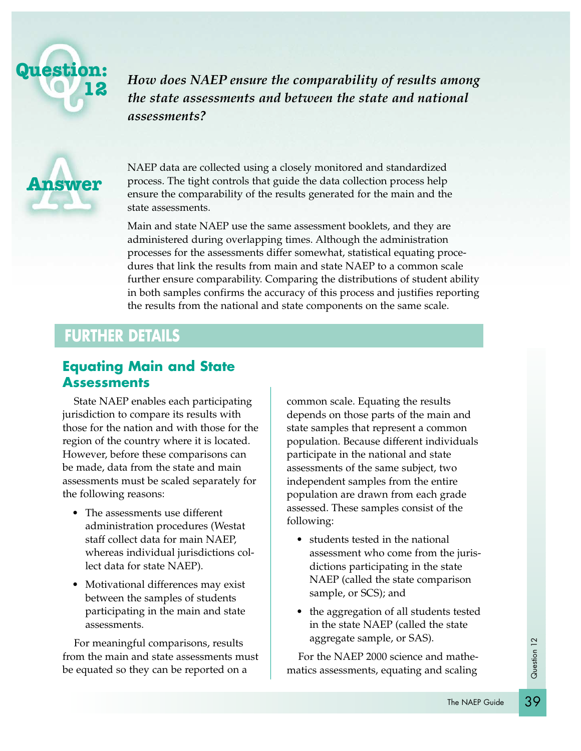## Question: 12

***How does NAEP ensure the comparability of results among the state assessments and between the state and national assessments?***

## Answer

NAEP data are collected using a closely monitored and standardized process. The tight controls that guide the data collection process help ensure the comparability of the results generated for the main and the state assessments.

Main and state NAEP use the same assessment booklets, and they are administered during overlapping times. Although the administration processes for the assessments differ somewhat, statistical equating procedures that link the results from main and state NAEP to a common scale further ensure comparability. Comparing the distributions of student ability in both samples confirms the accuracy of this process and justifies reporting the results from the national and state components on the same scale.

## FURTHER DETAILS

### Equating Main and State Assessments

State NAEP enables each participating jurisdiction to compare its results with those for the nation and with those for the region of the country where it is located. However, before these comparisons can be made, data from the state and main assessments must be scaled separately for the following reasons:

- The assessments use different administration procedures (Westat staff collect data for main NAEP, whereas individual jurisdictions collect data for state NAEP).
- Motivational differences may exist between the samples of students participating in the main and state assessments.

For meaningful comparisons, results from the main and state assessments must be equated so they can be reported on a common scale. Equating the results depends on those parts of the main and state samples that represent a common population. Because different individuals participate in the national and state assessments of the same subject, two independent samples from the entire population are drawn from each grade assessed. These samples consist of the following:

- students tested in the national assessment who come from the jurisdictions participating in the state NAEP (called the state comparison sample, or SCS); and
- the aggregation of all students tested in the state NAEP (called the state aggregate sample, or SAS).

For the NAEP 2000 science and mathematics assessments, equating and scaling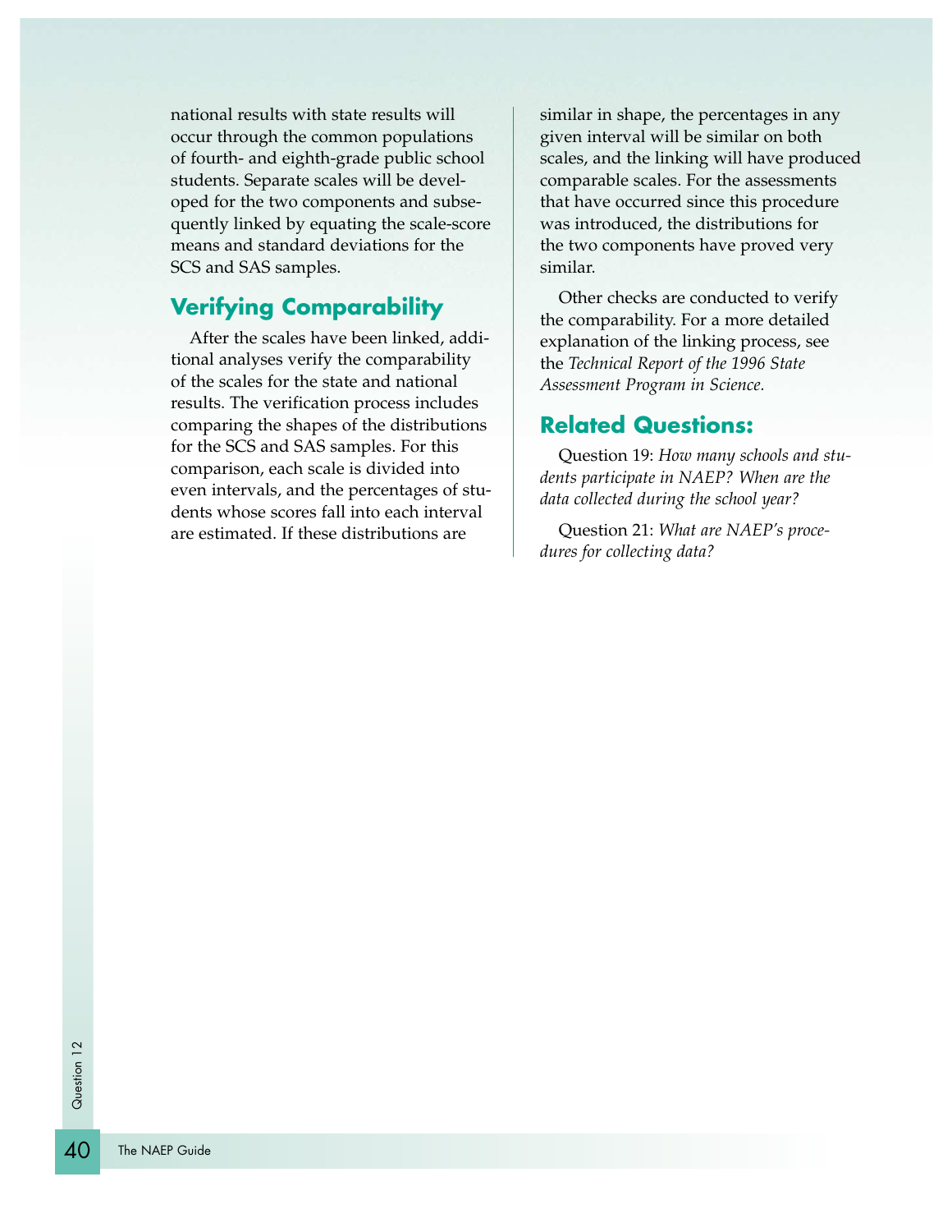national results with state results will occur through the common populations of fourth- and eighth-grade public school students. Separate scales will be developed for the two components and subsequently linked by equating the scale-score means and standard deviations for the SCS and SAS samples.

## Verifying Comparability

After the scales have been linked, additional analyses verify the comparability of the scales for the state and national results. The verification process includes comparing the shapes of the distributions for the SCS and SAS samples. For this comparison, each scale is divided into even intervals, and the percentages of students whose scores fall into each interval are estimated. If these distributions are similar in shape, the percentages in any given interval will be similar on both scales, and the linking will have produced comparable scales. For the assessments that have occurred since this procedure was introduced, the distributions for the two components have proved very similar.

Other checks are conducted to verify the comparability. For a more detailed explanation of the linking process, see the *Technical Report of the 1996 State Assessment Program in Science.*

## Related Questions:

Question 19: *How many schools and students participate in NAEP? When are the data collected during the school year?*

Question 21: *What are NAEP's procedures for collecting data?*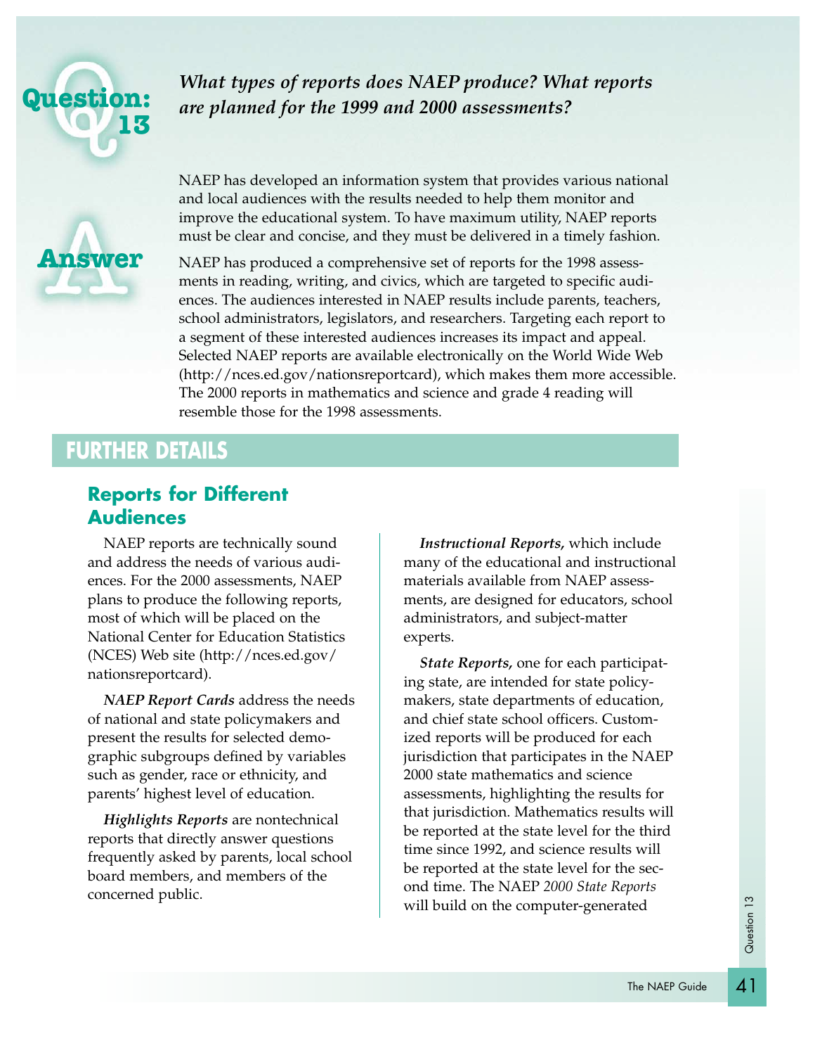## Question: 13

***What types of reports does NAEP produce? What reports are planned for the 1999 and 2000 assessments?***

## Answer

NAEP has developed an information system that provides various national and local audiences with the results needed to help them monitor and improve the educational system. To have maximum utility, NAEP reports must be clear and concise, and they must be delivered in a timely fashion.

NAEP has produced a comprehensive set of reports for the 1998 assessments in reading, writing, and civics, which are targeted to specific audiences. The audiences interested in NAEP results include parents, teachers, school administrators, legislators, and researchers. Targeting each report to a segment of these interested audiences increases its impact and appeal. Selected NAEP reports are available electronically on the World Wide Web (http://nces.ed.gov/nationsreportcard), which makes them more accessible. The 2000 reports in mathematics and science and grade 4 reading will resemble those for the 1998 assessments.

## FURTHER DETAILS

### Reports for Different Audiences

NAEP reports are technically sound and address the needs of various audiences. For the 2000 assessments, NAEP plans to produce the following reports, most of which will be placed on the National Center for Education Statistics (NCES) Web site (http://nces.ed.gov/nationsreportcard).

***NAEP Report Cards*** address the needs of national and state policymakers and present the results for selected demographic subgroups defined by variables such as gender, race or ethnicity, and parents' highest level of education.

***Highlights Reports*** are nontechnical reports that directly answer questions frequently asked by parents, local school board members, and members of the concerned public.

***Instructional Reports,*** which include many of the educational and instructional materials available from NAEP assessments, are designed for educators, school administrators, and subject-matter experts.

***State Reports,*** one for each participating state, are intended for state policymakers, state departments of education, and chief state school officers. Customized reports will be produced for each jurisdiction that participates in the NAEP 2000 state mathematics and science assessments, highlighting the results for that jurisdiction. Mathematics results will be reported at the state level for the third time since 1992, and science results will be reported at the state level for the second time. The NAEP *2000 State Reports* will build on the computer-generated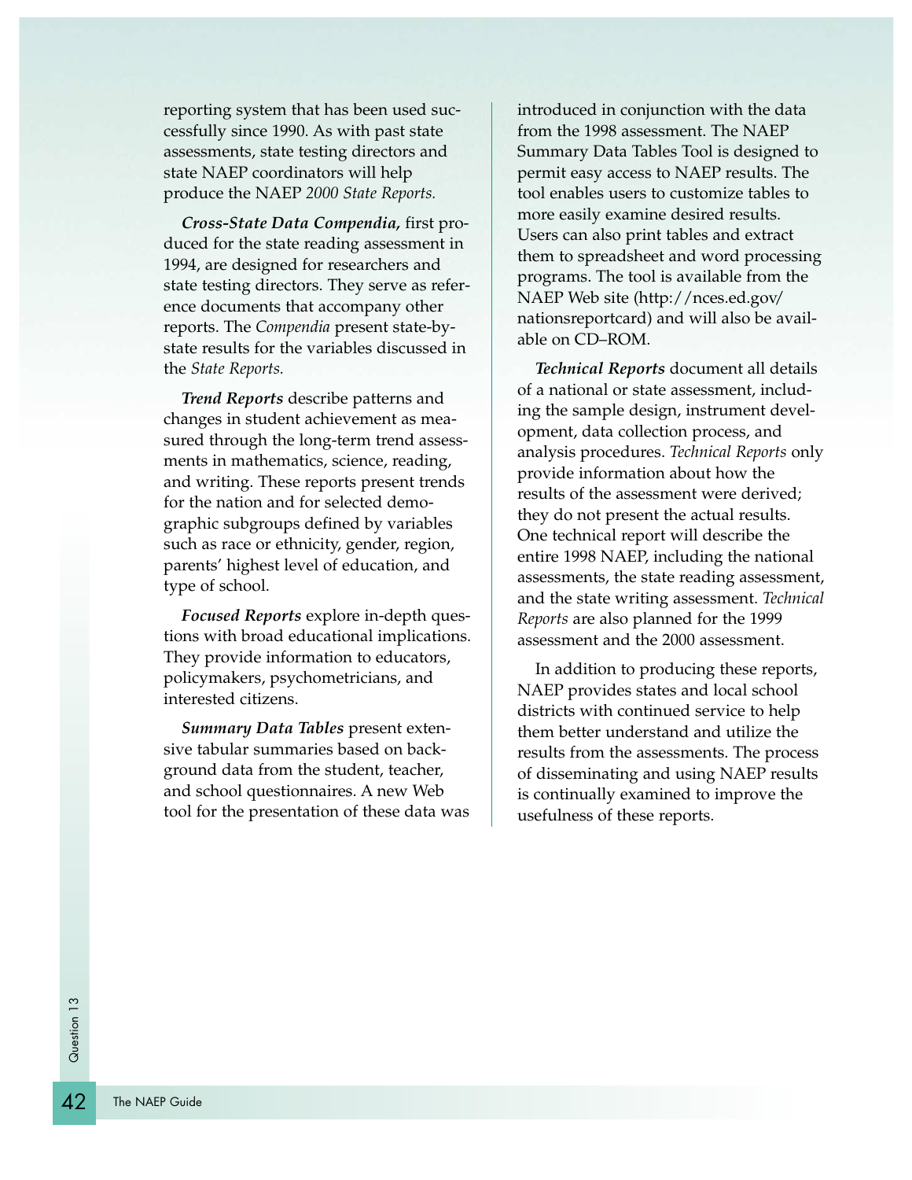reporting system that has been used successfully since 1990. As with past state assessments, state testing directors and state NAEP coordinators will help produce the NAEP *2000 State Reports.*

***Cross-State Data Compendia,*** first produced for the state reading assessment in 1994, are designed for researchers and state testing directors. They serve as reference documents that accompany other reports. The *Compendia* present state-by-state results for the variables discussed in the *State Reports.*

***Trend Reports*** describe patterns and changes in student achievement as measured through the long-term trend assessments in mathematics, science, reading, and writing. These reports present trends for the nation and for selected demographic subgroups defined by variables such as race or ethnicity, gender, region, parents' highest level of education, and type of school.

***Focused Reports*** explore in-depth questions with broad educational implications. They provide information to educators, policymakers, psychometricians, and interested citizens.

***Summary Data Tables*** present extensive tabular summaries based on background data from the student, teacher, and school questionnaires. A new Web tool for the presentation of these data was introduced in conjunction with the data from the 1998 assessment. The NAEP Summary Data Tables Tool is designed to permit easy access to NAEP results. The tool enables users to customize tables to more easily examine desired results. Users can also print tables and extract them to spreadsheet and word processing programs. The tool is available from the NAEP Web site (http://nces.ed.gov/nationsreportcard) and will also be available on CD–ROM.

***Technical Reports*** document all details of a national or state assessment, including the sample design, instrument development, data collection process, and analysis procedures. *Technical Reports* only provide information about how the results of the assessment were derived; they do not present the actual results. One technical report will describe the entire 1998 NAEP, including the national assessments, the state reading assessment, and the state writing assessment. *Technical Reports* are also planned for the 1999 assessment and the 2000 assessment.

In addition to producing these reports, NAEP provides states and local school districts with continued service to help them better understand and utilize the results from the assessments. The process of disseminating and using NAEP results is continually examined to improve the usefulness of these reports.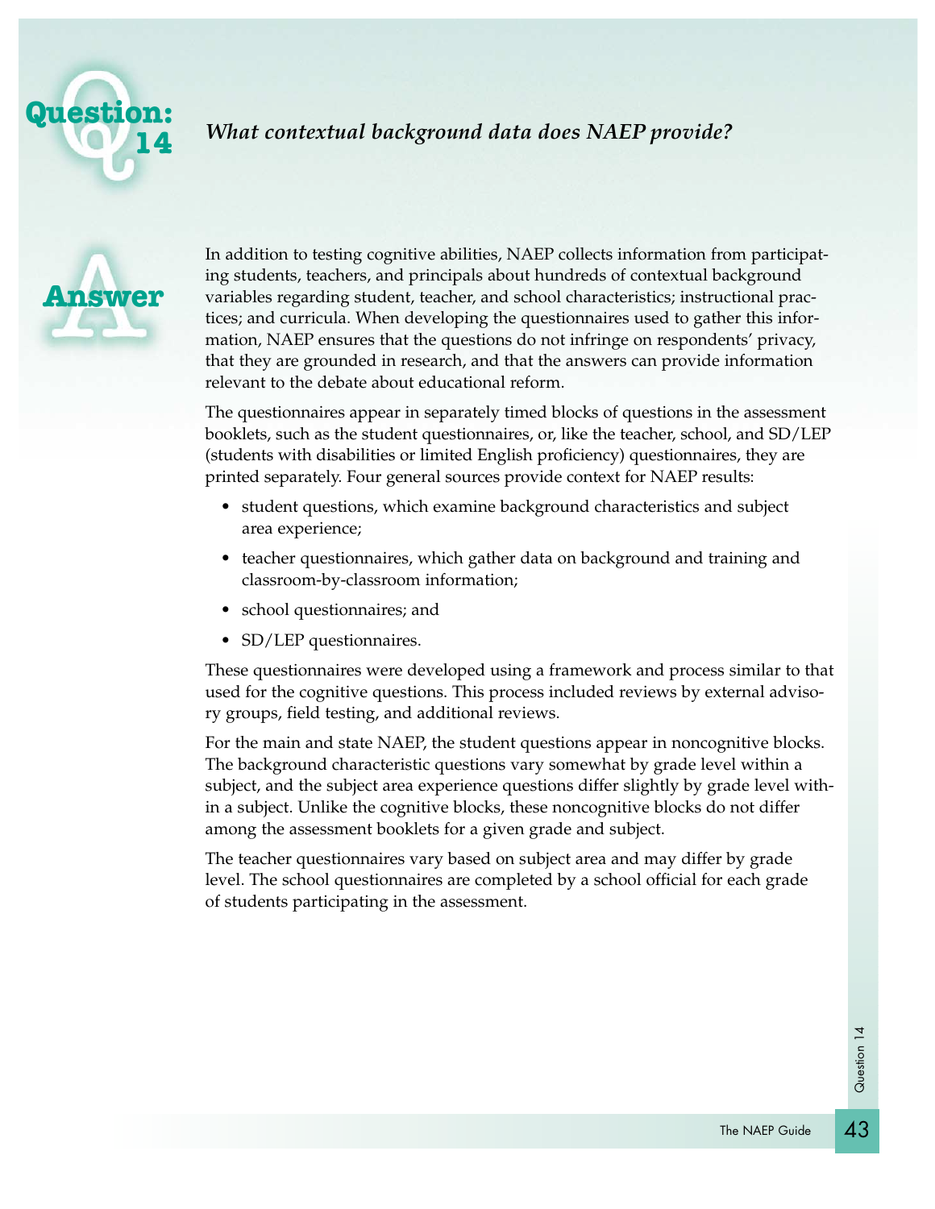## Question: 14

***What contextual background data does NAEP provide?***

## Answer

In addition to testing cognitive abilities, NAEP collects information from participating students, teachers, and principals about hundreds of contextual background variables regarding student, teacher, and school characteristics; instructional practices; and curricula. When developing the questionnaires used to gather this information, NAEP ensures that the questions do not infringe on respondents' privacy, that they are grounded in research, and that the answers can provide information relevant to the debate about educational reform.

The questionnaires appear in separately timed blocks of questions in the assessment booklets, such as the student questionnaires, or, like the teacher, school, and SD/LEP (students with disabilities or limited English proficiency) questionnaires, they are printed separately. Four general sources provide context for NAEP results:

- student questions, which examine background characteristics and subject area experience;
- teacher questionnaires, which gather data on background and training and classroom-by-classroom information;
- school questionnaires; and
- SD/LEP questionnaires.

These questionnaires were developed using a framework and process similar to that used for the cognitive questions. This process included reviews by external advisory groups, field testing, and additional reviews.

For the main and state NAEP, the student questions appear in noncognitive blocks. The background characteristic questions vary somewhat by grade level within a subject, and the subject area experience questions differ slightly by grade level within a subject. Unlike the cognitive blocks, these noncognitive blocks do not differ among the assessment booklets for a given grade and subject.

The teacher questionnaires vary based on subject area and may differ by grade level. The school questionnaires are completed by a school official for each grade of students participating in the assessment.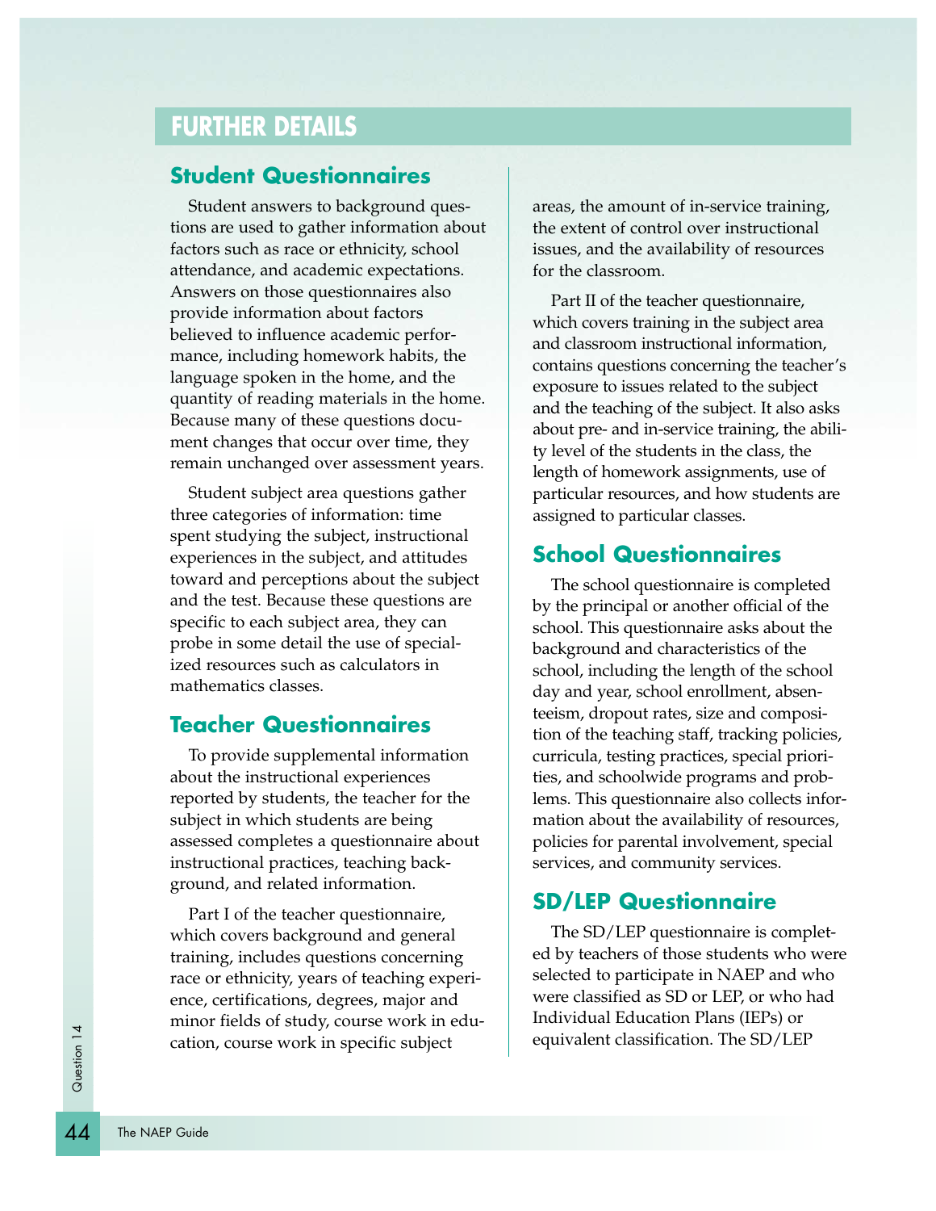## FURTHER DETAILS

### Student Questionnaires

Student answers to background questions are used to gather information about factors such as race or ethnicity, school attendance, and academic expectations. Answers on those questionnaires also provide information about factors believed to influence academic performance, including homework habits, the language spoken in the home, and the quantity of reading materials in the home. Because many of these questions document changes that occur over time, they remain unchanged over assessment years.

Student subject area questions gather three categories of information: time spent studying the subject, instructional experiences in the subject, and attitudes toward and perceptions about the subject and the test. Because these questions are specific to each subject area, they can probe in some detail the use of specialized resources such as calculators in mathematics classes.

### Teacher Questionnaires

To provide supplemental information about the instructional experiences reported by students, the teacher for the subject in which students are being assessed completes a questionnaire about instructional practices, teaching background, and related information.

Part I of the teacher questionnaire, which covers background and general training, includes questions concerning race or ethnicity, years of teaching experience, certifications, degrees, major and minor fields of study, course work in education, course work in specific subject areas, the amount of in-service training, the extent of control over instructional issues, and the availability of resources for the classroom.

Part II of the teacher questionnaire, which covers training in the subject area and classroom instructional information, contains questions concerning the teacher's exposure to issues related to the subject and the teaching of the subject. It also asks about pre- and in-service training, the ability level of the students in the class, the length of homework assignments, use of particular resources, and how students are assigned to particular classes.

### School Questionnaires

The school questionnaire is completed by the principal or another official of the school. This questionnaire asks about the background and characteristics of the school, including the length of the school day and year, school enrollment, absenteeism, dropout rates, size and composition of the teaching staff, tracking policies, curricula, testing practices, special priorities, and schoolwide programs and problems. This questionnaire also collects information about the availability of resources, policies for parental involvement, special services, and community services.

### SD/LEP Questionnaire

The SD/LEP questionnaire is completed by teachers of those students who were selected to participate in NAEP and who were classified as SD or LEP, or who had Individual Education Plans (IEPs) or equivalent classification. The SD/LEP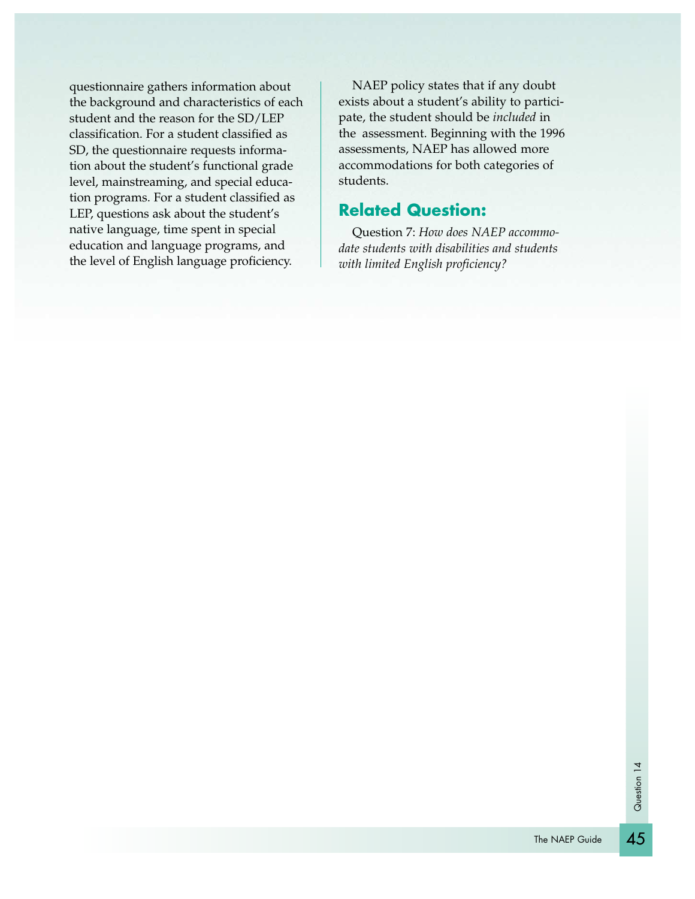questionnaire gathers information about the background and characteristics of each student and the reason for the SD/LEP classification. For a student classified as SD, the questionnaire requests information about the student's functional grade level, mainstreaming, and special education programs. For a student classified as LEP, questions ask about the student's native language, time spent in special education and language programs, and the level of English language proficiency.

NAEP policy states that if any doubt exists about a student's ability to participate, the student should be *included* in the assessment. Beginning with the 1996 assessments, NAEP has allowed more accommodations for both categories of students.

## Related Question:

Question 7: *How does NAEP accommodate students with disabilities and students with limited English proficiency?*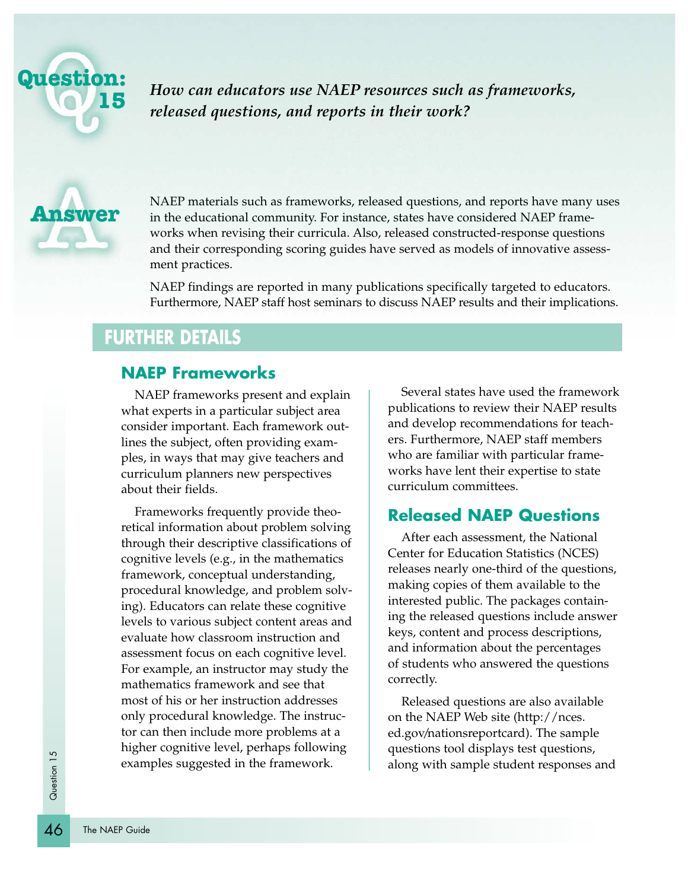## Question: 15

*How can educators use NAEP resources such as frameworks, released questions, and reports in their work?*

## Answer

NAEP materials such as frameworks, released questions, and reports have many uses in the educational community. For instance, states have considered NAEP frameworks when revising their curricula. Also, released constructed-response questions and their corresponding scoring guides have served as models of innovative assessment practices.

NAEP findings are reported in many publications specifically targeted to educators. Furthermore, NAEP staff host seminars to discuss NAEP results and their implications.

## FURTHER DETAILS

### NAEP Frameworks

NAEP frameworks present and explain what experts in a particular subject area consider important. Each framework outlines the subject, often providing examples, in ways that may give teachers and curriculum planners new perspectives about their fields.

Frameworks frequently provide theoretical information about problem solving through their descriptive classifications of cognitive levels (e.g., in the mathematics framework, conceptual understanding, procedural knowledge, and problem solving). Educators can relate these cognitive levels to various subject content areas and evaluate how classroom instruction and assessment focus on each cognitive level. For example, an instructor may study the mathematics framework and see that most of his or her instruction addresses only procedural knowledge. The instructor can then include more problems at a higher cognitive level, perhaps following examples suggested in the framework.

Several states have used the framework publications to review their NAEP results and develop recommendations for teachers. Furthermore, NAEP staff members who are familiar with particular frameworks have lent their expertise to state curriculum committees.

### Released NAEP Questions

After each assessment, the National Center for Education Statistics (NCES) releases nearly one-third of the questions, making copies of them available to the interested public. The packages containing the released questions include answer keys, content and process descriptions, and information about the percentages of students who answered the questions correctly.

Released questions are also available on the NAEP Web site (http://nces.ed.gov/nationsreportcard). The sample questions tool displays test questions, along with sample student responses and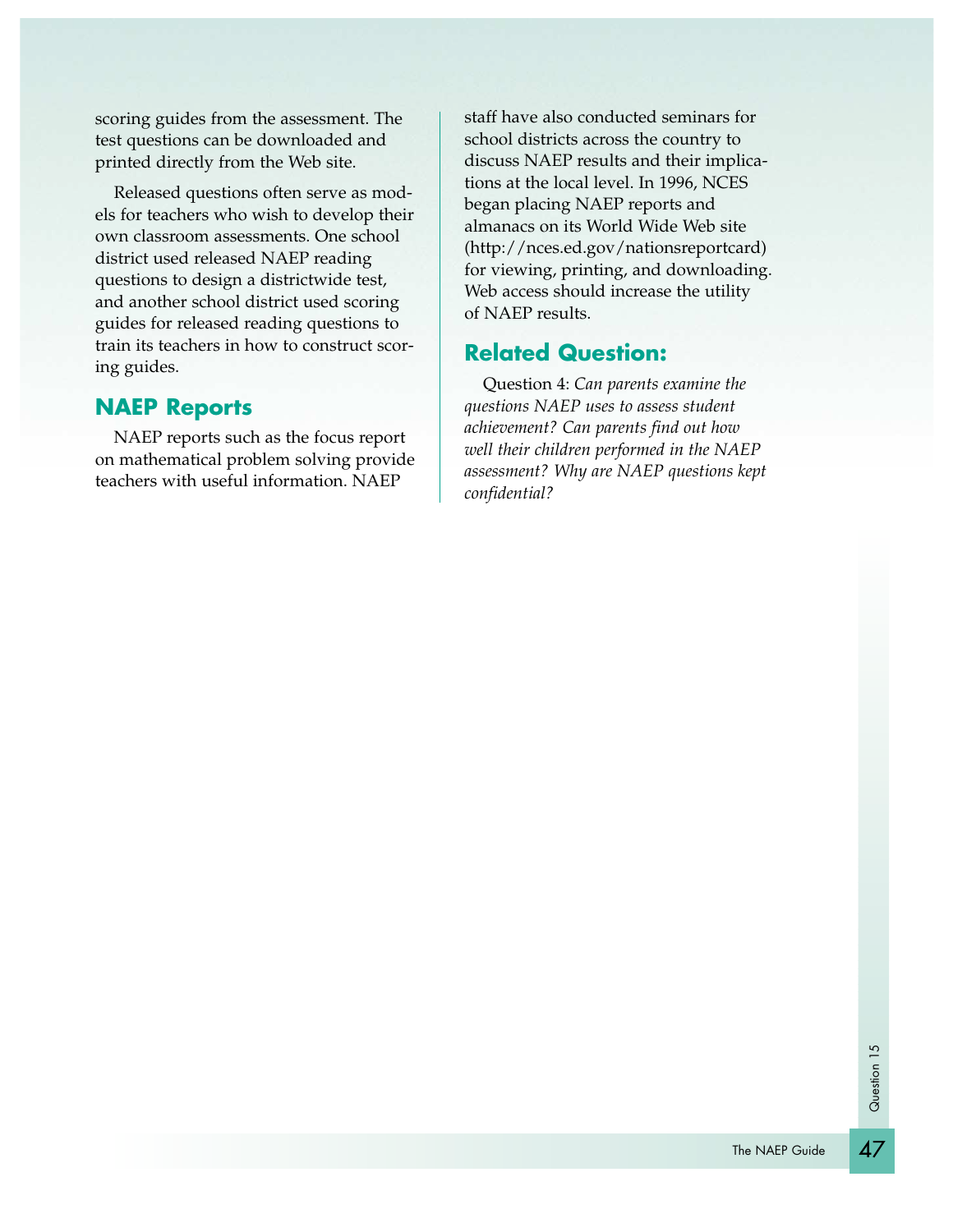scoring guides from the assessment. The test questions can be downloaded and printed directly from the Web site.

Released questions often serve as models for teachers who wish to develop their own classroom assessments. One school district used released NAEP reading questions to design a districtwide test, and another school district used scoring guides for released reading questions to train its teachers in how to construct scoring guides.

## NAEP Reports

NAEP reports such as the focus report on mathematical problem solving provide teachers with useful information. NAEP staff have also conducted seminars for school districts across the country to discuss NAEP results and their implications at the local level. In 1996, NCES began placing NAEP reports and almanacs on its World Wide Web site (http://nces.ed.gov/nationsreportcard) for viewing, printing, and downloading. Web access should increase the utility of NAEP results.

## Related Question:

Question 4: *Can parents examine the questions NAEP uses to assess student achievement? Can parents find out how well their children performed in the NAEP assessment? Why are NAEP questions kept confidential?*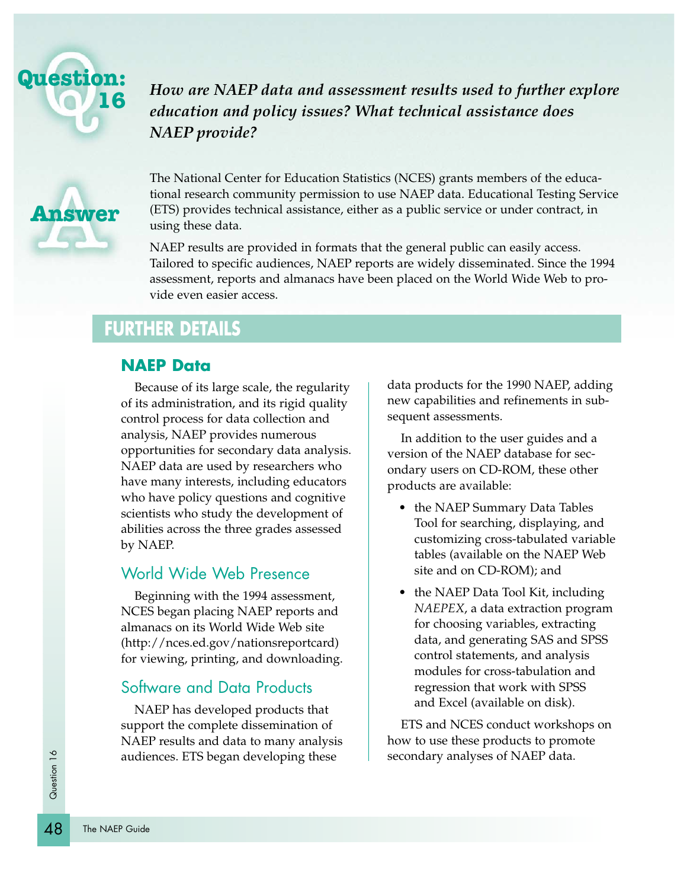## Question: 16

***How are NAEP data and assessment results used to further explore education and policy issues? What technical assistance does NAEP provide?***

## Answer

The National Center for Education Statistics (NCES) grants members of the educational research community permission to use NAEP data. Educational Testing Service (ETS) provides technical assistance, either as a public service or under contract, in using these data.

NAEP results are provided in formats that the general public can easily access. Tailored to specific audiences, NAEP reports are widely disseminated. Since the 1994 assessment, reports and almanacs have been placed on the World Wide Web to provide even easier access.

## FURTHER DETAILS

### NAEP Data

Because of its large scale, the regularity of its administration, and its rigid quality control process for data collection and analysis, NAEP provides numerous opportunities for secondary data analysis. NAEP data are used by researchers who have many interests, including educators who have policy questions and cognitive scientists who study the development of abilities across the three grades assessed by NAEP.

#### World Wide Web Presence

Beginning with the 1994 assessment, NCES began placing NAEP reports and almanacs on its World Wide Web site (http://nces.ed.gov/nationsreportcard) for viewing, printing, and downloading.

#### Software and Data Products

NAEP has developed products that support the complete dissemination of NAEP results and data to many analysis audiences. ETS began developing these data products for the 1990 NAEP, adding new capabilities and refinements in subsequent assessments.

In addition to the user guides and a version of the NAEP database for secondary users on CD-ROM, these other products are available:

- the NAEP Summary Data Tables Tool for searching, displaying, and customizing cross-tabulated variable tables (available on the NAEP Web site and on CD-ROM); and
- the NAEP Data Tool Kit, including *NAEPEX*, a data extraction program for choosing variables, extracting data, and generating SAS and SPSS control statements, and analysis modules for cross-tabulation and regression that work with SPSS and Excel (available on disk).

ETS and NCES conduct workshops on how to use these products to promote secondary analyses of NAEP data.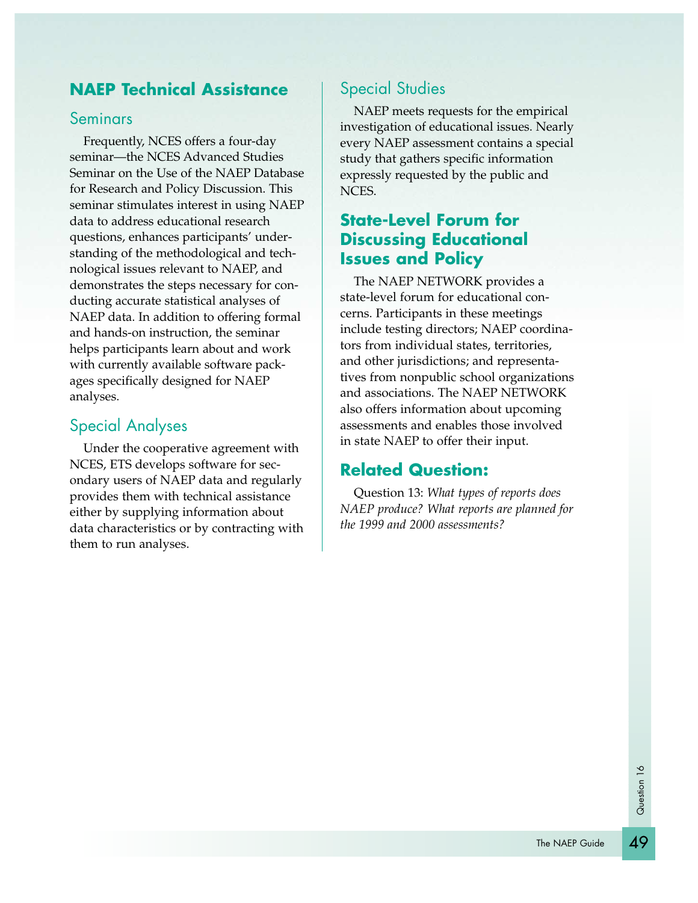## NAEP Technical Assistance

### Seminars

Frequently, NCES offers a four-day seminar—the NCES Advanced Studies Seminar on the Use of the NAEP Database for Research and Policy Discussion. This seminar stimulates interest in using NAEP data to address educational research questions, enhances participants' understanding of the methodological and technological issues relevant to NAEP, and demonstrates the steps necessary for conducting accurate statistical analyses of NAEP data. In addition to offering formal and hands-on instruction, the seminar helps participants learn about and work with currently available software packages specifically designed for NAEP analyses.

### Special Analyses

Under the cooperative agreement with NCES, ETS develops software for secondary users of NAEP data and regularly provides them with technical assistance either by supplying information about data characteristics or by contracting with them to run analyses.

### Special Studies

NAEP meets requests for the empirical investigation of educational issues. Nearly every NAEP assessment contains a special study that gathers specific information expressly requested by the public and NCES.

## State-Level Forum for Discussing Educational Issues and Policy

The NAEP NETWORK provides a state-level forum for educational concerns. Participants in these meetings include testing directors; NAEP coordinators from individual states, territories, and other jurisdictions; and representatives from nonpublic school organizations and associations. The NAEP NETWORK also offers information about upcoming assessments and enables those involved in state NAEP to offer their input.

## Related Question:

Question 13: *What types of reports does NAEP produce? What reports are planned for the 1999 and 2000 assessments?*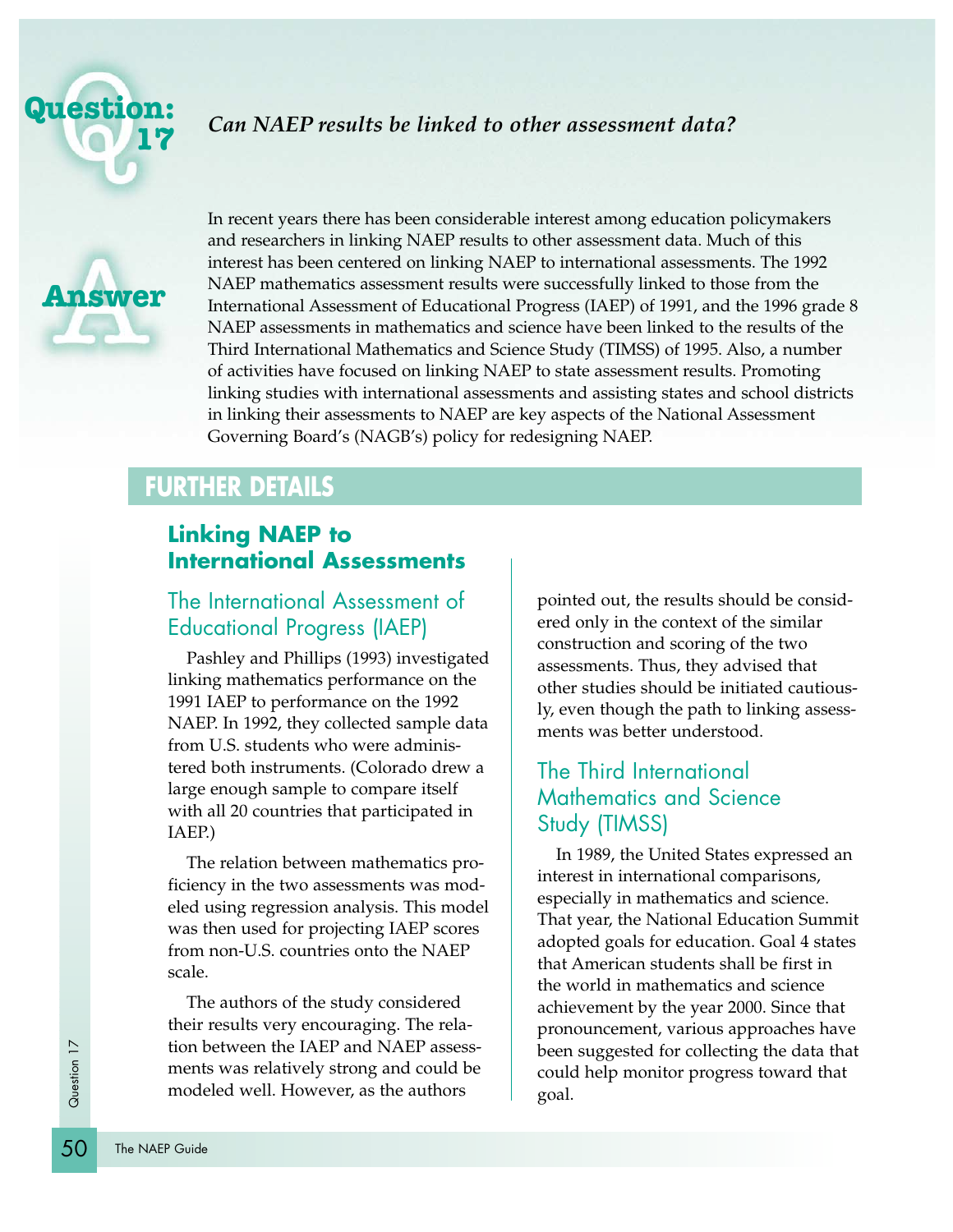# Question: 17

*Can NAEP results be linked to other assessment data?*

## Answer

In recent years there has been considerable interest among education policymakers and researchers in linking NAEP results to other assessment data. Much of this interest has been centered on linking NAEP to international assessments. The 1992 NAEP mathematics assessment results were successfully linked to those from the International Assessment of Educational Progress (IAEP) of 1991, and the 1996 grade 8 NAEP assessments in mathematics and science have been linked to the results of the Third International Mathematics and Science Study (TIMSS) of 1995. Also, a number of activities have focused on linking NAEP to state assessment results. Promoting linking studies with international assessments and assisting states and school districts in linking their assessments to NAEP are key aspects of the National Assessment Governing Board's (NAGB's) policy for redesigning NAEP.

## FURTHER DETAILS

### Linking NAEP to International Assessments

#### The International Assessment of Educational Progress (IAEP)

Pashley and Phillips (1993) investigated linking mathematics performance on the 1991 IAEP to performance on the 1992 NAEP. In 1992, they collected sample data from U.S. students who were administered both instruments. (Colorado drew a large enough sample to compare itself with all 20 countries that participated in IAEP.)

The relation between mathematics proficiency in the two assessments was modeled using regression analysis. This model was then used for projecting IAEP scores from non-U.S. countries onto the NAEP scale.

The authors of the study considered their results very encouraging. The relation between the IAEP and NAEP assessments was relatively strong and could be modeled well. However, as the authors pointed out, the results should be considered only in the context of the similar construction and scoring of the two assessments. Thus, they advised that other studies should be initiated cautiously, even though the path to linking assessments was better understood.

#### The Third International Mathematics and Science Study (TIMSS)

In 1989, the United States expressed an interest in international comparisons, especially in mathematics and science. That year, the National Education Summit adopted goals for education. Goal 4 states that American students shall be first in the world in mathematics and science achievement by the year 2000. Since that pronouncement, various approaches have been suggested for collecting the data that could help monitor progress toward that goal.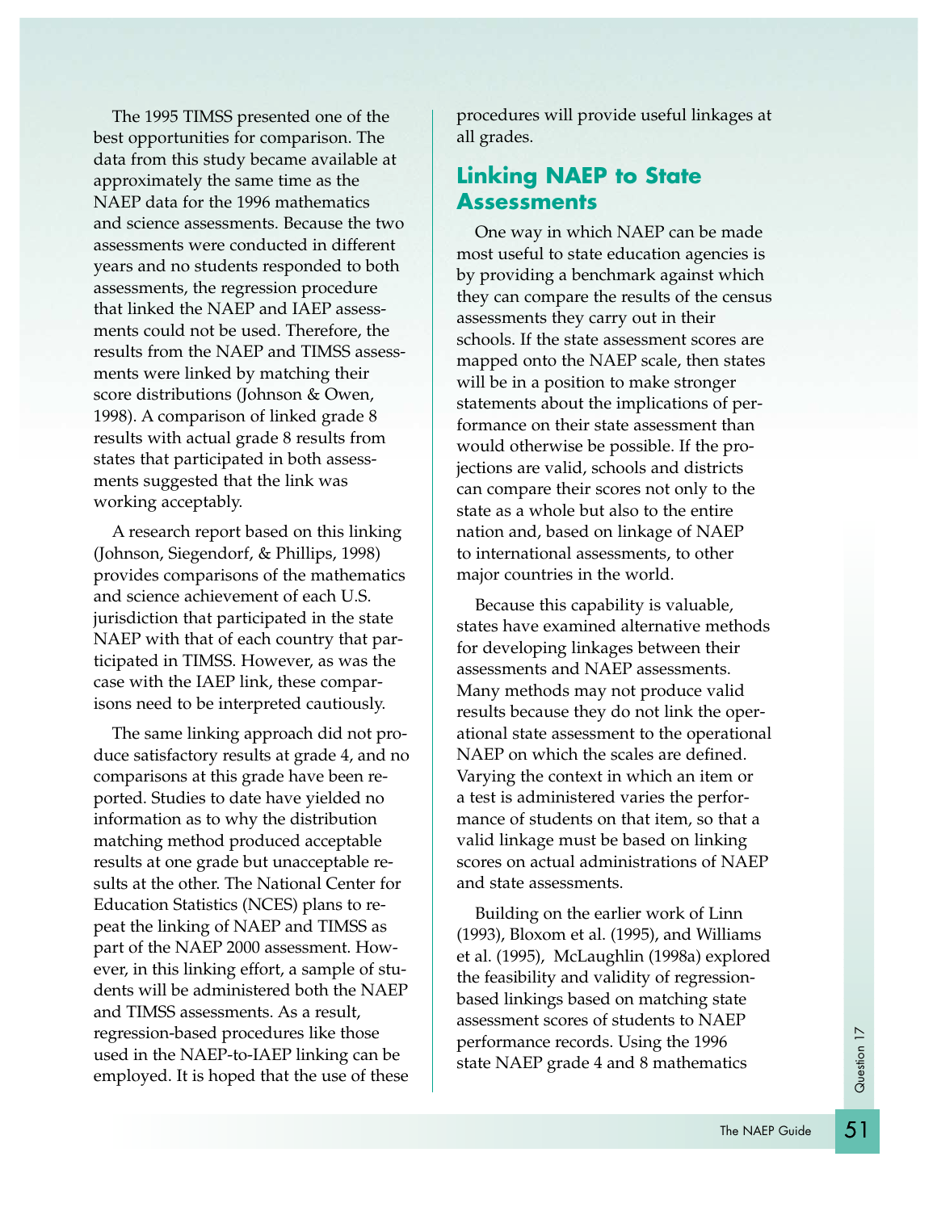The 1995 TIMSS presented one of the best opportunities for comparison. The data from this study became available at approximately the same time as the NAEP data for the 1996 mathematics and science assessments. Because the two assessments were conducted in different years and no students responded to both assessments, the regression procedure that linked the NAEP and IAEP assessments could not be used. Therefore, the results from the NAEP and TIMSS assessments were linked by matching their score distributions (Johnson & Owen, 1998). A comparison of linked grade 8 results with actual grade 8 results from states that participated in both assessments suggested that the link was working acceptably.

A research report based on this linking (Johnson, Siegendorf, & Phillips, 1998) provides comparisons of the mathematics and science achievement of each U.S. jurisdiction that participated in the state NAEP with that of each country that participated in TIMSS. However, as was the case with the IAEP link, these comparisons need to be interpreted cautiously.

The same linking approach did not produce satisfactory results at grade 4, and no comparisons at this grade have been reported. Studies to date have yielded no information as to why the distribution matching method produced acceptable results at one grade but unacceptable results at the other. The National Center for Education Statistics (NCES) plans to repeat the linking of NAEP and TIMSS as part of the NAEP 2000 assessment. However, in this linking effort, a sample of students will be administered both the NAEP and TIMSS assessments. As a result, regression-based procedures like those used in the NAEP-to-IAEP linking can be employed. It is hoped that the use of these procedures will provide useful linkages at all grades.

## Linking NAEP to State Assessments

One way in which NAEP can be made most useful to state education agencies is by providing a benchmark against which they can compare the results of the census assessments they carry out in their schools. If the state assessment scores are mapped onto the NAEP scale, then states will be in a position to make stronger statements about the implications of performance on their state assessment than would otherwise be possible. If the projections are valid, schools and districts can compare their scores not only to the state as a whole but also to the entire nation and, based on linkage of NAEP to international assessments, to other major countries in the world.

Because this capability is valuable, states have examined alternative methods for developing linkages between their assessments and NAEP assessments. Many methods may not produce valid results because they do not link the operational state assessment to the operational NAEP on which the scales are defined. Varying the context in which an item or a test is administered varies the performance of students on that item, so that a valid linkage must be based on linking scores on actual administrations of NAEP and state assessments.

Building on the earlier work of Linn (1993), Bloxom et al. (1995), and Williams et al. (1995), McLaughlin (1998a) explored the feasibility and validity of regression-based linkings based on matching state assessment scores of students to NAEP performance records. Using the 1996 state NAEP grade 4 and 8 mathematics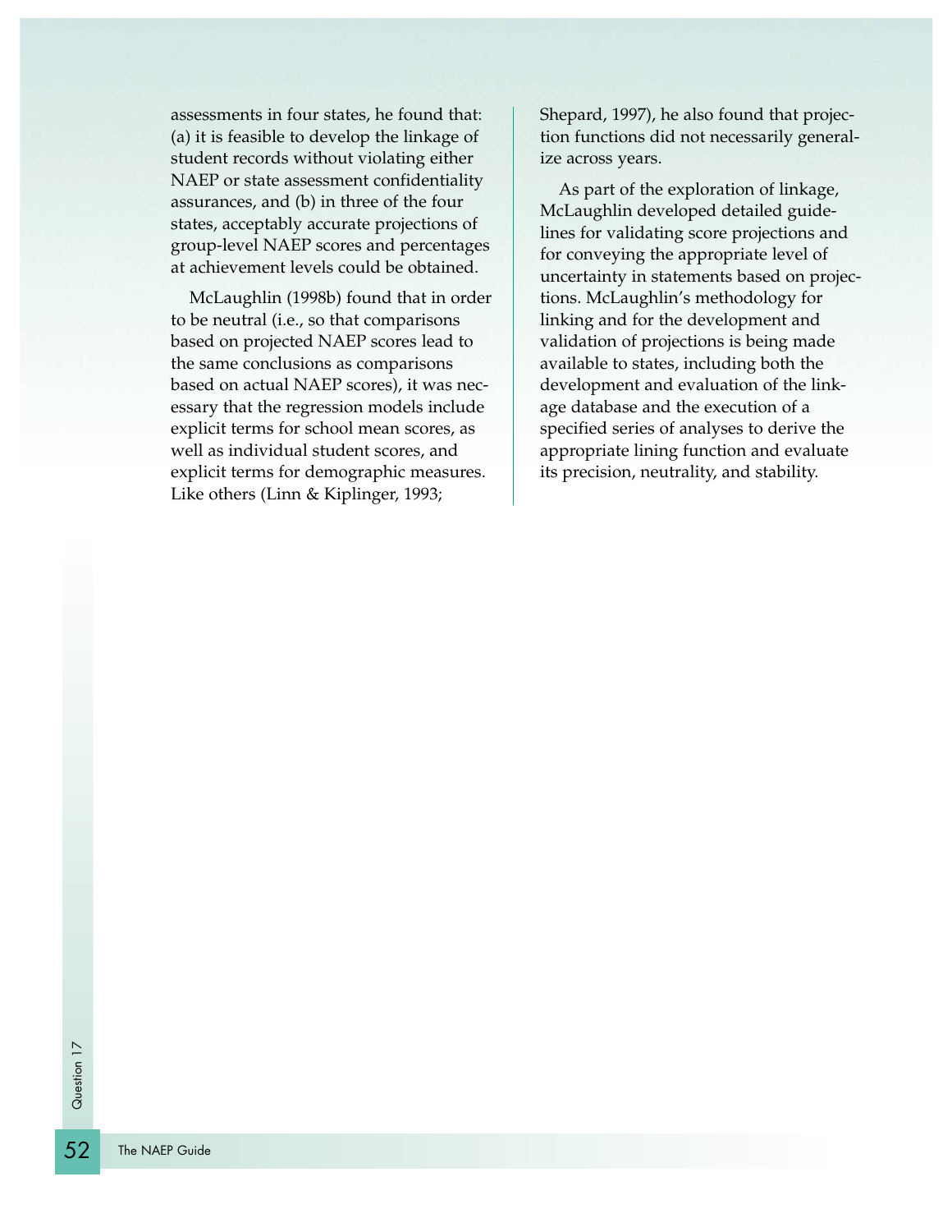assessments in four states, he found that: (a) it is feasible to develop the linkage of student records without violating either NAEP or state assessment confidentiality assurances, and (b) in three of the four states, acceptably accurate projections of group-level NAEP scores and percentages at achievement levels could be obtained.

McLaughlin (1998b) found that in order to be neutral (i.e., so that comparisons based on projected NAEP scores lead to the same conclusions as comparisons based on actual NAEP scores), it was necessary that the regression models include explicit terms for school mean scores, as well as individual student scores, and explicit terms for demographic measures. Like others (Linn & Kiplinger, 1993; Shepard, 1997), he also found that projection functions did not necessarily generalize across years.

As part of the exploration of linkage, McLaughlin developed detailed guidelines for validating score projections and for conveying the appropriate level of uncertainty in statements based on projections. McLaughlin's methodology for linking and for the development and validation of projections is being made available to states, including both the development and evaluation of the linkage database and the execution of a specified series of analyses to derive the appropriate lining function and evaluate its precision, neutrality, and stability.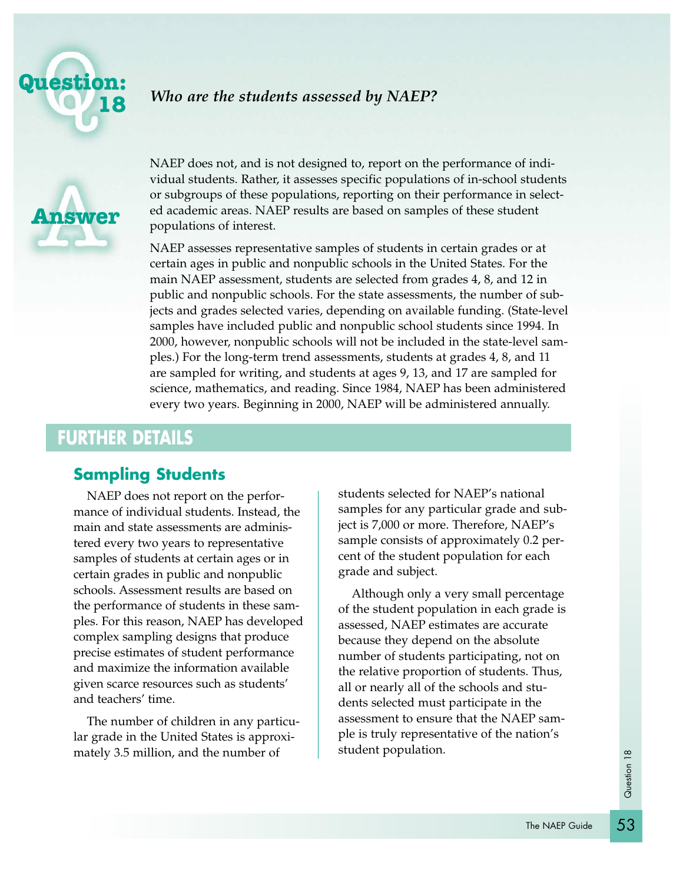# Question: 18

***Who are the students assessed by NAEP?***

## Answer

NAEP does not, and is not designed to, report on the performance of individual students. Rather, it assesses specific populations of in-school students or subgroups of these populations, reporting on their performance in selected academic areas. NAEP results are based on samples of these student populations of interest.

NAEP assesses representative samples of students in certain grades or at certain ages in public and nonpublic schools in the United States. For the main NAEP assessment, students are selected from grades 4, 8, and 12 in public and nonpublic schools. For the state assessments, the number of subjects and grades selected varies, depending on available funding. (State-level samples have included public and nonpublic school students since 1994. In 2000, however, nonpublic schools will not be included in the state-level samples.) For the long-term trend assessments, students at grades 4, 8, and 11 are sampled for writing, and students at ages 9, 13, and 17 are sampled for science, mathematics, and reading. Since 1984, NAEP has been administered every two years. Beginning in 2000, NAEP will be administered annually.

## FURTHER DETAILS

### Sampling Students

NAEP does not report on the performance of individual students. Instead, the main and state assessments are administered every two years to representative samples of students at certain ages or in certain grades in public and nonpublic schools. Assessment results are based on the performance of students in these samples. For this reason, NAEP has developed complex sampling designs that produce precise estimates of student performance and maximize the information available given scarce resources such as students' and teachers' time.

The number of children in any particular grade in the United States is approximately 3.5 million, and the number of students selected for NAEP's national samples for any particular grade and subject is 7,000 or more. Therefore, NAEP's sample consists of approximately 0.2 percent of the student population for each grade and subject.

Although only a very small percentage of the student population in each grade is assessed, NAEP estimates are accurate because they depend on the absolute number of students participating, not on the relative proportion of students. Thus, all or nearly all of the schools and students selected must participate in the assessment to ensure that the NAEP sample is truly representative of the nation's student population.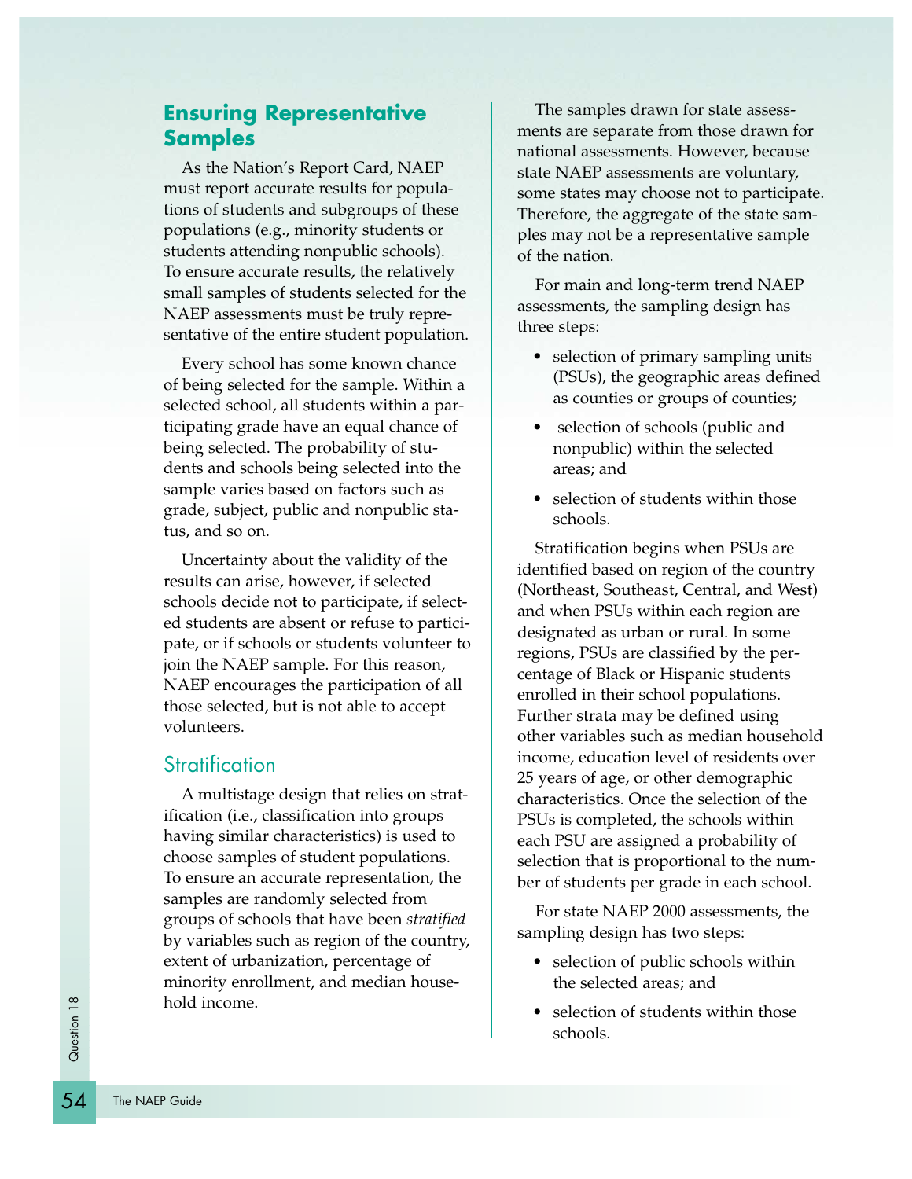## Ensuring Representative Samples

As the Nation's Report Card, NAEP must report accurate results for populations of students and subgroups of these populations (e.g., minority students or students attending nonpublic schools). To ensure accurate results, the relatively small samples of students selected for the NAEP assessments must be truly representative of the entire student population.

Every school has some known chance of being selected for the sample. Within a selected school, all students within a participating grade have an equal chance of being selected. The probability of students and schools being selected into the sample varies based on factors such as grade, subject, public and nonpublic status, and so on.

Uncertainty about the validity of the results can arise, however, if selected schools decide not to participate, if selected students are absent or refuse to participate, or if schools or students volunteer to join the NAEP sample. For this reason, NAEP encourages the participation of all those selected, but is not able to accept volunteers.

### Stratification

A multistage design that relies on stratification (i.e., classification into groups having similar characteristics) is used to choose samples of student populations. To ensure an accurate representation, the samples are randomly selected from groups of schools that have been *stratified* by variables such as region of the country, extent of urbanization, percentage of minority enrollment, and median household income.

The samples drawn for state assessments are separate from those drawn for national assessments. However, because state NAEP assessments are voluntary, some states may choose not to participate. Therefore, the aggregate of the state samples may not be a representative sample of the nation.

For main and long-term trend NAEP assessments, the sampling design has three steps:

- selection of primary sampling units (PSUs), the geographic areas defined as counties or groups of counties;
- selection of schools (public and nonpublic) within the selected areas; and
- selection of students within those schools.

Stratification begins when PSUs are identified based on region of the country (Northeast, Southeast, Central, and West) and when PSUs within each region are designated as urban or rural. In some regions, PSUs are classified by the percentage of Black or Hispanic students enrolled in their school populations. Further strata may be defined using other variables such as median household income, education level of residents over 25 years of age, or other demographic characteristics. Once the selection of the PSUs is completed, the schools within each PSU are assigned a probability of selection that is proportional to the number of students per grade in each school.

For state NAEP 2000 assessments, the sampling design has two steps:

- selection of public schools within the selected areas; and
- selection of students within those schools.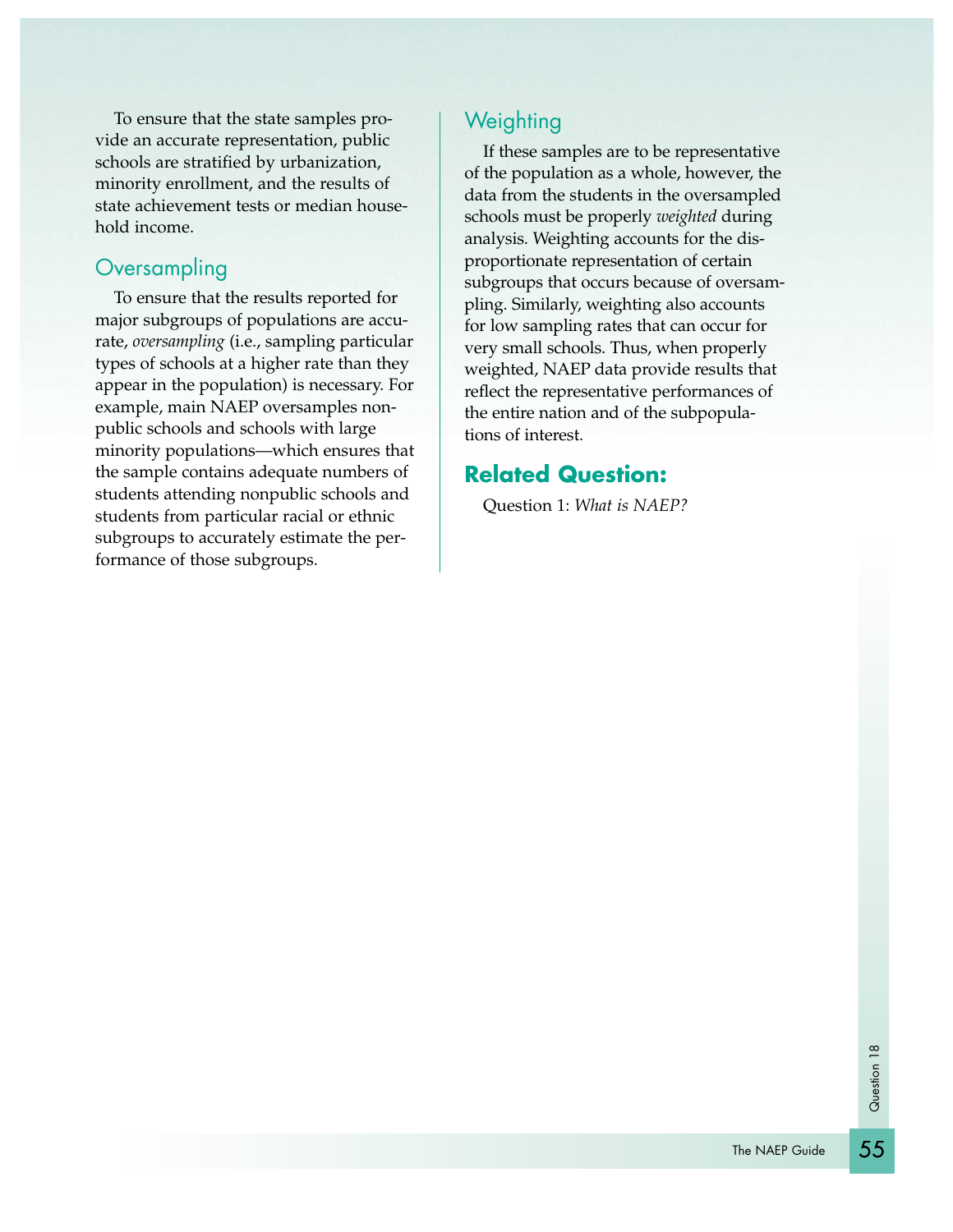To ensure that the state samples provide an accurate representation, public schools are stratified by urbanization, minority enrollment, and the results of state achievement tests or median household income.

## Oversampling

To ensure that the results reported for major subgroups of populations are accurate, *oversampling* (i.e., sampling particular types of schools at a higher rate than they appear in the population) is necessary. For example, main NAEP oversamples nonpublic schools and schools with large minority populations—which ensures that the sample contains adequate numbers of students attending nonpublic schools and students from particular racial or ethnic subgroups to accurately estimate the performance of those subgroups.

## Weighting

If these samples are to be representative of the population as a whole, however, the data from the students in the oversampled schools must be properly *weighted* during analysis. Weighting accounts for the disproportionate representation of certain subgroups that occurs because of oversampling. Similarly, weighting also accounts for low sampling rates that can occur for very small schools. Thus, when properly weighted, NAEP data provide results that reflect the representative performances of the entire nation and of the subpopulations of interest.

## Related Question:

Question 1: *What is NAEP?*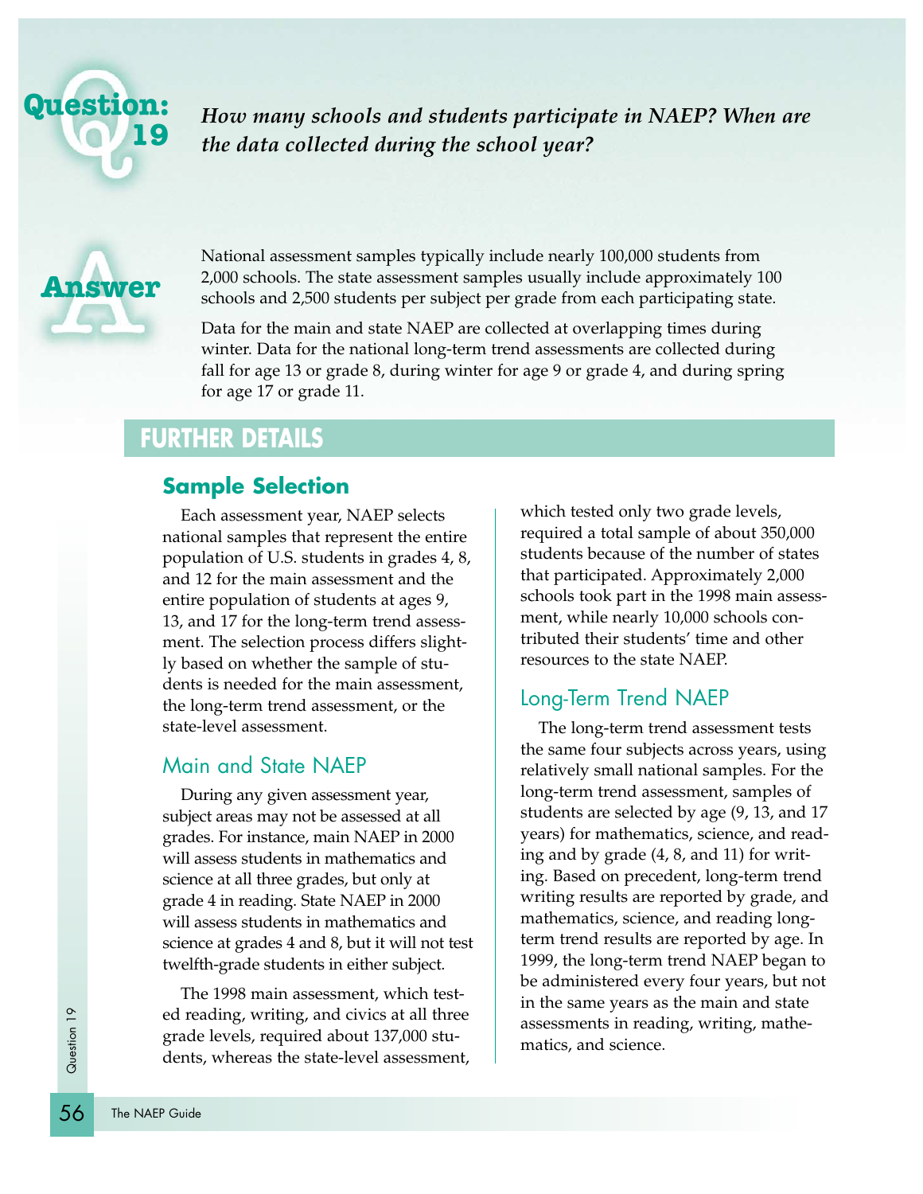## Question: 19

***How many schools and students participate in NAEP? When are the data collected during the school year?***

## Answer

National assessment samples typically include nearly 100,000 students from 2,000 schools. The state assessment samples usually include approximately 100 schools and 2,500 students per subject per grade from each participating state.

Data for the main and state NAEP are collected at overlapping times during winter. Data for the national long-term trend assessments are collected during fall for age 13 or grade 8, during winter for age 9 or grade 4, and during spring for age 17 or grade 11.

## FURTHER DETAILS

### Sample Selection

Each assessment year, NAEP selects national samples that represent the entire population of U.S. students in grades 4, 8, and 12 for the main assessment and the entire population of students at ages 9, 13, and 17 for the long-term trend assessment. The selection process differs slightly based on whether the sample of students is needed for the main assessment, the long-term trend assessment, or the state-level assessment.

### Main and State NAEP

During any given assessment year, subject areas may not be assessed at all grades. For instance, main NAEP in 2000 will assess students in mathematics and science at all three grades, but only at grade 4 in reading. State NAEP in 2000 will assess students in mathematics and science at grades 4 and 8, but it will not test twelfth-grade students in either subject.

The 1998 main assessment, which tested reading, writing, and civics at all three grade levels, required about 137,000 students, whereas the state-level assessment, which tested only two grade levels, required a total sample of about 350,000 students because of the number of states that participated. Approximately 2,000 schools took part in the 1998 main assessment, while nearly 10,000 schools contributed their students' time and other resources to the state NAEP.

### Long-Term Trend NAEP

The long-term trend assessment tests the same four subjects across years, using relatively small national samples. For the long-term trend assessment, samples of students are selected by age (9, 13, and 17 years) for mathematics, science, and reading and by grade (4, 8, and 11) for writing. Based on precedent, long-term trend writing results are reported by grade, and mathematics, science, and reading long-term trend results are reported by age. In 1999, the long-term trend NAEP began to be administered every four years, but not in the same years as the main and state assessments in reading, writing, mathematics, and science.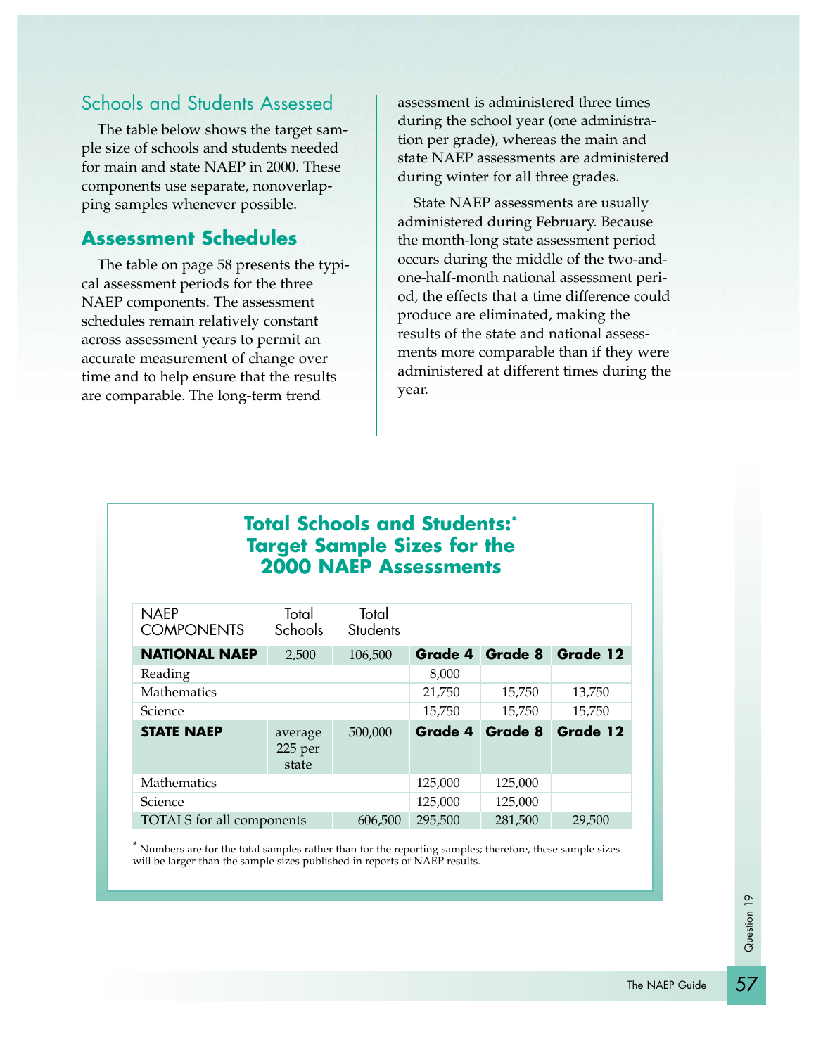## Schools and Students Assessed

The table below shows the target sample size of schools and students needed for main and state NAEP in 2000. These components use separate, nonoverlapping samples whenever possible.

## Assessment Schedules

The table on page 58 presents the typical assessment periods for the three NAEP components. The assessment schedules remain relatively constant across assessment years to permit an accurate measurement of change over time and to help ensure that the results are comparable. The long-term trend assessment is administered three times during the school year (one administration per grade), whereas the main and state NAEP assessments are administered during winter for all three grades.

State NAEP assessments are usually administered during February. Because the month-long state assessment period occurs during the middle of the two-and-one-half-month national assessment period, the effects that a time difference could produce are eliminated, making the results of the state and national assessments more comparable than if they were administered at different times during the year.

### Total Schools and Students:* Target Sample Sizes for the 2000 NAEP Assessments

| NAEP COMPONENTS | Total Schools | Total Students | | | |
|---|---|---|---|---|---|
| **NATIONAL NAEP** | 2,500 | 106,500 | **Grade 4** | **Grade 8** | **Grade 12** |
| Reading | | | 8,000 | | |
| Mathematics | | | 21,750 | 15,750 | 13,750 |
| Science | | | 15,750 | 15,750 | 15,750 |
| **STATE NAEP** | average 225 per state | 500,000 | **Grade 4** | **Grade 8** | **Grade 12** |
| Mathematics | | | 125,000 | 125,000 | |
| Science | | | 125,000 | 125,000 | |
| TOTALS for all components | | 606,500 | 295,500 | 281,500 | 29,500 |

\* Numbers are for the total samples rather than for the reporting samples; therefore, these sample sizes will be larger than the sample sizes published in reports of NAEP results.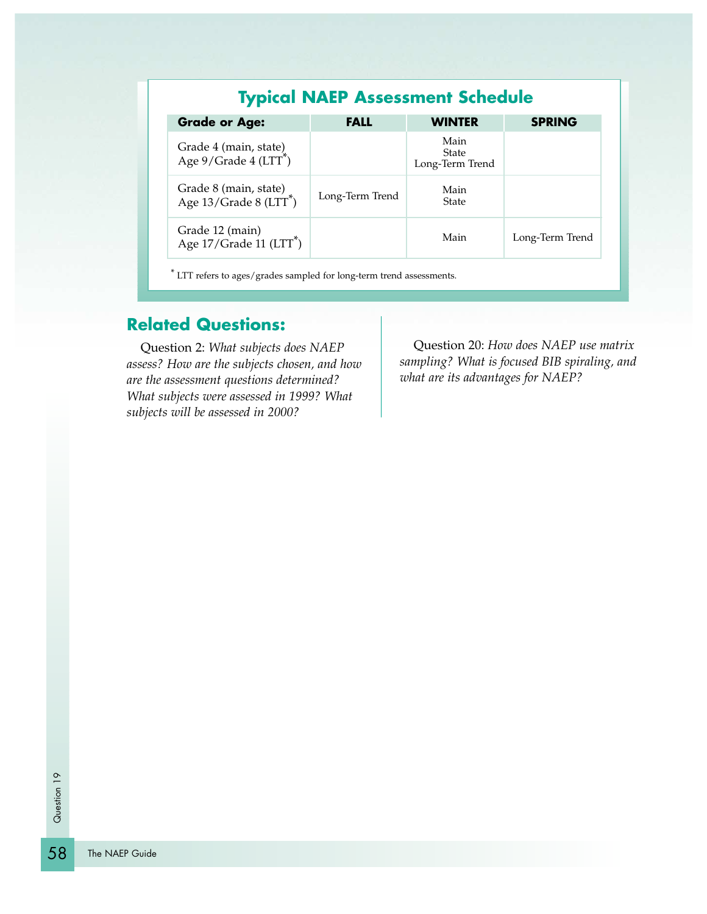## Typical NAEP Assessment Schedule

| Grade or Age: | FALL | WINTER | SPRING |
|---|---|---|---|
| Grade 4 (main, state)<br>Age 9/Grade 4 (LTT*) | | Main<br>State<br>Long-Term Trend | |
| Grade 8 (main, state)<br>Age 13/Grade 8 (LTT*) | Long-Term Trend | Main<br>State | |
| Grade 12 (main)<br>Age 17/Grade 11 (LTT*) | | Main | Long-Term Trend |

* LTT refers to ages/grades sampled for long-term trend assessments.

## Related Questions:

Question 2: *What subjects does NAEP assess? How are the subjects chosen, and how are the assessment questions determined? What subjects were assessed in 1999? What subjects will be assessed in 2000?*

Question 20: *How does NAEP use matrix sampling? What is focused BIB spiraling, and what are its advantages for NAEP?*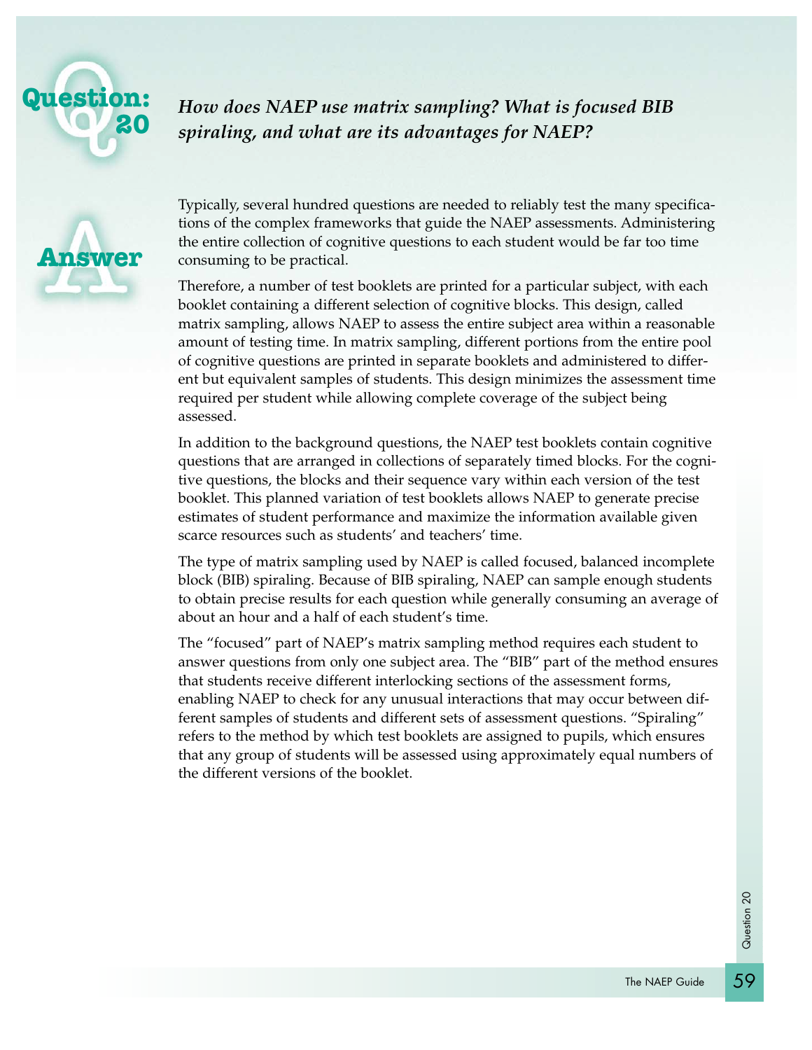## Question: 20

***How does NAEP use matrix sampling? What is focused BIB spiraling, and what are its advantages for NAEP?***

## Answer

Typically, several hundred questions are needed to reliably test the many specifications of the complex frameworks that guide the NAEP assessments. Administering the entire collection of cognitive questions to each student would be far too time consuming to be practical.

Therefore, a number of test booklets are printed for a particular subject, with each booklet containing a different selection of cognitive blocks. This design, called matrix sampling, allows NAEP to assess the entire subject area within a reasonable amount of testing time. In matrix sampling, different portions from the entire pool of cognitive questions are printed in separate booklets and administered to different but equivalent samples of students. This design minimizes the assessment time required per student while allowing complete coverage of the subject being assessed.

In addition to the background questions, the NAEP test booklets contain cognitive questions that are arranged in collections of separately timed blocks. For the cognitive questions, the blocks and their sequence vary within each version of the test booklet. This planned variation of test booklets allows NAEP to generate precise estimates of student performance and maximize the information available given scarce resources such as students' and teachers' time.

The type of matrix sampling used by NAEP is called focused, balanced incomplete block (BIB) spiraling. Because of BIB spiraling, NAEP can sample enough students to obtain precise results for each question while generally consuming an average of about an hour and a half of each student's time.

The "focused" part of NAEP's matrix sampling method requires each student to answer questions from only one subject area. The "BIB" part of the method ensures that students receive different interlocking sections of the assessment forms, enabling NAEP to check for any unusual interactions that may occur between different samples of students and different sets of assessment questions. "Spiraling" refers to the method by which test booklets are assigned to pupils, which ensures that any group of students will be assessed using approximately equal numbers of the different versions of the booklet.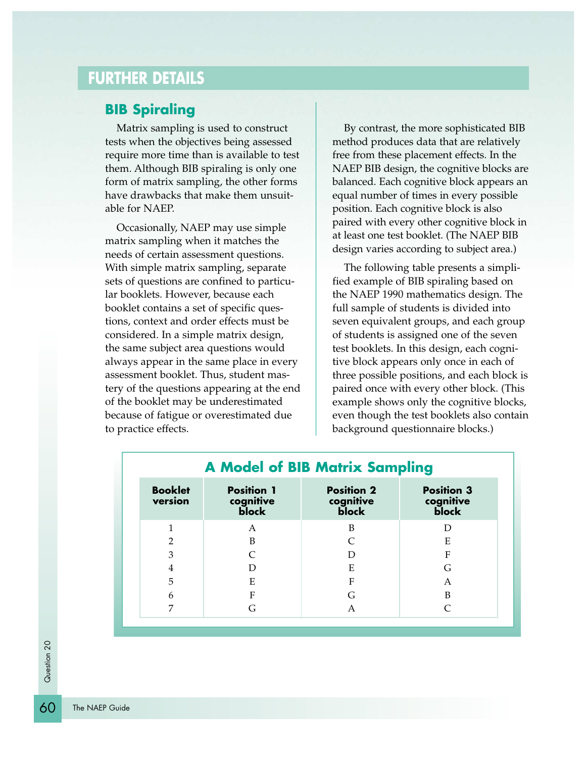## FURTHER DETAILS

### BIB Spiraling

Matrix sampling is used to construct tests when the objectives being assessed require more time than is available to test them. Although BIB spiraling is only one form of matrix sampling, the other forms have drawbacks that make them unsuitable for NAEP.

Occasionally, NAEP may use simple matrix sampling when it matches the needs of certain assessment questions. With simple matrix sampling, separate sets of questions are confined to particular booklets. However, because each booklet contains a set of specific questions, context and order effects must be considered. In a simple matrix design, the same subject area questions would always appear in the same place in every assessment booklet. Thus, student mastery of the questions appearing at the end of the booklet may be underestimated because of fatigue or overestimated due to practice effects.

By contrast, the more sophisticated BIB method produces data that are relatively free from these placement effects. In the NAEP BIB design, the cognitive blocks are balanced. Each cognitive block appears an equal number of times in every possible position. Each cognitive block is also paired with every other cognitive block in at least one test booklet. (The NAEP BIB design varies according to subject area.)

The following table presents a simplified example of BIB spiraling based on the NAEP 1990 mathematics design. The full sample of students is divided into seven equivalent groups, and each group of students is assigned one of the seven test booklets. In this design, each cognitive block appears only once in each of three possible positions, and each block is paired once with every other block. (This example shows only the cognitive blocks, even though the test booklets also contain background questionnaire blocks.)

**A Model of BIB Matrix Sampling**

| Booklet version | Position 1 cognitive block | Position 2 cognitive block | Position 3 cognitive block |
|---|---|---|---|
| 1 | A | B | D |
| 2 | B | C | E |
| 3 | C | D | F |
| 4 | D | E | G |
| 5 | E | F | A |
| 6 | F | G | B |
| 7 | G | A | C |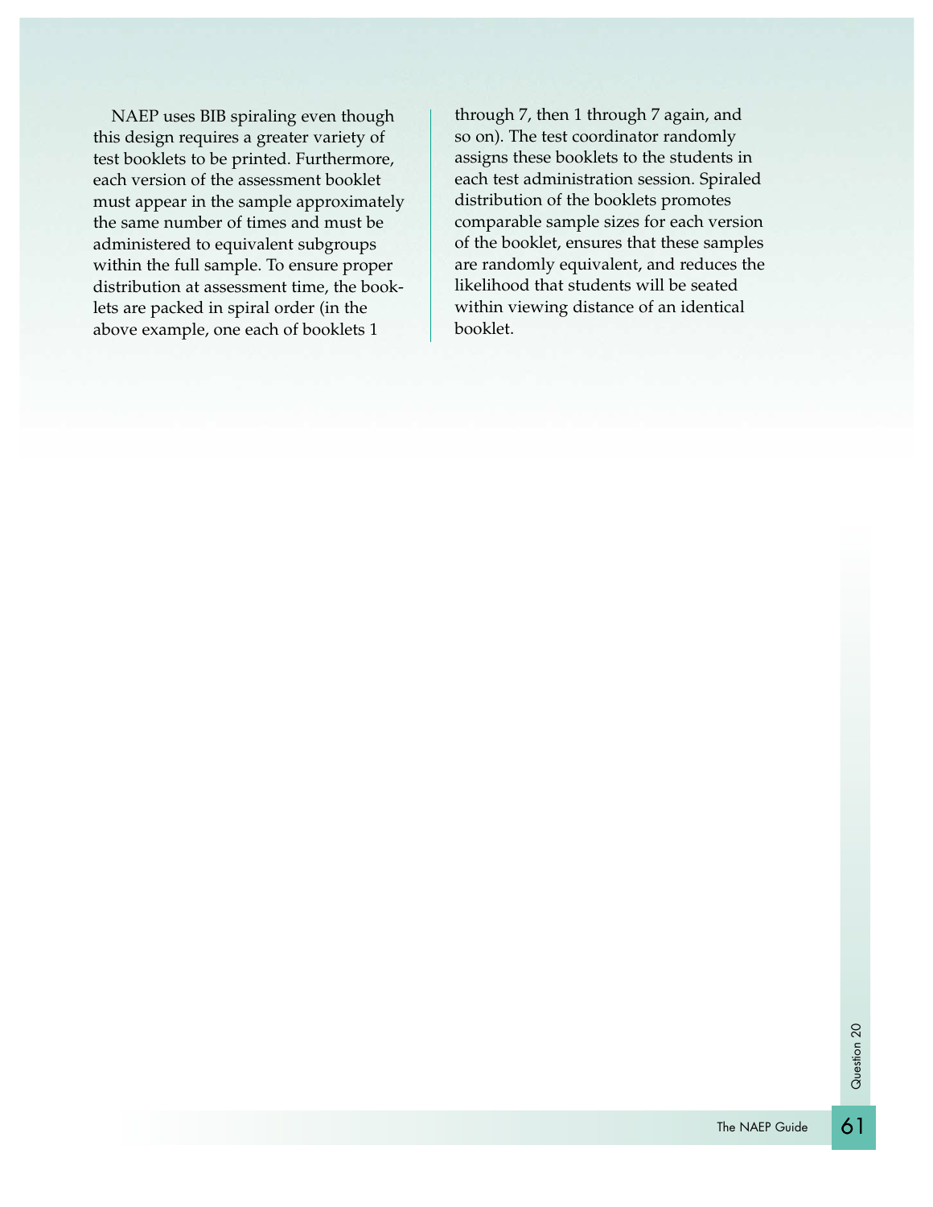NAEP uses BIB spiraling even though this design requires a greater variety of test booklets to be printed. Furthermore, each version of the assessment booklet must appear in the sample approximately the same number of times and must be administered to equivalent subgroups within the full sample. To ensure proper distribution at assessment time, the booklets are packed in spiral order (in the above example, one each of booklets 1 through 7, then 1 through 7 again, and so on). The test coordinator randomly assigns these booklets to the students in each test administration session. Spiraled distribution of the booklets promotes comparable sample sizes for each version of the booklet, ensures that these samples are randomly equivalent, and reduces the likelihood that students will be seated within viewing distance of an identical booklet.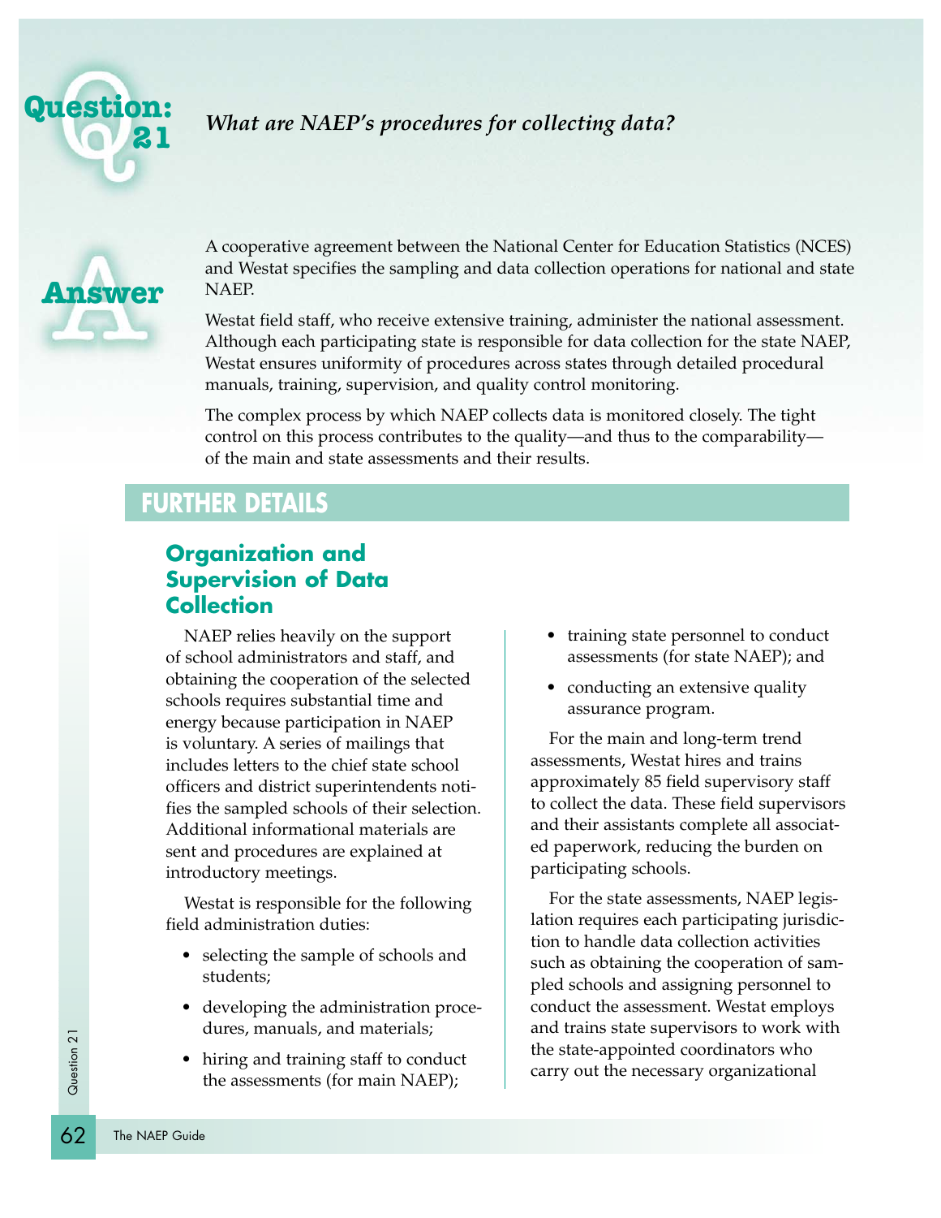# Question: 21

*What are NAEP's procedures for collecting data?*

## Answer

A cooperative agreement between the National Center for Education Statistics (NCES) and Westat specifies the sampling and data collection operations for national and state NAEP.

Westat field staff, who receive extensive training, administer the national assessment. Although each participating state is responsible for data collection for the state NAEP, Westat ensures uniformity of procedures across states through detailed procedural manuals, training, supervision, and quality control monitoring.

The complex process by which NAEP collects data is monitored closely. The tight control on this process contributes to the quality—and thus to the comparability—of the main and state assessments and their results.

## FURTHER DETAILS

### Organization and Supervision of Data Collection

NAEP relies heavily on the support of school administrators and staff, and obtaining the cooperation of the selected schools requires substantial time and energy because participation in NAEP is voluntary. A series of mailings that includes letters to the chief state school officers and district superintendents notifies the sampled schools of their selection. Additional informational materials are sent and procedures are explained at introductory meetings.

Westat is responsible for the following field administration duties:

- selecting the sample of schools and students;
- developing the administration procedures, manuals, and materials;
- hiring and training staff to conduct the assessments (for main NAEP);
- training state personnel to conduct assessments (for state NAEP); and
- conducting an extensive quality assurance program.

For the main and long-term trend assessments, Westat hires and trains approximately 85 field supervisory staff to collect the data. These field supervisors and their assistants complete all associated paperwork, reducing the burden on participating schools.

For the state assessments, NAEP legislation requires each participating jurisdiction to handle data collection activities such as obtaining the cooperation of sampled schools and assigning personnel to conduct the assessment. Westat employs and trains state supervisors to work with the state-appointed coordinators who carry out the necessary organizational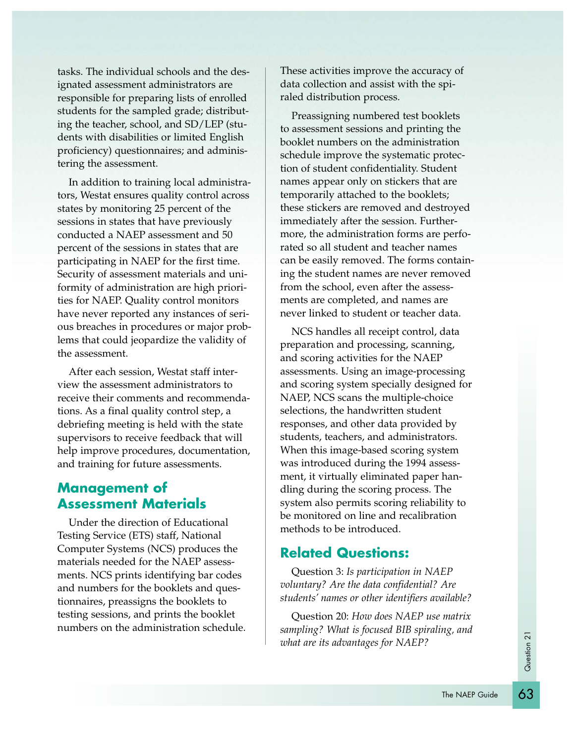tasks. The individual schools and the designated assessment administrators are responsible for preparing lists of enrolled students for the sampled grade; distributing the teacher, school, and SD/LEP (students with disabilities or limited English proficiency) questionnaires; and administering the assessment.

In addition to training local administrators, Westat ensures quality control across states by monitoring 25 percent of the sessions in states that have previously conducted a NAEP assessment and 50 percent of the sessions in states that are participating in NAEP for the first time. Security of assessment materials and uniformity of administration are high priorities for NAEP. Quality control monitors have never reported any instances of serious breaches in procedures or major problems that could jeopardize the validity of the assessment.

After each session, Westat staff interview the assessment administrators to receive their comments and recommendations. As a final quality control step, a debriefing meeting is held with the state supervisors to receive feedback that will help improve procedures, documentation, and training for future assessments.

## Management of Assessment Materials

Under the direction of Educational Testing Service (ETS) staff, National Computer Systems (NCS) produces the materials needed for the NAEP assessments. NCS prints identifying bar codes and numbers for the booklets and questionnaires, preassigns the booklets to testing sessions, and prints the booklet numbers on the administration schedule. These activities improve the accuracy of data collection and assist with the spiraled distribution process.

Preassigning numbered test booklets to assessment sessions and printing the booklet numbers on the administration schedule improve the systematic protection of student confidentiality. Student names appear only on stickers that are temporarily attached to the booklets; these stickers are removed and destroyed immediately after the session. Furthermore, the administration forms are perforated so all student and teacher names can be easily removed. The forms containing the student names are never removed from the school, even after the assessments are completed, and names are never linked to student or teacher data.

NCS handles all receipt control, data preparation and processing, scanning, and scoring activities for the NAEP assessments. Using an image-processing and scoring system specially designed for NAEP, NCS scans the multiple-choice selections, the handwritten student responses, and other data provided by students, teachers, and administrators. When this image-based scoring system was introduced during the 1994 assessment, it virtually eliminated paper handling during the scoring process. The system also permits scoring reliability to be monitored on line and recalibration methods to be introduced.

## Related Questions:

Question 3: *Is participation in NAEP voluntary? Are the data confidential? Are students' names or other identifiers available?*

Question 20: *How does NAEP use matrix sampling? What is focused BIB spiraling, and what are its advantages for NAEP?*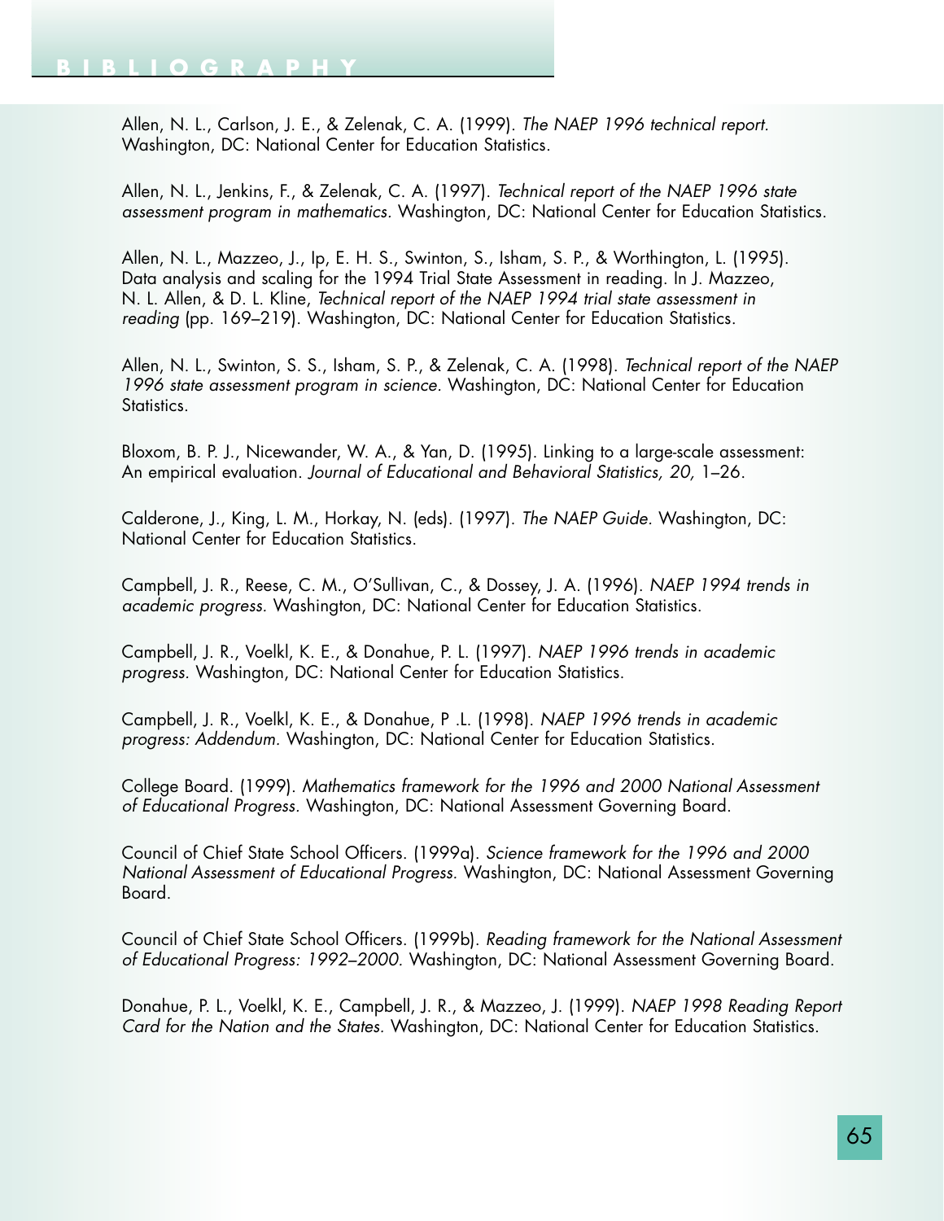# BIBLIOGRAPHY

Allen, N. L., Carlson, J. E., & Zelenak, C. A. (1999). *The NAEP 1996 technical report.* Washington, DC: National Center for Education Statistics.

Allen, N. L., Jenkins, F., & Zelenak, C. A. (1997). *Technical report of the NAEP 1996 state assessment program in mathematics.* Washington, DC: National Center for Education Statistics.

Allen, N. L., Mazzeo, J., Ip, E. H. S., Swinton, S., Isham, S. P., & Worthington, L. (1995). Data analysis and scaling for the 1994 Trial State Assessment in reading. In J. Mazzeo, N. L. Allen, & D. L. Kline, *Technical report of the NAEP 1994 trial state assessment in reading* (pp. 169–219). Washington, DC: National Center for Education Statistics.

Allen, N. L., Swinton, S. S., Isham, S. P., & Zelenak, C. A. (1998). *Technical report of the NAEP 1996 state assessment program in science.* Washington, DC: National Center for Education Statistics.

Bloxom, B. P. J., Nicewander, W. A., & Yan, D. (1995). Linking to a large-scale assessment: An empirical evaluation. *Journal of Educational and Behavioral Statistics, 20,* 1–26.

Calderone, J., King, L. M., Horkay, N. (eds). (1997). *The NAEP Guide.* Washington, DC: National Center for Education Statistics.

Campbell, J. R., Reese, C. M., O'Sullivan, C., & Dossey, J. A. (1996). *NAEP 1994 trends in academic progress.* Washington, DC: National Center for Education Statistics.

Campbell, J. R., Voelkl, K. E., & Donahue, P. L. (1997). *NAEP 1996 trends in academic progress.* Washington, DC: National Center for Education Statistics.

Campbell, J. R., Voelkl, K. E., & Donahue, P .L. (1998). *NAEP 1996 trends in academic progress: Addendum.* Washington, DC: National Center for Education Statistics.

College Board. (1999). *Mathematics framework for the 1996 and 2000 National Assessment of Educational Progress.* Washington, DC: National Assessment Governing Board.

Council of Chief State School Officers. (1999a). *Science framework for the 1996 and 2000 National Assessment of Educational Progress.* Washington, DC: National Assessment Governing Board.

Council of Chief State School Officers. (1999b). *Reading framework for the National Assessment of Educational Progress: 1992–2000.* Washington, DC: National Assessment Governing Board.

Donahue, P. L., Voelkl, K. E., Campbell, J. R., & Mazzeo, J. (1999). *NAEP 1998 Reading Report Card for the Nation and the States.* Washington, DC: National Center for Education Statistics.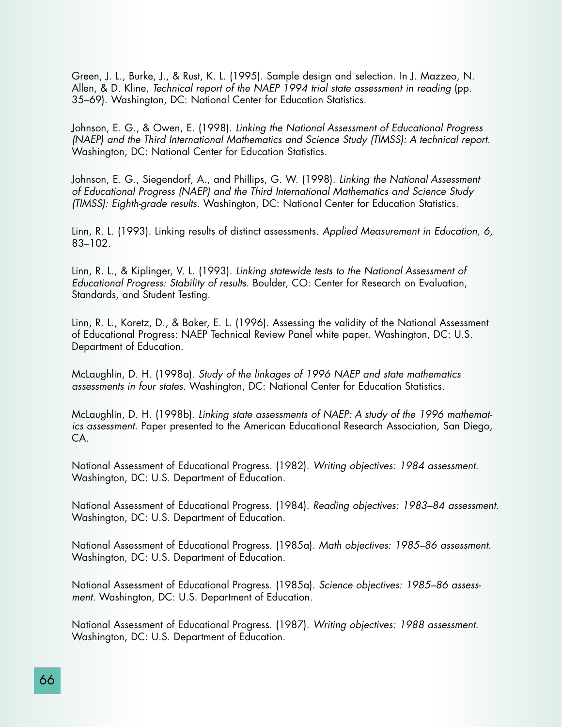Green, J. L., Burke, J., & Rust, K. L. (1995). Sample design and selection. In J. Mazzeo, N. Allen, & D. Kline, *Technical report of the NAEP 1994 trial state assessment in reading* (pp. 35–69). Washington, DC: National Center for Education Statistics.

Johnson, E. G., & Owen, E. (1998). *Linking the National Assessment of Educational Progress (NAEP) and the Third International Mathematics and Science Study (TIMSS): A technical report.* Washington, DC: National Center for Education Statistics.

Johnson, E. G., Siegendorf, A., and Phillips, G. W. (1998). *Linking the National Assessment of Educational Progress (NAEP) and the Third International Mathematics and Science Study (TIMSS): Eighth-grade results.* Washington, DC: National Center for Education Statistics.

Linn, R. L. (1993). Linking results of distinct assessments. *Applied Measurement in Education, 6,* 83–102.

Linn, R. L., & Kiplinger, V. L. (1993). *Linking statewide tests to the National Assessment of Educational Progress: Stability of results.* Boulder, CO: Center for Research on Evaluation, Standards, and Student Testing.

Linn, R. L., Koretz, D., & Baker, E. L. (1996). Assessing the validity of the National Assessment of Educational Progress: NAEP Technical Review Panel white paper. Washington, DC: U.S. Department of Education.

McLaughlin, D. H. (1998a). *Study of the linkages of 1996 NAEP and state mathematics assessments in four states.* Washington, DC: National Center for Education Statistics.

McLaughlin, D. H. (1998b). *Linking state assessments of NAEP: A study of the 1996 mathematics assessment.* Paper presented to the American Educational Research Association, San Diego, CA.

National Assessment of Educational Progress. (1982). *Writing objectives: 1984 assessment.* Washington, DC: U.S. Department of Education.

National Assessment of Educational Progress. (1984). *Reading objectives: 1983–84 assessment.* Washington, DC: U.S. Department of Education.

National Assessment of Educational Progress. (1985a). *Math objectives: 1985–86 assessment.* Washington, DC: U.S. Department of Education.

National Assessment of Educational Progress. (1985a). *Science objectives: 1985–86 assessment.* Washington, DC: U.S. Department of Education.

National Assessment of Educational Progress. (1987). *Writing objectives: 1988 assessment.* Washington, DC: U.S. Department of Education.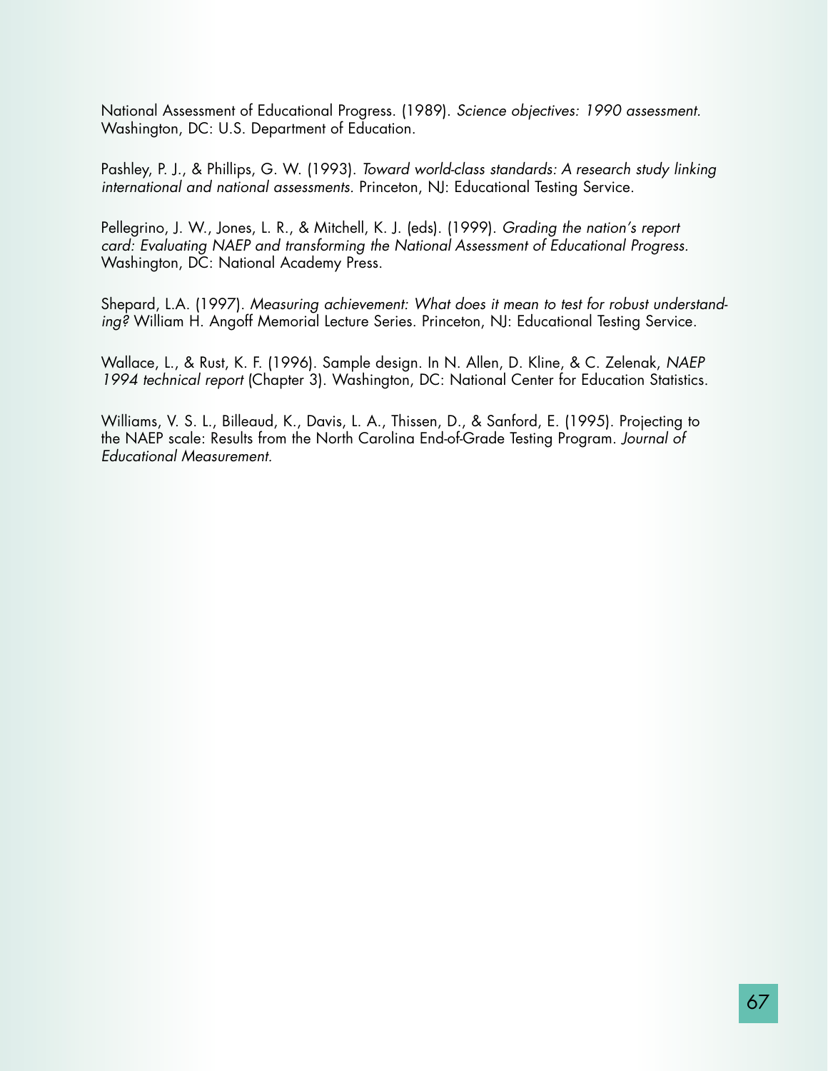National Assessment of Educational Progress. (1989). *Science objectives: 1990 assessment.* Washington, DC: U.S. Department of Education.

Pashley, P. J., & Phillips, G. W. (1993). *Toward world-class standards: A research study linking international and national assessments.* Princeton, NJ: Educational Testing Service.

Pellegrino, J. W., Jones, L. R., & Mitchell, K. J. (eds). (1999). *Grading the nation's report card: Evaluating NAEP and transforming the National Assessment of Educational Progress.* Washington, DC: National Academy Press.

Shepard, L.A. (1997). *Measuring achievement: What does it mean to test for robust understanding?* William H. Angoff Memorial Lecture Series. Princeton, NJ: Educational Testing Service.

Wallace, L., & Rust, K. F. (1996). Sample design. In N. Allen, D. Kline, & C. Zelenak, *NAEP 1994 technical report* (Chapter 3). Washington, DC: National Center for Education Statistics.

Williams, V. S. L., Billeaud, K., Davis, L. A., Thissen, D., & Sanford, E. (1995). Projecting to the NAEP scale: Results from the North Carolina End-of-Grade Testing Program. *Journal of Educational Measurement.*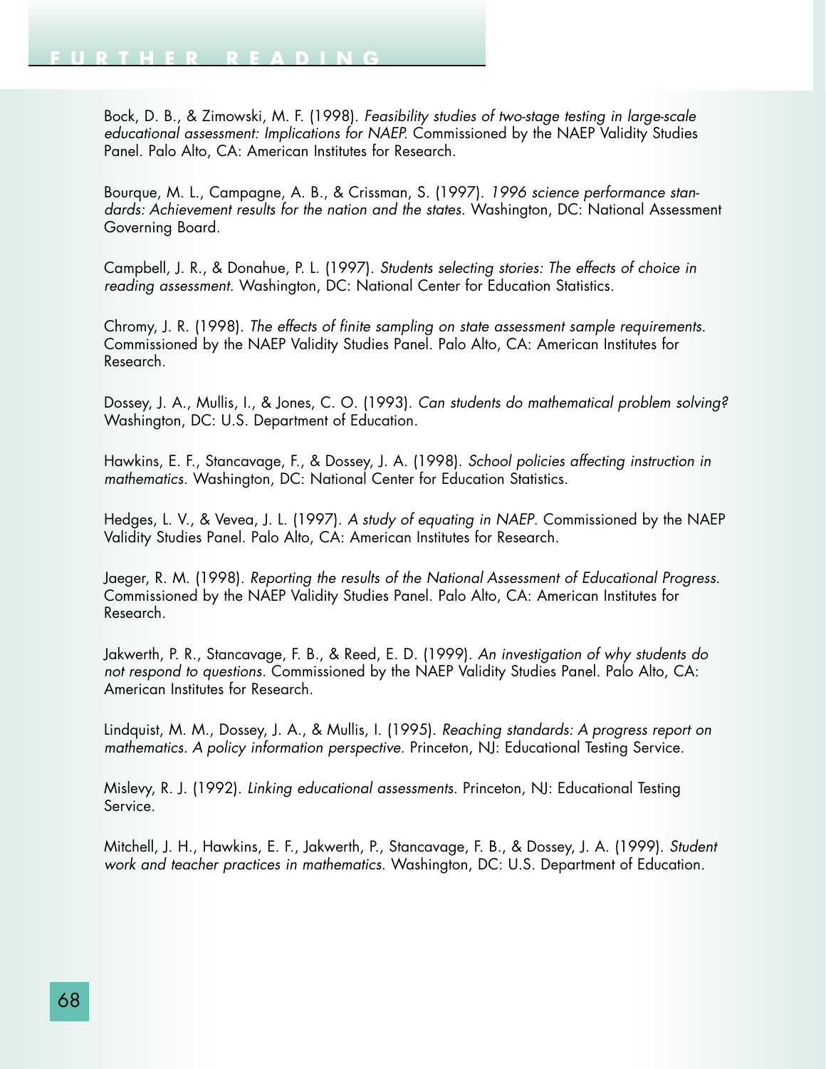# FURTHER READING

Bock, D. B., & Zimowski, M. F. (1998). *Feasibility studies of two-stage testing in large-scale educational assessment: Implications for NAEP.* Commissioned by the NAEP Validity Studies Panel. Palo Alto, CA: American Institutes for Research.

Bourque, M. L., Campagne, A. B., & Crissman, S. (1997). *1996 science performance standards: Achievement results for the nation and the states.* Washington, DC: National Assessment Governing Board.

Campbell, J. R., & Donahue, P. L. (1997). *Students selecting stories: The effects of choice in reading assessment.* Washington, DC: National Center for Education Statistics.

Chromy, J. R. (1998). *The effects of finite sampling on state assessment sample requirements.* Commissioned by the NAEP Validity Studies Panel. Palo Alto, CA: American Institutes for Research.

Dossey, J. A., Mullis, I., & Jones, C. O. (1993). *Can students do mathematical problem solving?* Washington, DC: U.S. Department of Education.

Hawkins, E. F., Stancavage, F., & Dossey, J. A. (1998). *School policies affecting instruction in mathematics.* Washington, DC: National Center for Education Statistics.

Hedges, L. V., & Vevea, J. L. (1997). *A study of equating in NAEP*. Commissioned by the NAEP Validity Studies Panel. Palo Alto, CA: American Institutes for Research.

Jaeger, R. M. (1998). *Reporting the results of the National Assessment of Educational Progress.* Commissioned by the NAEP Validity Studies Panel. Palo Alto, CA: American Institutes for Research.

Jakwerth, P. R., Stancavage, F. B., & Reed, E. D. (1999). *An investigation of why students do not respond to questions*. Commissioned by the NAEP Validity Studies Panel. Palo Alto, CA: American Institutes for Research.

Lindquist, M. M., Dossey, J. A., & Mullis, I. (1995). *Reaching standards: A progress report on mathematics. A policy information perspective.* Princeton, NJ: Educational Testing Service.

Mislevy, R. J. (1992). *Linking educational assessments.* Princeton, NJ: Educational Testing Service.

Mitchell, J. H., Hawkins, E. F., Jakwerth, P., Stancavage, F. B., & Dossey, J. A. (1999). *Student work and teacher practices in mathematics.* Washington, DC: U.S. Department of Education.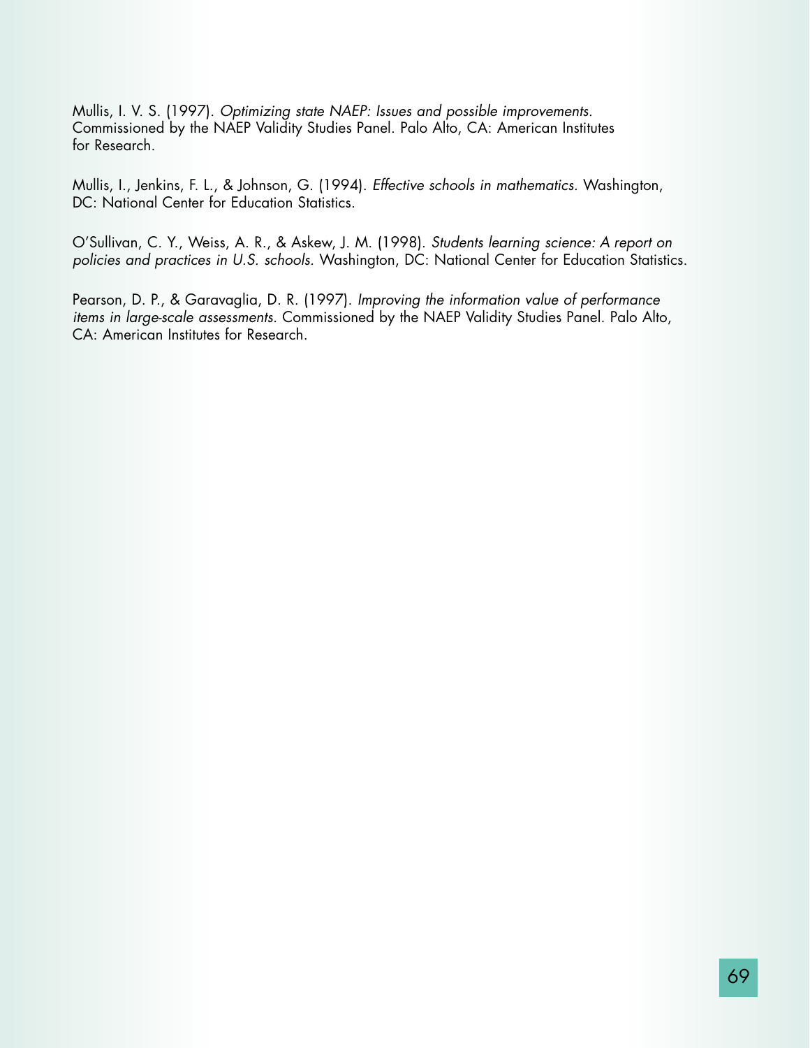Mullis, I. V. S. (1997). *Optimizing state NAEP: Issues and possible improvements.* Commissioned by the NAEP Validity Studies Panel. Palo Alto, CA: American Institutes for Research.

Mullis, I., Jenkins, F. L., & Johnson, G. (1994). *Effective schools in mathematics.* Washington, DC: National Center for Education Statistics.

O'Sullivan, C. Y., Weiss, A. R., & Askew, J. M. (1998). *Students learning science: A report on policies and practices in U.S. schools.* Washington, DC: National Center for Education Statistics.

Pearson, D. P., & Garavaglia, D. R. (1997). *Improving the information value of performance items in large-scale assessments.* Commissioned by the NAEP Validity Studies Panel. Palo Alto, CA: American Institutes for Research.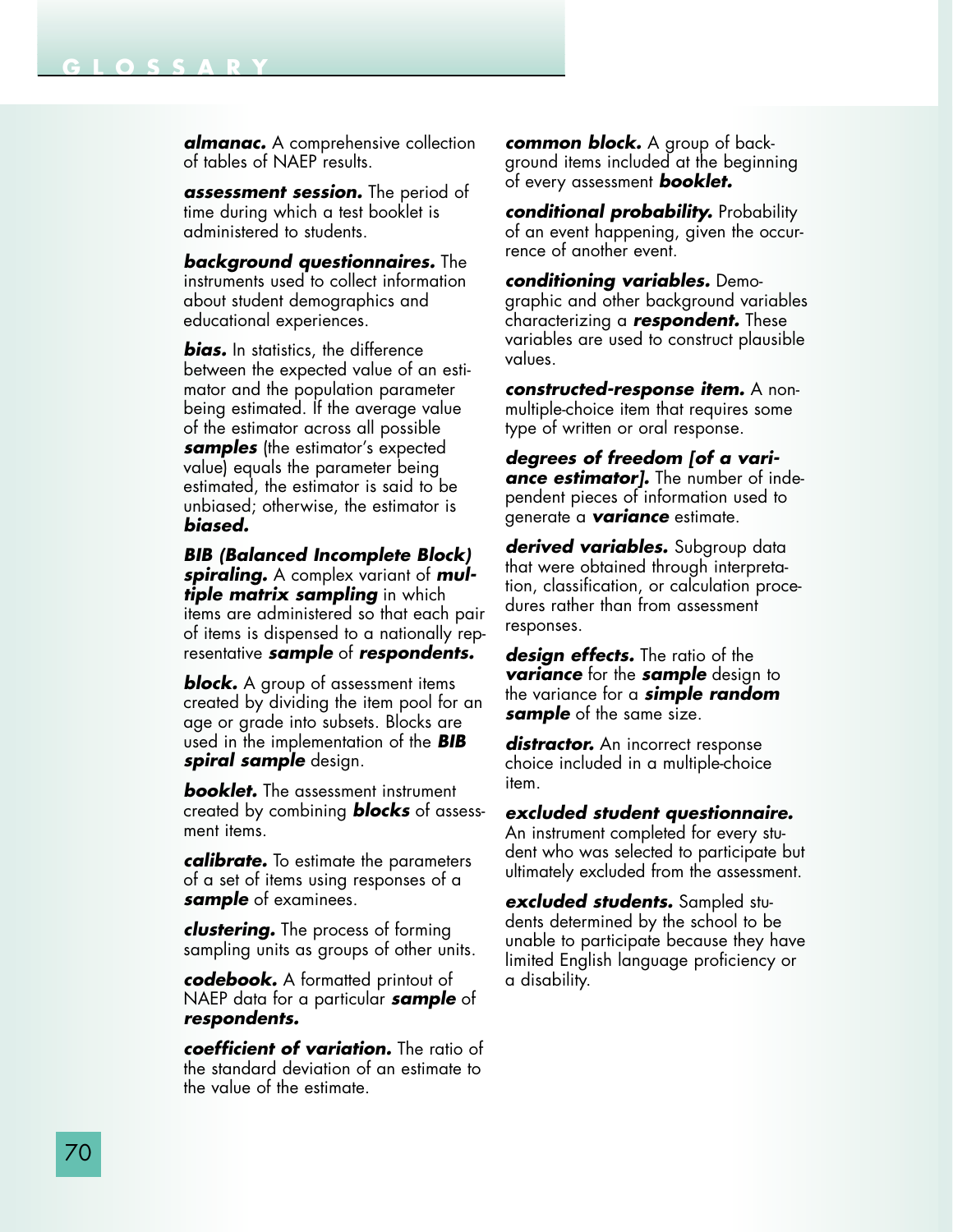# GLOSSARY

***almanac.*** A comprehensive collection of tables of NAEP results.

***assessment session.*** The period of time during which a test booklet is administered to students.

***background questionnaires.*** The instruments used to collect information about student demographics and educational experiences.

***bias.*** In statistics, the difference between the expected value of an estimator and the population parameter being estimated. If the average value of the estimator across all possible ***samples*** (the estimator's expected value) equals the parameter being estimated, the estimator is said to be unbiased; otherwise, the estimator is ***biased.***

***BIB (Balanced Incomplete Block) spiraling.*** A complex variant of ***multiple matrix sampling*** in which items are administered so that each pair of items is dispensed to a nationally representative ***sample*** of ***respondents.***

***block.*** A group of assessment items created by dividing the item pool for an age or grade into subsets. Blocks are used in the implementation of the ***BIB spiral sample*** design.

***booklet.*** The assessment instrument created by combining ***blocks*** of assessment items.

***calibrate.*** To estimate the parameters of a set of items using responses of a ***sample*** of examinees.

***clustering.*** The process of forming sampling units as groups of other units.

***codebook.*** A formatted printout of NAEP data for a particular ***sample*** of ***respondents.***

***coefficient of variation.*** The ratio of the standard deviation of an estimate to the value of the estimate.

***common block.*** A group of background items included at the beginning of every assessment ***booklet.***

***conditional probability.*** Probability of an event happening, given the occurrence of another event.

***conditioning variables.*** Demographic and other background variables characterizing a ***respondent.*** These variables are used to construct plausible values.

***constructed-response item.*** A non-multiple-choice item that requires some type of written or oral response.

***degrees of freedom [of a variance estimator].*** The number of independent pieces of information used to generate a ***variance*** estimate.

***derived variables.*** Subgroup data that were obtained through interpretation, classification, or calculation procedures rather than from assessment responses.

***design effects.*** The ratio of the ***variance*** for the ***sample*** design to the variance for a ***simple random sample*** of the same size.

***distractor.*** An incorrect response choice included in a multiple-choice item.

***excluded student questionnaire.*** An instrument completed for every student who was selected to participate but ultimately excluded from the assessment.

***excluded students.*** Sampled students determined by the school to be unable to participate because they have limited English language proficiency or a disability.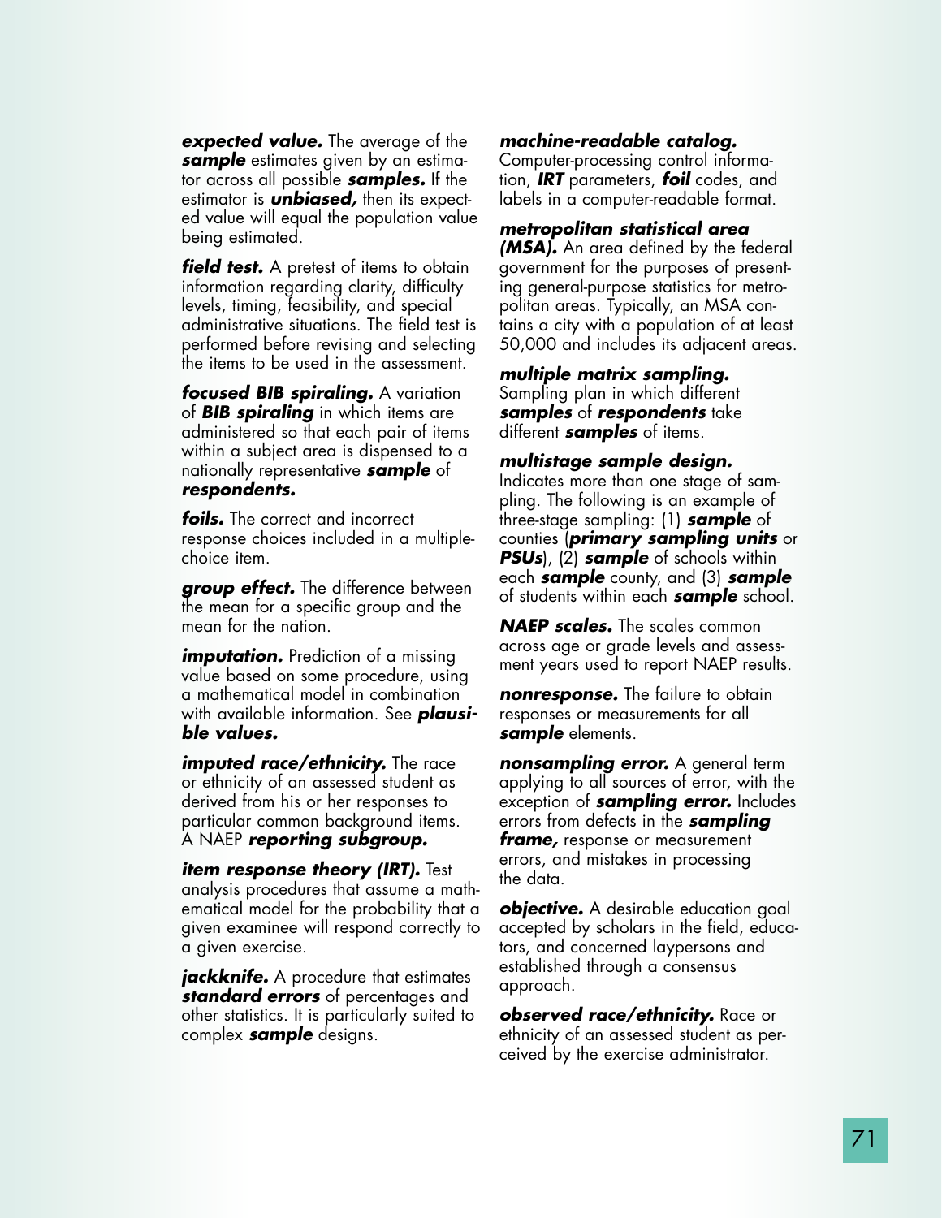***expected value.*** The average of the ***sample*** estimates given by an estimator across all possible ***samples.*** If the estimator is ***unbiased,*** then its expected value will equal the population value being estimated.

***field test.*** A pretest of items to obtain information regarding clarity, difficulty levels, timing, feasibility, and special administrative situations. The field test is performed before revising and selecting the items to be used in the assessment.

***focused BIB spiraling.*** A variation of ***BIB spiraling*** in which items are administered so that each pair of items within a subject area is dispensed to a nationally representative ***sample*** of ***respondents.***

***foils.*** The correct and incorrect response choices included in a multiple-choice item.

***group effect.*** The difference between the mean for a specific group and the mean for the nation.

***imputation.*** Prediction of a missing value based on some procedure, using a mathematical model in combination with available information. See ***plausible values.***

***imputed race/ethnicity.*** The race or ethnicity of an assessed student as derived from his or her responses to particular common background items. A NAEP ***reporting subgroup.***

***item response theory (IRT).*** Test analysis procedures that assume a mathematical model for the probability that a given examinee will respond correctly to a given exercise.

***jackknife.*** A procedure that estimates ***standard errors*** of percentages and other statistics. It is particularly suited to complex ***sample*** designs.

***machine-readable catalog.*** Computer-processing control information, ***IRT*** parameters, ***foil*** codes, and labels in a computer-readable format.

***metropolitan statistical area (MSA).*** An area defined by the federal government for the purposes of presenting general-purpose statistics for metropolitan areas. Typically, an MSA contains a city with a population of at least 50,000 and includes its adjacent areas.

***multiple matrix sampling.*** Sampling plan in which different ***samples*** of ***respondents*** take different ***samples*** of items.

***multistage sample design.*** Indicates more than one stage of sampling. The following is an example of three-stage sampling: (1) ***sample*** of counties (***primary sampling units*** or ***PSUs***), (2) ***sample*** of schools within each ***sample*** county, and (3) ***sample*** of students within each ***sample*** school.

***NAEP scales.*** The scales common across age or grade levels and assessment years used to report NAEP results.

***nonresponse.*** The failure to obtain responses or measurements for all ***sample*** elements.

***nonsampling error.*** A general term applying to all sources of error, with the exception of ***sampling error.*** Includes errors from defects in the ***sampling frame,*** response or measurement errors, and mistakes in processing the data.

***objective.*** A desirable education goal accepted by scholars in the field, educators, and concerned laypersons and established through a consensus approach.

***observed race/ethnicity.*** Race or ethnicity of an assessed student as perceived by the exercise administrator.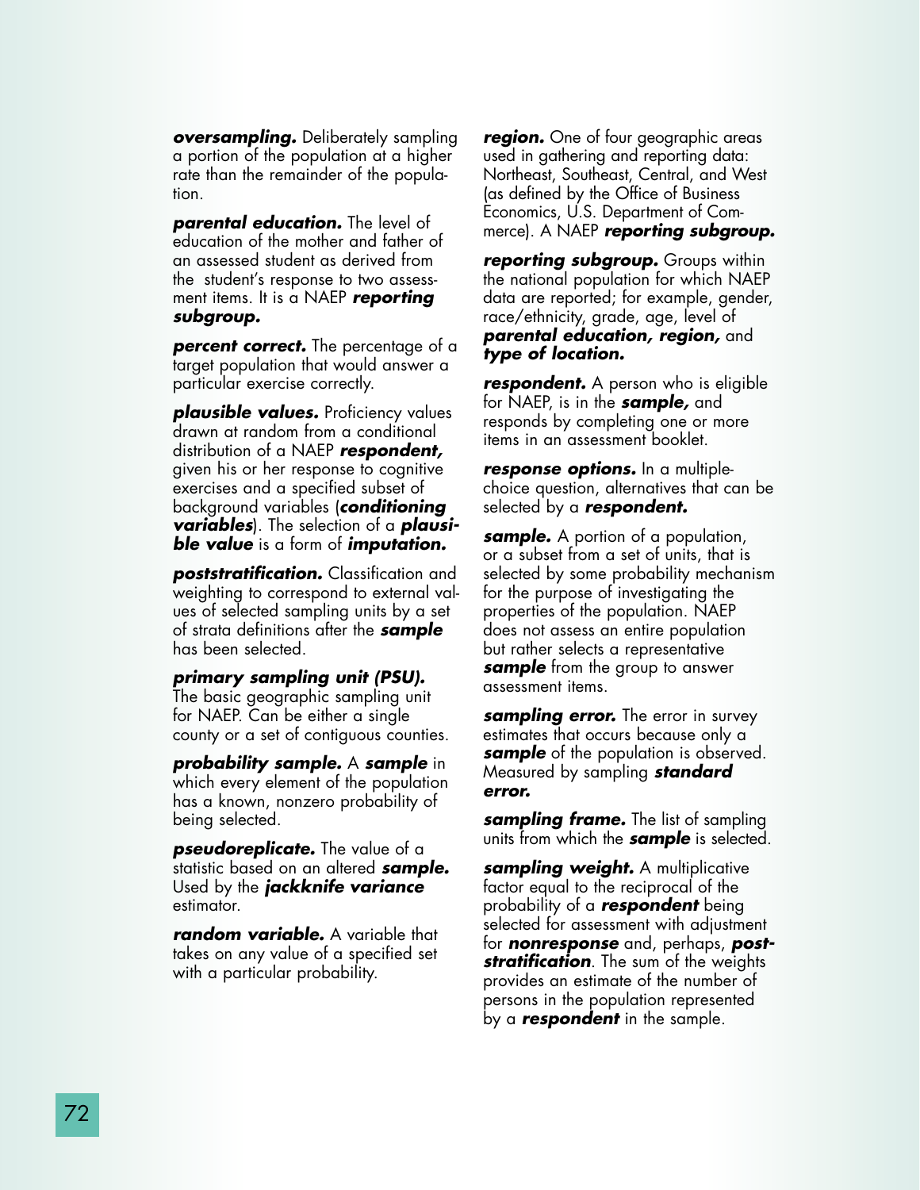***oversampling.*** Deliberately sampling a portion of the population at a higher rate than the remainder of the population.

***parental education.*** The level of education of the mother and father of an assessed student as derived from the student's response to two assessment items. It is a NAEP ***reporting subgroup.***

***percent correct.*** The percentage of a target population that would answer a particular exercise correctly.

***plausible values.*** Proficiency values drawn at random from a conditional distribution of a NAEP ***respondent,*** given his or her response to cognitive exercises and a specified subset of background variables (***conditioning variables***). The selection of a ***plausible value*** is a form of ***imputation.***

***poststratification.*** Classification and weighting to correspond to external values of selected sampling units by a set of strata definitions after the ***sample*** has been selected.

***primary sampling unit (PSU).*** The basic geographic sampling unit for NAEP. Can be either a single county or a set of contiguous counties.

***probability sample.*** A ***sample*** in which every element of the population has a known, nonzero probability of being selected.

***pseudoreplicate.*** The value of a statistic based on an altered ***sample.*** Used by the ***jackknife variance*** estimator.

***random variable.*** A variable that takes on any value of a specified set with a particular probability.

***region.*** One of four geographic areas used in gathering and reporting data: Northeast, Southeast, Central, and West (as defined by the Office of Business Economics, U.S. Department of Commerce). A NAEP ***reporting subgroup.***

***reporting subgroup.*** Groups within the national population for which NAEP data are reported; for example, gender, race/ethnicity, grade, age, level of ***parental education, region,*** and ***type of location.***

***respondent.*** A person who is eligible for NAEP, is in the ***sample,*** and responds by completing one or more items in an assessment booklet.

***response options.*** In a multiple-choice question, alternatives that can be selected by a ***respondent.***

***sample.*** A portion of a population, or a subset from a set of units, that is selected by some probability mechanism for the purpose of investigating the properties of the population. NAEP does not assess an entire population but rather selects a representative ***sample*** from the group to answer assessment items.

***sampling error.*** The error in survey estimates that occurs because only a ***sample*** of the population is observed. Measured by sampling ***standard error.***

***sampling frame.*** The list of sampling units from which the ***sample*** is selected.

***sampling weight.*** A multiplicative factor equal to the reciprocal of the probability of a ***respondent*** being selected for assessment with adjustment for ***nonresponse*** and, perhaps, ***poststratification***. The sum of the weights provides an estimate of the number of persons in the population represented by a ***respondent*** in the sample.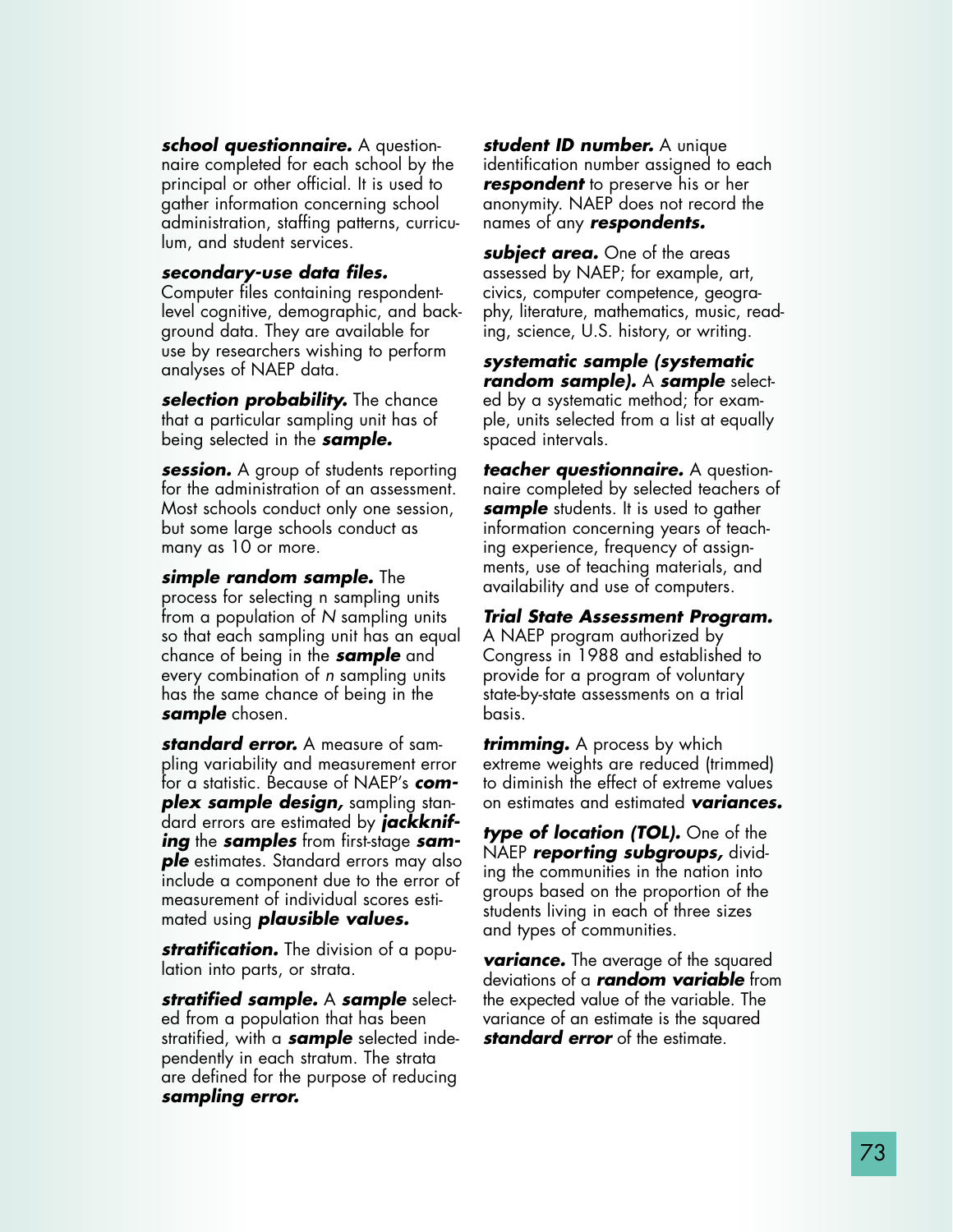***school questionnaire.*** A questionnaire completed for each school by the principal or other official. It is used to gather information concerning school administration, staffing patterns, curriculum, and student services.

***secondary-use data files.*** Computer files containing respondent-level cognitive, demographic, and background data. They are available for use by researchers wishing to perform analyses of NAEP data.

***selection probability.*** The chance that a particular sampling unit has of being selected in the ***sample.***

***session.*** A group of students reporting for the administration of an assessment. Most schools conduct only one session, but some large schools conduct as many as 10 or more.

***simple random sample.*** The process for selecting n sampling units from a population of *N* sampling units so that each sampling unit has an equal chance of being in the ***sample*** and every combination of *n* sampling units has the same chance of being in the ***sample*** chosen.

***standard error.*** A measure of sampling variability and measurement error for a statistic. Because of NAEP's ***complex sample design,*** sampling standard errors are estimated by ***jackknifing*** the ***samples*** from first-stage ***sample*** estimates. Standard errors may also include a component due to the error of measurement of individual scores estimated using ***plausible values.***

***stratification.*** The division of a population into parts, or strata.

***stratified sample.*** A ***sample*** selected from a population that has been stratified, with a ***sample*** selected independently in each stratum. The strata are defined for the purpose of reducing ***sampling error.***

***student ID number.*** A unique identification number assigned to each ***respondent*** to preserve his or her anonymity. NAEP does not record the names of any ***respondents.***

***subject area.*** One of the areas assessed by NAEP; for example, art, civics, computer competence, geography, literature, mathematics, music, reading, science, U.S. history, or writing.

***systematic sample (systematic random sample).*** A ***sample*** selected by a systematic method; for example, units selected from a list at equally spaced intervals.

***teacher questionnaire.*** A questionnaire completed by selected teachers of ***sample*** students. It is used to gather information concerning years of teaching experience, frequency of assignments, use of teaching materials, and availability and use of computers.

***Trial State Assessment Program.*** A NAEP program authorized by Congress in 1988 and established to provide for a program of voluntary state-by-state assessments on a trial basis.

***trimming.*** A process by which extreme weights are reduced (trimmed) to diminish the effect of extreme values on estimates and estimated ***variances.***

***type of location (TOL).*** One of the NAEP ***reporting subgroups,*** dividing the communities in the nation into groups based on the proportion of the students living in each of three sizes and types of communities.

***variance.*** The average of the squared deviations of a ***random variable*** from the expected value of the variable. The variance of an estimate is the squared ***standard error*** of the estimate.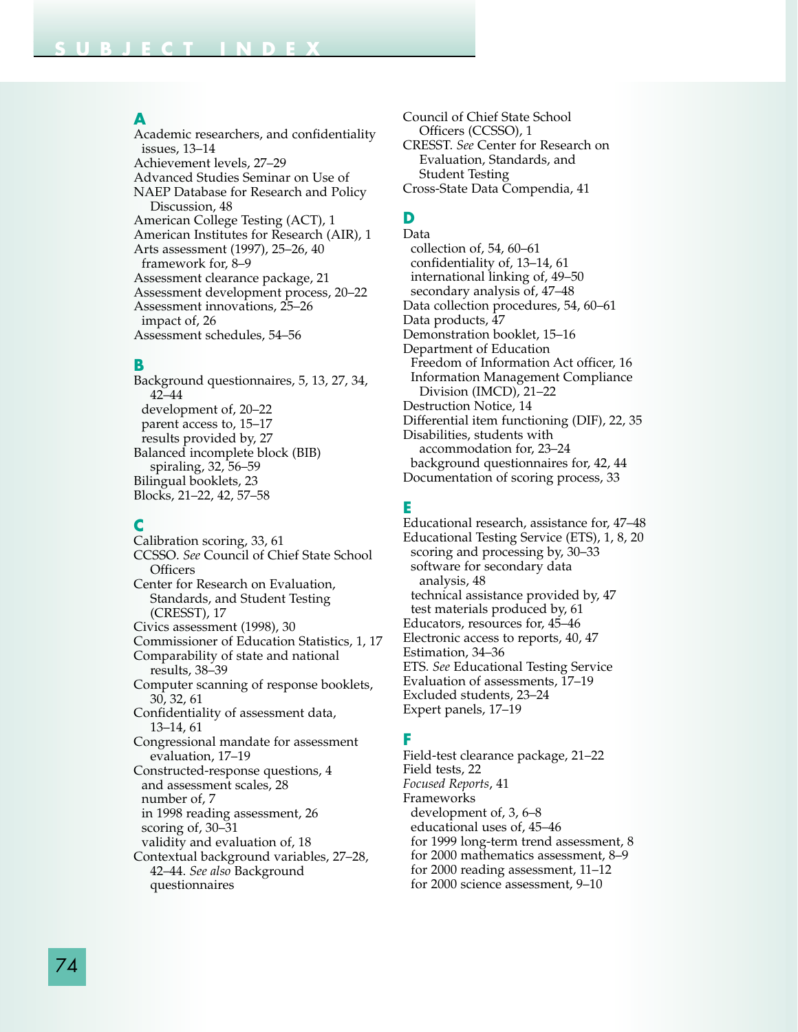# SUBJECT INDEX

## A

Academic researchers, and confidentiality issues, 13–14
Achievement levels, 27–29
Advanced Studies Seminar on Use of NAEP Database for Research and Policy Discussion, 48
American College Testing (ACT), 1
American Institutes for Research (AIR), 1
Arts assessment (1997), 25–26, 40
  framework for, 8–9
Assessment clearance package, 21
Assessment development process, 20–22
Assessment innovations, 25–26
  impact of, 26
Assessment schedules, 54–56

## B

Background questionnaires, 5, 13, 27, 34, 42–44
  development of, 20–22
  parent access to, 15–17
  results provided by, 27
Balanced incomplete block (BIB) spiraling, 32, 56–59
Bilingual booklets, 23
Blocks, 21–22, 42, 57–58

## C

Calibration scoring, 33, 61
CCSSO. *See* Council of Chief State School Officers
Center for Research on Evaluation, Standards, and Student Testing (CRESST), 17
Civics assessment (1998), 30
Commissioner of Education Statistics, 1, 17
Comparability of state and national results, 38–39
Computer scanning of response booklets, 30, 32, 61
Confidentiality of assessment data, 13–14, 61
Congressional mandate for assessment evaluation, 17–19
Constructed-response questions, 4
  and assessment scales, 28
  number of, 7
  in 1998 reading assessment, 26
  scoring of, 30–31
  validity and evaluation of, 18
Contextual background variables, 27–28, 42–44. *See also* Background questionnaires
Council of Chief State School Officers (CCSSO), 1
CRESST. *See* Center for Research on Evaluation, Standards, and Student Testing
Cross-State Data Compendia, 41

## D

Data
  collection of, 54, 60–61
  confidentiality of, 13–14, 61
  international linking of, 49–50
  secondary analysis of, 47–48
Data collection procedures, 54, 60–61
Data products, 47
Demonstration booklet, 15–16
Department of Education
  Freedom of Information Act officer, 16
  Information Management Compliance Division (IMCD), 21–22
Destruction Notice, 14
Differential item functioning (DIF), 22, 35
Disabilities, students with
  accommodation for, 23–24
  background questionnaires for, 42, 44
Documentation of scoring process, 33

## E

Educational research, assistance for, 47–48
Educational Testing Service (ETS), 1, 8, 20
  scoring and processing by, 30–33
  software for secondary data analysis, 48
  technical assistance provided by, 47
  test materials produced by, 61
Educators, resources for, 45–46
Electronic access to reports, 40, 47
Estimation, 34–36
ETS. *See* Educational Testing Service
Evaluation of assessments, 17–19
Excluded students, 23–24
Expert panels, 17–19

## F

Field-test clearance package, 21–22
Field tests, 22
*Focused Reports*, 41
Frameworks
  development of, 3, 6–8
  educational uses of, 45–46
  for 1999 long-term trend assessment, 8
  for 2000 mathematics assessment, 8–9
  for 2000 reading assessment, 11–12
  for 2000 science assessment, 9–10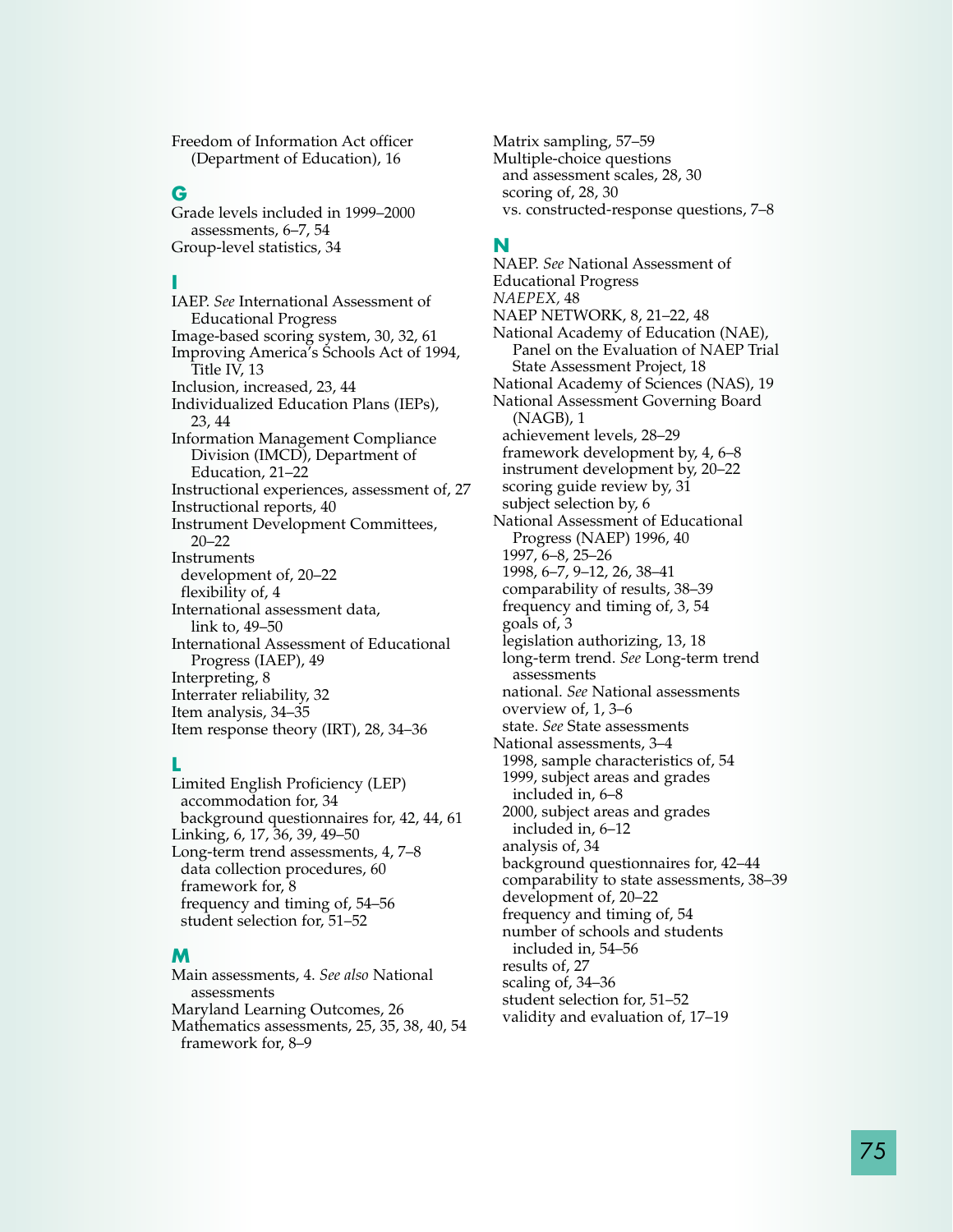Freedom of Information Act officer (Department of Education), 16

## G

Grade levels included in 1999–2000 assessments, 6–7, 54
Group-level statistics, 34

## I

IAEP. *See* International Assessment of Educational Progress
Image-based scoring system, 30, 32, 61
Improving America's Schools Act of 1994, Title IV, 13
Inclusion, increased, 23, 44
Individualized Education Plans (IEPs), 23, 44
Information Management Compliance Division (IMCD), Department of Education, 21–22
Instructional experiences, assessment of, 27
Instructional reports, 40
Instrument Development Committees, 20–22
Instruments
- development of, 20–22
- flexibility of, 4

International assessment data, link to, 49–50
International Assessment of Educational Progress (IAEP), 49
Interpreting, 8
Interrater reliability, 32
Item analysis, 34–35
Item response theory (IRT), 28, 34–36

## L

Limited English Proficiency (LEP)
- accommodation for, 34
- background questionnaires for, 42, 44, 61

Linking, 6, 17, 36, 39, 49–50
Long-term trend assessments, 4, 7–8
- data collection procedures, 60
- framework for, 8
- frequency and timing of, 54–56
- student selection for, 51–52

## M

Main assessments, 4. *See also* National assessments
Maryland Learning Outcomes, 26
Mathematics assessments, 25, 35, 38, 40, 54
- framework for, 8–9

Matrix sampling, 57–59
Multiple-choice questions
- and assessment scales, 28, 30
- scoring of, 28, 30
- vs. constructed-response questions, 7–8

## N

NAEP. *See* National Assessment of Educational Progress
*NAEPEX*, 48
NAEP NETWORK, 8, 21–22, 48
National Academy of Education (NAE), Panel on the Evaluation of NAEP Trial State Assessment Project, 18
National Academy of Sciences (NAS), 19
National Assessment Governing Board (NAGB), 1
- achievement levels, 28–29
- framework development by, 4, 6–8
- instrument development by, 20–22
- scoring guide review by, 31
- subject selection by, 6

National Assessment of Educational Progress (NAEP) 1996, 40
- 1997, 6–8, 25–26
- 1998, 6–7, 9–12, 26, 38–41
- comparability of results, 38–39
- frequency and timing of, 3, 54
- goals of, 3
- legislation authorizing, 13, 18
- long-term trend. *See* Long-term trend assessments
- national. *See* National assessments
- overview of, 1, 3–6
- state. *See* State assessments

National assessments, 3–4
- 1998, sample characteristics of, 54
- 1999, subject areas and grades included in, 6–8
- 2000, subject areas and grades included in, 6–12
- analysis of, 34
- background questionnaires for, 42–44
- comparability to state assessments, 38–39
- development of, 20–22
- frequency and timing of, 54
- number of schools and students included in, 54–56
- results of, 27
- scaling of, 34–36
- student selection for, 51–52
- validity and evaluation of, 17–19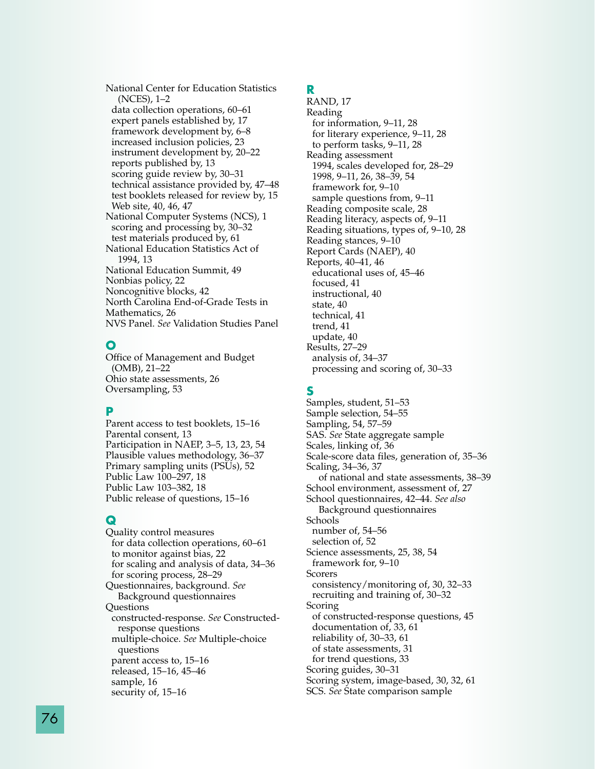National Center for Education Statistics (NCES), 1–2
- data collection operations, 60–61
- expert panels established by, 17
- framework development by, 6–8
- increased inclusion policies, 23
- instrument development by, 20–22
- reports published by, 13
- scoring guide review by, 30–31
- technical assistance provided by, 47–48
- test booklets released for review by, 15
- Web site, 40, 46, 47

National Computer Systems (NCS), 1
- scoring and processing by, 30–32
- test materials produced by, 61

National Education Statistics Act of 1994, 13
National Education Summit, 49
Nonbias policy, 22
Noncognitive blocks, 42
North Carolina End-of-Grade Tests in Mathematics, 26
NVS Panel. *See* Validation Studies Panel

## O

Office of Management and Budget (OMB), 21–22
Ohio state assessments, 26
Oversampling, 53

## P

Parent access to test booklets, 15–16
Parental consent, 13
Participation in NAEP, 3–5, 13, 23, 54
Plausible values methodology, 36–37
Primary sampling units (PSUs), 52
Public Law 100–297, 18
Public Law 103–382, 18
Public release of questions, 15–16

## Q

Quality control measures
- for data collection operations, 60–61
- to monitor against bias, 22
- for scaling and analysis of data, 34–36
- for scoring process, 28–29

Questionnaires, background. *See* Background questionnaires
Questions
- constructed-response. *See* Constructed-response questions
- multiple-choice. *See* Multiple-choice questions
- parent access to, 15–16
- released, 15–16, 45–46
- sample, 16
- security of, 15–16

## R

RAND, 17
Reading
- for information, 9–11, 28
- for literary experience, 9–11, 28
- to perform tasks, 9–11, 28

Reading assessment
- 1994, scales developed for, 28–29
- 1998, 9–11, 26, 38–39, 54
- framework for, 9–10
- sample questions from, 9–11

Reading composite scale, 28
Reading literacy, aspects of, 9–11
Reading situations, types of, 9–10, 28
Reading stances, 9–10
Report Cards (NAEP), 40
Reports, 40–41, 46
- educational uses of, 45–46
- focused, 41
- instructional, 40
- state, 40
- technical, 41
- trend, 41
- update, 40

Results, 27–29
- analysis of, 34–37
- processing and scoring of, 30–33

## S

Samples, student, 51–53
Sample selection, 54–55
Sampling, 54, 57–59
SAS. *See* State aggregate sample
Scales, linking of, 36
Scale-score data files, generation of, 35–36
Scaling, 34–36, 37
- of national and state assessments, 38–39

School environment, assessment of, 27
School questionnaires, 42–44. *See also* Background questionnaires
Schools
- number of, 54–56
- selection of, 52

Science assessments, 25, 38, 54
- framework for, 9–10

Scorers
- consistency/monitoring of, 30, 32–33
- recruiting and training of, 30–32

Scoring
- of constructed-response questions, 45
- documentation of, 33, 61
- reliability of, 30–33, 61
- of state assessments, 31
- for trend questions, 33

Scoring guides, 30–31
Scoring system, image-based, 30, 32, 61
SCS. *See* State comparison sample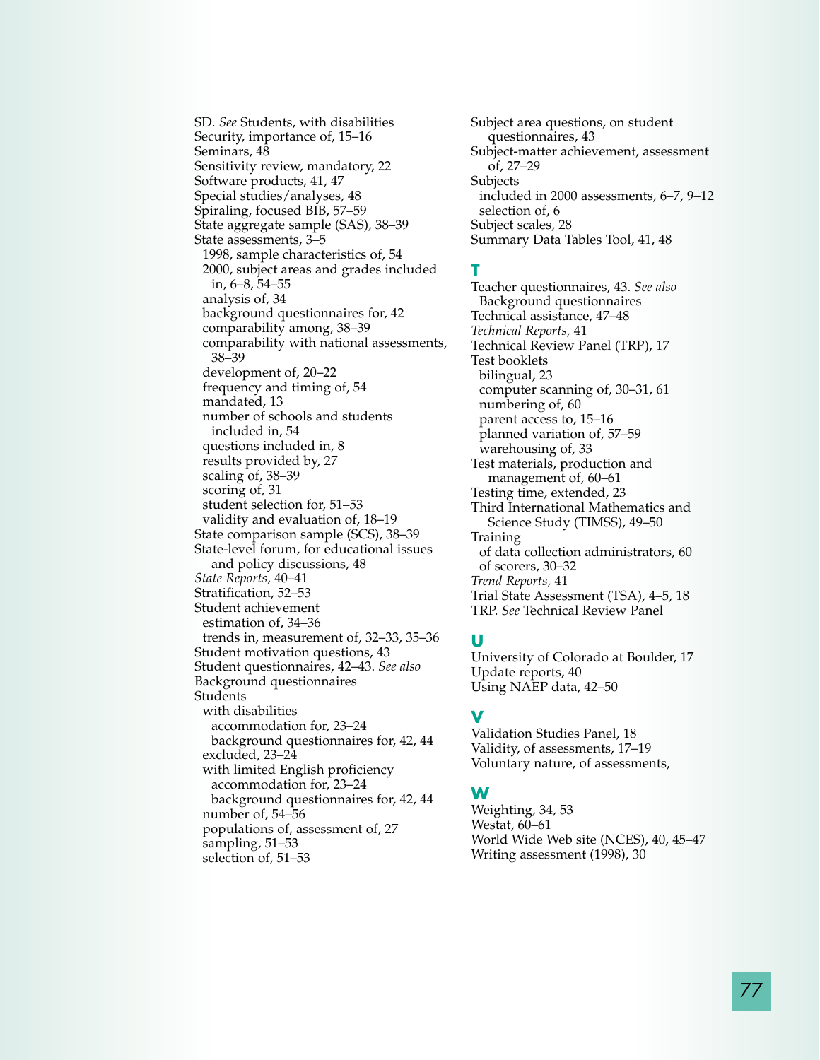SD. *See* Students, with disabilities
Security, importance of, 15–16
Seminars, 48
Sensitivity review, mandatory, 22
Software products, 41, 47
Special studies/analyses, 48
Spiraling, focused BIB, 57–59
State aggregate sample (SAS), 38–39
State assessments, 3–5
- 1998, sample characteristics of, 54
- 2000, subject areas and grades included in, 6–8, 54–55
- analysis of, 34
- background questionnaires for, 42
- comparability among, 38–39
- comparability with national assessments, 38–39
- development of, 20–22
- frequency and timing of, 54
- mandated, 13
- number of schools and students included in, 54
- questions included in, 8
- results provided by, 27
- scaling of, 38–39
- scoring of, 31
- student selection for, 51–53
- validity and evaluation of, 18–19

State comparison sample (SCS), 38–39
State-level forum, for educational issues and policy discussions, 48
*State Reports,* 40–41
Stratification, 52–53
Student achievement
- estimation of, 34–36
- trends in, measurement of, 32–33, 35–36

Student motivation questions, 43
Student questionnaires, 42–43. *See also* Background questionnaires
Students
- with disabilities
  - accommodation for, 23–24
  - background questionnaires for, 42, 44
- excluded, 23–24
- with limited English proficiency
  - accommodation for, 23–24
  - background questionnaires for, 42, 44
- number of, 54–56
- populations of, assessment of, 27
- sampling, 51–53
- selection of, 51–53

Subject area questions, on student questionnaires, 43
Subject-matter achievement, assessment of, 27–29
Subjects
- included in 2000 assessments, 6–7, 9–12
- selection of, 6

Subject scales, 28
Summary Data Tables Tool, 41, 48

## T

Teacher questionnaires, 43. *See also* Background questionnaires
Technical assistance, 47–48
*Technical Reports,* 41
Technical Review Panel (TRP), 17
Test booklets
- bilingual, 23
- computer scanning of, 30–31, 61
- numbering of, 60
- parent access to, 15–16
- planned variation of, 57–59
- warehousing of, 33

Test materials, production and management of, 60–61
Testing time, extended, 23
Third International Mathematics and Science Study (TIMSS), 49–50
Training
- of data collection administrators, 60
- of scorers, 30–32

*Trend Reports,* 41
Trial State Assessment (TSA), 4–5, 18
TRP. *See* Technical Review Panel

## U

University of Colorado at Boulder, 17
Update reports, 40
Using NAEP data, 42–50

## V

Validation Studies Panel, 18
Validity, of assessments, 17–19
Voluntary nature, of assessments,

## W

Weighting, 34, 53
Westat, 60–61
World Wide Web site (NCES), 40, 45–47
Writing assessment (1998), 30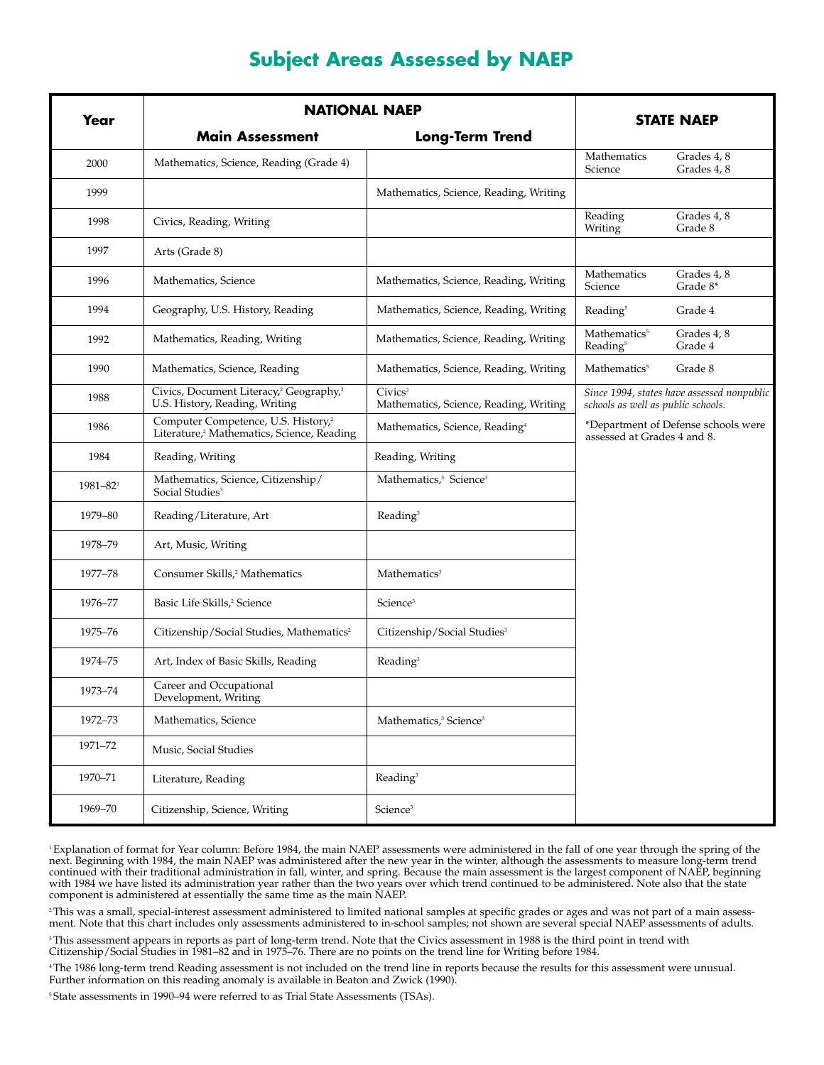# Subject Areas Assessed by NAEP

| Year | NATIONAL NAEP | | STATE NAEP | |
|---|---|---|---|---|
| | Main Assessment | Long-Term Trend | | |
| 2000 | Mathematics, Science, Reading (Grade 4) | | Mathematics<br>Science | Grades 4, 8<br>Grades 4, 8 |
| 1999 | | Mathematics, Science, Reading, Writing | | |
| 1998 | Civics, Reading, Writing | | Reading<br>Writing | Grades 4, 8<br>Grade 8 |
| 1997 | Arts (Grade 8) | | | |
| 1996 | Mathematics, Science | Mathematics, Science, Reading, Writing | Mathematics<br>Science | Grades 4, 8<br>Grade 8* |
| 1994 | Geography, U.S. History, Reading | Mathematics, Science, Reading, Writing | Reading[5] | Grade 4 |
| 1992 | Mathematics, Reading, Writing | Mathematics, Science, Reading, Writing | Mathematics[5]<br>Reading[5] | Grades 4, 8<br>Grade 4 |
| 1990 | Mathematics, Science, Reading | Mathematics, Science, Reading, Writing | Mathematics[5] | Grade 8 |
| 1988 | Civics, Document Literacy,[2] Geography,[2] U.S. History, Reading, Writing | Civics[3]<br>Mathematics, Science, Reading, Writing | *Since 1994, states have assessed nonpublic schools as well as public schools.* | |
| 1986 | Computer Competence, U.S. History,[2] Literature,[2] Mathematics, Science, Reading | Mathematics, Science, Reading[4] | *Department of Defense schools were assessed at Grades 4 and 8. | |
| 1984 | Reading, Writing | Reading, Writing | | |
| 1981–82[1] | Mathematics, Science, Citizenship/Social Studies[3] | Mathematics,[3] Science[3] | | |
| 1979–80 | Reading/Literature, Art | Reading[3] | | |
| 1978–79 | Art, Music, Writing | | | |
| 1977–78 | Consumer Skills,[2] Mathematics | Mathematics[3] | | |
| 1976–77 | Basic Life Skills,[2] Science | Science[3] | | |
| 1975–76 | Citizenship/Social Studies, Mathematics[2] | Citizenship/Social Studies[3] | | |
| 1974–75 | Art, Index of Basic Skills, Reading | Reading[3] | | |
| 1973–74 | Career and Occupational Development, Writing | | | |
| 1972–73 | Mathematics, Science | Mathematics,[3] Science[3] | | |
| 1971–72 | Music, Social Studies | | | |
| 1970–71 | Literature, Reading | Reading[3] | | |
| 1969–70 | Citizenship, Science, Writing | Science[3] | | |

[1] Explanation of format for Year column: Before 1984, the main NAEP assessments were administered in the fall of one year through the spring of the next. Beginning with 1984, the main NAEP was administered after the new year in the winter, although the assessments to measure long-term trend continued with their traditional administration in fall, winter, and spring. Because the main assessment is the largest component of NAEP, beginning with 1984 we have listed its administration year rather than the two years over which trend continued to be administered. Note also that the state component is administered at essentially the same time as the main NAEP.

[2] This was a small, special-interest assessment administered to limited national samples at specific grades or ages and was not part of a main assessment. Note that this chart includes only assessments administered to in-school samples; not shown are several special NAEP assessments of adults.

[3] This assessment appears in reports as part of long-term trend. Note that the Civics assessment in 1988 is the third point in trend with Citizenship/Social Studies in 1981–82 and in 1975–76. There are no points on the trend line for Writing before 1984.

[4] The 1986 long-term trend Reading assessment is not included on the trend line in reports because the results for this assessment were unusual. Further information on this reading anomaly is available in Beaton and Zwick (1990).

[5] State assessments in 1990–94 were referred to as Trial State Assessments (TSAs).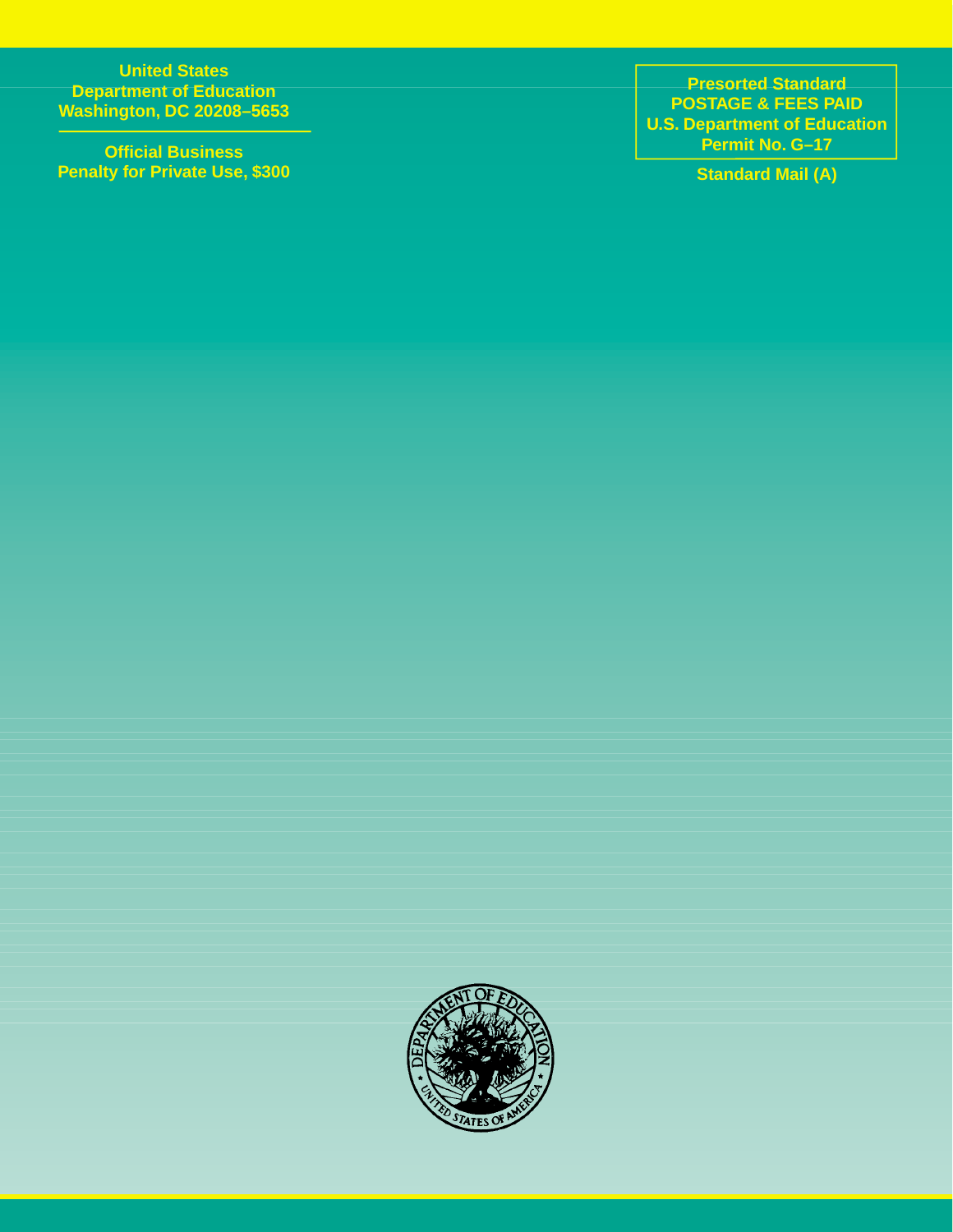United States
Department of Education
Washington, DC 20208–5653

Official Business
Penalty for Private Use, $300

Presorted Standard
POSTAGE & FEES PAID
U.S. Department of Education
Permit No. G–17

Standard Mail (A)